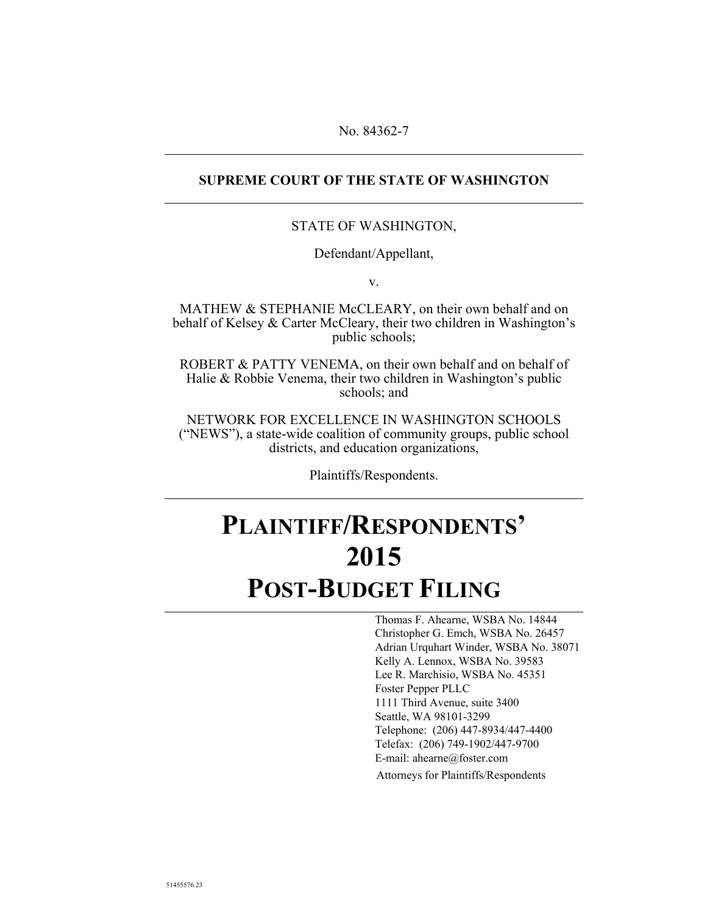No. 84362-7

**SUPREME COURT OF THE STATE OF WASHINGTON**

STATE OF WASHINGTON,

Defendant/Appellant,

v.

MATHEW & STEPHANIE McCLEARY, on their own behalf and on behalf of Kelsey & Carter McCleary, their two children in Washington's public schools;

ROBERT & PATTY VENEMA, on their own behalf and on behalf of Halie & Robbie Venema, their two children in Washington's public schools; and

NETWORK FOR EXCELLENCE IN WASHINGTON SCHOOLS ("NEWS"), a state-wide coalition of community groups, public school districts, and education organizations,

Plaintiffs/Respondents.

# PLAINTIFF/RESPONDENTS' 2015 POST-BUDGET FILING

Thomas F. Ahearne, WSBA No. 14844
Christopher G. Emch, WSBA No. 26457
Adrian Urquhart Winder, WSBA No. 38071
Kelly A. Lennox, WSBA No. 39583
Lee R. Marchisio, WSBA No. 45351
Foster Pepper PLLC
1111 Third Avenue, suite 3400
Seattle, WA 98101-3299
Telephone: (206) 447-8934/447-4400
Telefax: (206) 749-1902/447-9700
E-mail: ahearne@foster.com
Attorneys for Plaintiffs/Respondents

51455576.23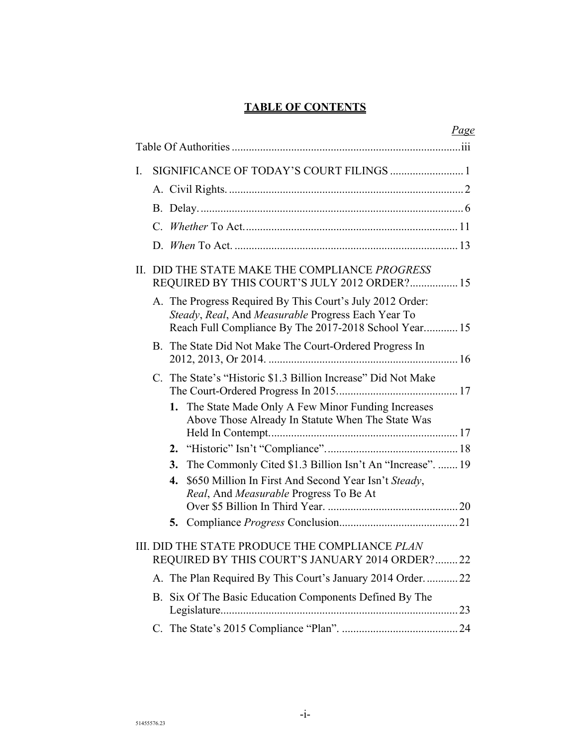**TABLE OF CONTENTS**

*Page*

Table Of Authorities ....................................................................................iii

I. SIGNIFICANCE OF TODAY'S COURT FILINGS .......................... 1

  A. Civil Rights. ................................................................................... 2

  B. Delay. ............................................................................................. 6

  C. *Whether* To Act. ........................................................................... 11

  D. *When* To Act. ............................................................................... 13

II. DID THE STATE MAKE THE COMPLIANCE *PROGRESS* REQUIRED BY THIS COURT'S JULY 2012 ORDER? ................. 15

  A. The Progress Required By This Court's July 2012 Order: *Steady*, *Real*, And *Measurable* Progress Each Year To Reach Full Compliance By The 2017-2018 School Year ............ 15

  B. The State Did Not Make The Court-Ordered Progress In 2012, 2013, Or 2014. ................................................................... 16

  C. The State's "Historic $1.3 Billion Increase" Did Not Make The Court-Ordered Progress In 2015 ........................................... 17

    **1.** The State Made Only A Few Minor Funding Increases Above Those Already In Statute When The State Was Held In Contempt. ................................................................. 17

    **2.** "Historic" Isn't "Compliance". .............................................. 18

    **3.** The Commonly Cited $1.3 Billion Isn't An "Increase". ....... 19

    **4.** $650 Million In First And Second Year Isn't *Steady*, *Real*, And *Measurable* Progress To Be At Over $5 Billion In Third Year. ............................................. 20

    **5.** Compliance *Progress* Conclusion. ......................................... 21

III. DID THE STATE PRODUCE THE COMPLIANCE *PLAN* REQUIRED BY THIS COURT'S JANUARY 2014 ORDER? ........ 22

  A. The Plan Required By This Court's January 2014 Order. ........... 22

  B. Six Of The Basic Education Components Defined By The Legislature. ................................................................................... 23

  C. The State's 2015 Compliance "Plan". ......................................... 24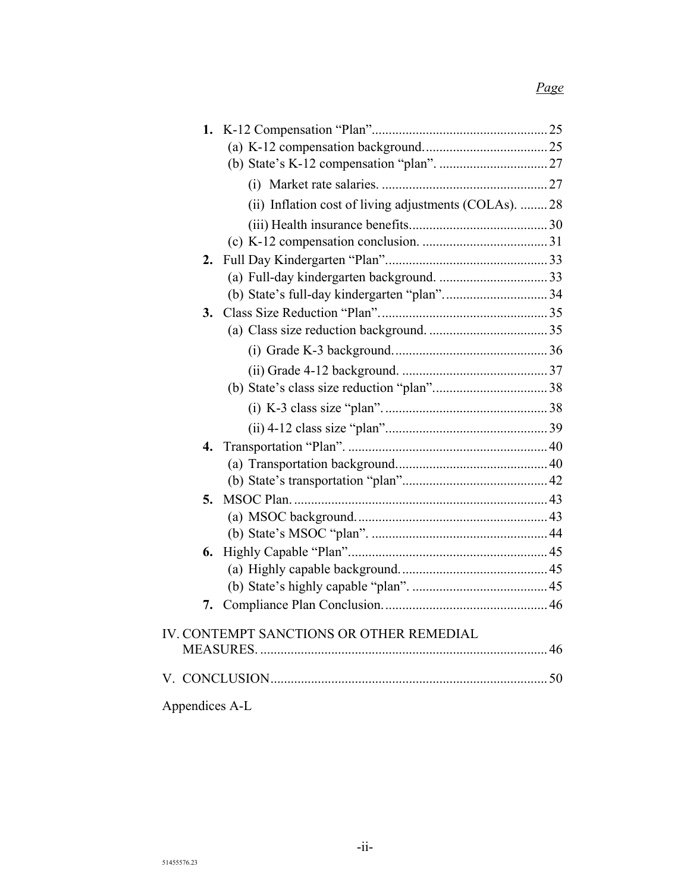*Page*

- **1.** K-12 Compensation "Plan" .................................................... 25
  - (a) K-12 compensation background. .................................... 25
  - (b) State's K-12 compensation "plan". ................................ 27
    - (i) Market rate salaries. ................................................ 27
    - (ii) Inflation cost of living adjustments (COLAs). ........ 28
    - (iii) Health insurance benefits. ........................................ 30
  - (c) K-12 compensation conclusion. ..................................... 31
- **2.** Full Day Kindergarten "Plan" ................................................ 33
  - (a) Full-day kindergarten background. ................................ 33
  - (b) State's full-day kindergarten "plan". .............................. 34
- **3.** Class Size Reduction "Plan". ................................................. 35
  - (a) Class size reduction background. ................................... 35
    - (i) Grade K-3 background. ............................................. 36
    - (ii) Grade 4-12 background. ........................................... 37
  - (b) State's class size reduction "plan". ................................. 38
    - (i) K-3 class size "plan". ................................................ 38
    - (ii) 4-12 class size "plan". ............................................... 39
- **4.** Transportation "Plan". ........................................................... 40
  - (a) Transportation background. ............................................ 40
  - (b) State's transportation "plan". .......................................... 42
- **5.** MSOC Plan. ........................................................................... 43
  - (a) MSOC background. ........................................................ 43
  - (b) State's MSOC "plan". ..................................................... 44
- **6.** Highly Capable "Plan". .......................................................... 45
  - (a) Highly capable background. ........................................... 45
  - (b) State's highly capable "plan". ........................................ 45
- **7.** Compliance Plan Conclusion. ................................................ 46

IV. CONTEMPT SANCTIONS OR OTHER REMEDIAL MEASURES. ..................................................................................... 46

V. CONCLUSION ................................................................................. 50

Appendices A-L

51455576.23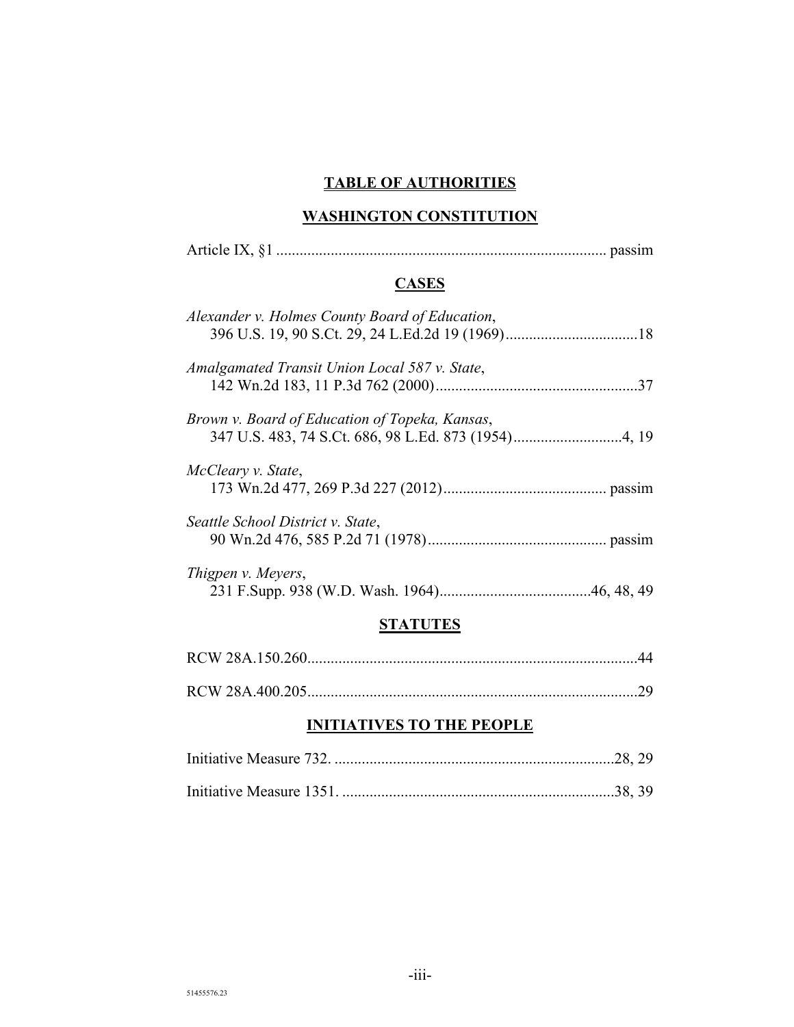# TABLE OF AUTHORITIES

## WASHINGTON CONSTITUTION

Article IX, §1 .................................................................................... passim

## CASES

*Alexander v. Holmes County Board of Education*,
396 U.S. 19, 90 S.Ct. 29, 24 L.Ed.2d 19 (1969)..................................18

*Amalgamated Transit Union Local 587 v. State*,
142 Wn.2d 183, 11 P.3d 762 (2000)....................................................37

*Brown v. Board of Education of Topeka, Kansas*,
347 U.S. 483, 74 S.Ct. 686, 98 L.Ed. 873 (1954)............................4, 19

*McCleary v. State*,
173 Wn.2d 477, 269 P.3d 227 (2012).......................................... passim

*Seattle School District v. State*,
90 Wn.2d 476, 585 P.2d 71 (1978).............................................. passim

*Thigpen v. Meyers*,
231 F.Supp. 938 (W.D. Wash. 1964).......................................46, 48, 49

## STATUTES

RCW 28A.150.260......................................................................................44

RCW 28A.400.205......................................................................................29

## INITIATIVES TO THE PEOPLE

Initiative Measure 732. .........................................................................28, 29

Initiative Measure 1351. .......................................................................38, 39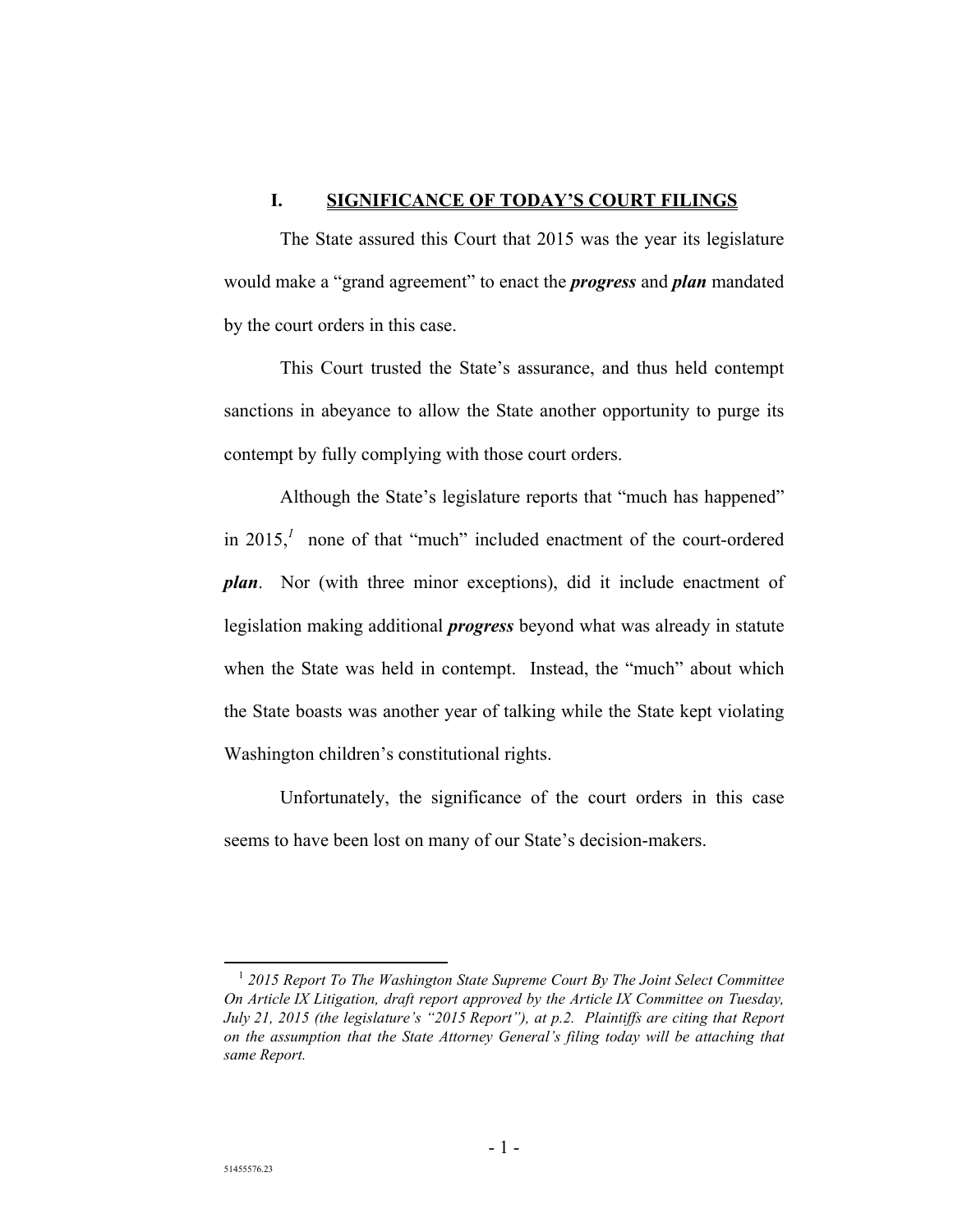## I. SIGNIFICANCE OF TODAY'S COURT FILINGS

The State assured this Court that 2015 was the year its legislature would make a "grand agreement" to enact the ***progress*** and ***plan*** mandated by the court orders in this case.

This Court trusted the State's assurance, and thus held contempt sanctions in abeyance to allow the State another opportunity to purge its contempt by fully complying with those court orders.

Although the State's legislature reports that "much has happened" in 2015,[1] none of that "much" included enactment of the court-ordered ***plan***. Nor (with three minor exceptions), did it include enactment of legislation making additional ***progress*** beyond what was already in statute when the State was held in contempt. Instead, the "much" about which the State boasts was another year of talking while the State kept violating Washington children's constitutional rights.

Unfortunately, the significance of the court orders in this case seems to have been lost on many of our State's decision-makers.

---

[1] *2015 Report To The Washington State Supreme Court By The Joint Select Committee On Article IX Litigation, draft report approved by the Article IX Committee on Tuesday, July 21, 2015 (the legislature's "2015 Report"), at p.2. Plaintiffs are citing that Report on the assumption that the State Attorney General's filing today will be attaching that same Report.*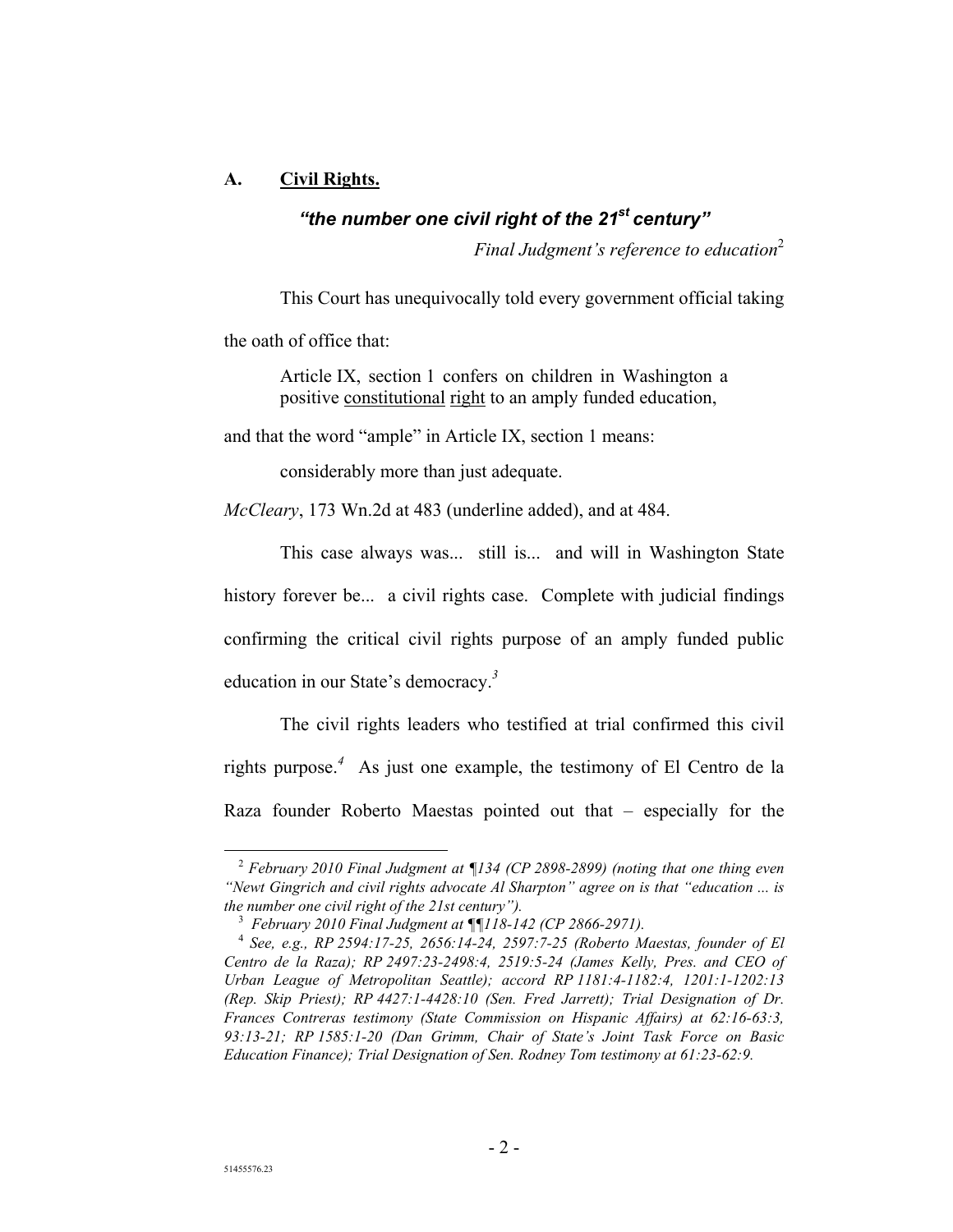### A. **Civil Rights.**

***"the number one civil right of the 21st century"***

*Final Judgment's reference to education*[2]

This Court has unequivocally told every government official taking the oath of office that:

> Article IX, section 1 confers on children in Washington a positive constitutional right to an amply funded education,

and that the word "ample" in Article IX, section 1 means:

> considerably more than just adequate.

*McCleary*, 173 Wn.2d at 483 (underline added), and at 484.

This case always was... still is... and will in Washington State history forever be... a civil rights case. Complete with judicial findings confirming the critical civil rights purpose of an amply funded public education in our State's democracy.[3]

The civil rights leaders who testified at trial confirmed this civil rights purpose.[4] As just one example, the testimony of El Centro de la Raza founder Roberto Maestas pointed out that – especially for the

---

[2] *February 2010 Final Judgment at ¶134 (CP 2898-2899) (noting that one thing even "Newt Gingrich and civil rights advocate Al Sharpton" agree on is that "education ... is the number one civil right of the 21st century").*

[3] *February 2010 Final Judgment at ¶¶118-142 (CP 2866-2971).*

[4] *See, e.g., RP 2594:17-25, 2656:14-24, 2597:7-25 (Roberto Maestas, founder of El Centro de la Raza); RP 2497:23-2498:4, 2519:5-24 (James Kelly, Pres. and CEO of Urban League of Metropolitan Seattle); accord RP 1181:4-1182:4, 1201:1-1202:13 (Rep. Skip Priest); RP 4427:1-4428:10 (Sen. Fred Jarrett); Trial Designation of Dr. Frances Contreras testimony (State Commission on Hispanic Affairs) at 62:16-63:3, 93:13-21; RP 1585:1-20 (Dan Grimm, Chair of State's Joint Task Force on Basic Education Finance); Trial Designation of Sen. Rodney Tom testimony at 61:23-62:9.*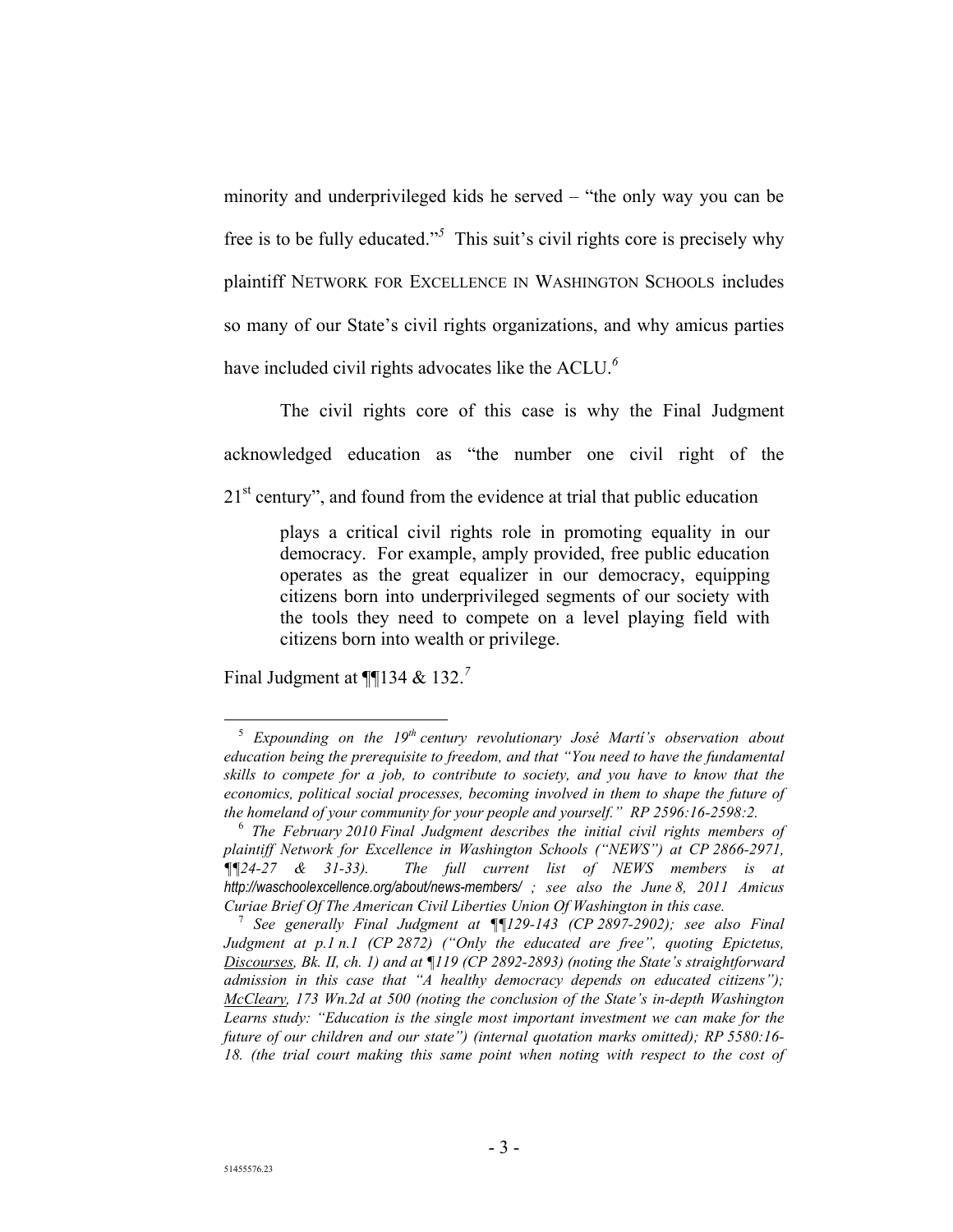minority and underprivileged kids he served – "the only way you can be free is to be fully educated."[5] This suit's civil rights core is precisely why plaintiff NETWORK FOR EXCELLENCE IN WASHINGTON SCHOOLS includes so many of our State's civil rights organizations, and why amicus parties have included civil rights advocates like the ACLU.[6]

The civil rights core of this case is why the Final Judgment acknowledged education as "the number one civil right of the 21st century", and found from the evidence at trial that public education

> plays a critical civil rights role in promoting equality in our democracy. For example, amply provided, free public education operates as the great equalizer in our democracy, equipping citizens born into underprivileged segments of our society with the tools they need to compete on a level playing field with citizens born into wealth or privilege.

Final Judgment at ¶¶134 & 132.[7]

---

[5] *Expounding on the 19th century revolutionary José Martí's observation about education being the prerequisite to freedom, and that "You need to have the fundamental skills to compete for a job, to contribute to society, and you have to know that the economics, political social processes, becoming involved in them to shape the future of the homeland of your community for your people and yourself." RP 2596:16-2598:2.*

[6] *The February 2010 Final Judgment describes the initial civil rights members of plaintiff Network for Excellence in Washington Schools ("NEWS") at CP 2866-2971, ¶¶24-27 & 31-33). The full current list of NEWS members is at http://waschoolexcellence.org/about/news-members/ ; see also the June 8, 2011 Amicus Curiae Brief Of The American Civil Liberties Union Of Washington in this case.*

[7] *See generally Final Judgment at ¶¶129-143 (CP 2897-2902); see also Final Judgment at p.1 n.1 (CP 2872) ("Only the educated are free", quoting Epictetus, Discourses, Bk. II, ch. 1) and at ¶119 (CP 2892-2893) (noting the State's straightforward admission in this case that "A healthy democracy depends on educated citizens"); McCleary, 173 Wn.2d at 500 (noting the conclusion of the State's in-depth Washington Learns study: "Education is the single most important investment we can make for the future of our children and our state") (internal quotation marks omitted); RP 5580:16-18. (the trial court making this same point when noting with respect to the cost of*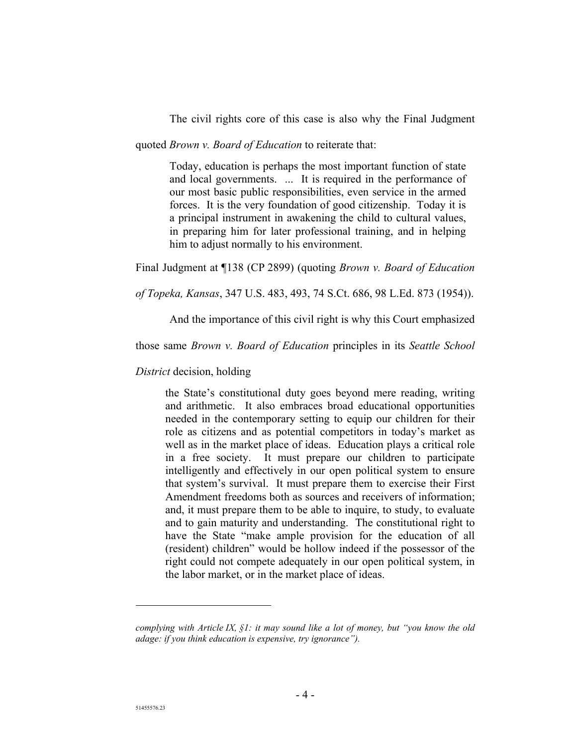The civil rights core of this case is also why the Final Judgment quoted *Brown v. Board of Education* to reiterate that:

> Today, education is perhaps the most important function of state and local governments. ... It is required in the performance of our most basic public responsibilities, even service in the armed forces. It is the very foundation of good citizenship. Today it is a principal instrument in awakening the child to cultural values, in preparing him for later professional training, and in helping him to adjust normally to his environment.

Final Judgment at ¶138 (CP 2899) (quoting *Brown v. Board of Education of Topeka, Kansas*, 347 U.S. 483, 493, 74 S.Ct. 686, 98 L.Ed. 873 (1954)).

And the importance of this civil right is why this Court emphasized those same *Brown v. Board of Education* principles in its *Seattle School District* decision, holding

> the State's constitutional duty goes beyond mere reading, writing and arithmetic. It also embraces broad educational opportunities needed in the contemporary setting to equip our children for their role as citizens and as potential competitors in today's market as well as in the market place of ideas. Education plays a critical role in a free society. It must prepare our children to participate intelligently and effectively in our open political system to ensure that system's survival. It must prepare them to exercise their First Amendment freedoms both as sources and receivers of information; and, it must prepare them to be able to inquire, to study, to evaluate and to gain maturity and understanding. The constitutional right to have the State "make ample provision for the education of all (resident) children" would be hollow indeed if the possessor of the right could not compete adequately in our open political system, in the labor market, or in the market place of ideas.

---

*complying with Article IX, §1: it may sound like a lot of money, but "you know the old adage: if you think education is expensive, try ignorance").*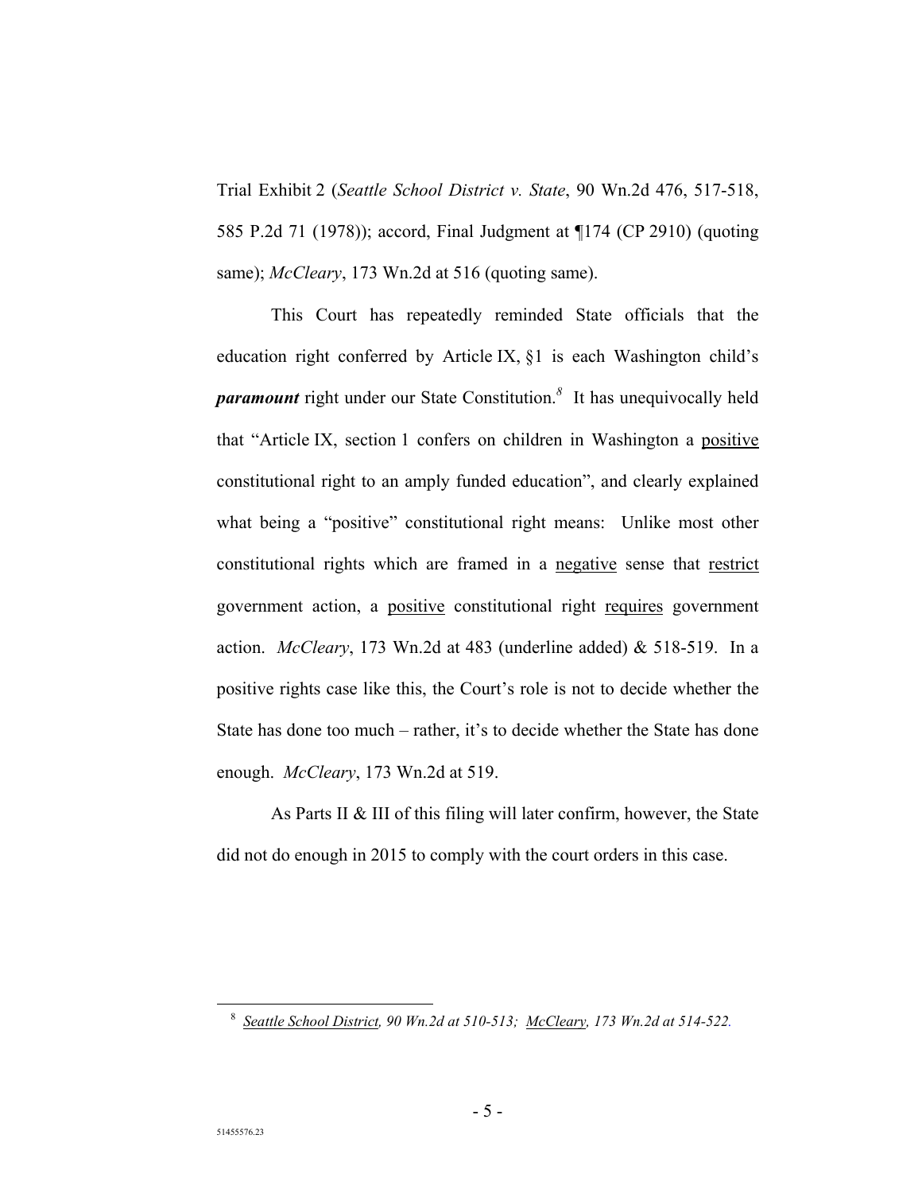Trial Exhibit 2 (*Seattle School District v. State*, 90 Wn.2d 476, 517-518, 585 P.2d 71 (1978)); accord, Final Judgment at ¶174 (CP 2910) (quoting same); *McCleary*, 173 Wn.2d at 516 (quoting same).

This Court has repeatedly reminded State officials that the education right conferred by Article IX, §1 is each Washington child's ***paramount*** right under our State Constitution.[8] It has unequivocally held that "Article IX, section 1 confers on children in Washington a <u>positive</u> constitutional right to an amply funded education", and clearly explained what being a "positive" constitutional right means: Unlike most other constitutional rights which are framed in a <u>negative</u> sense that <u>restrict</u> government action, a <u>positive</u> constitutional right <u>requires</u> government action. *McCleary*, 173 Wn.2d at 483 (underline added) & 518-519. In a positive rights case like this, the Court's role is not to decide whether the State has done too much – rather, it's to decide whether the State has done enough. *McCleary*, 173 Wn.2d at 519.

As Parts II & III of this filing will later confirm, however, the State did not do enough in 2015 to comply with the court orders in this case.

---

[8] *<u>Seattle School District</u>, 90 Wn.2d at 510-513; <u>McCleary</u>, 173 Wn.2d at 514-522.*

51455576.23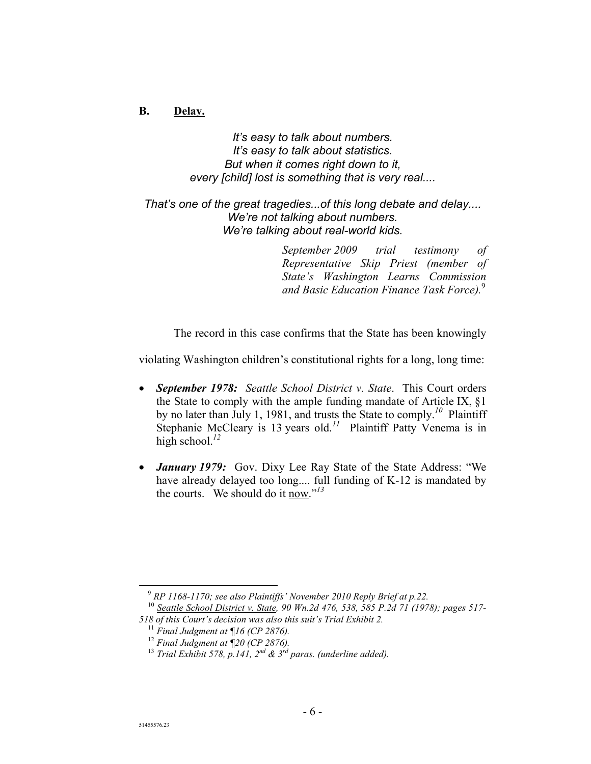## B. Delay.

*It's easy to talk about numbers.*
*It's easy to talk about statistics.*
*But when it comes right down to it,*
*every [child] lost is something that is very real....*

*That's one of the great tragedies...of this long debate and delay....*
*We're not talking about numbers.*
*We're talking about real-world kids.*

> *September 2009 trial testimony of Representative Skip Priest (member of State's Washington Learns Commission and Basic Education Finance Task Force).*[9]

The record in this case confirms that the State has been knowingly violating Washington children's constitutional rights for a long, long time:

- ***September 1978:*** *Seattle School District v. State*. This Court orders the State to comply with the ample funding mandate of Article IX, §1 by no later than July 1, 1981, and trusts the State to comply.[10] Plaintiff Stephanie McCleary is 13 years old.[11] Plaintiff Patty Venema is in high school.[12]

- ***January 1979:*** Gov. Dixy Lee Ray State of the State Address: "We have already delayed too long.... full funding of K-12 is mandated by the courts. We should do it now."[13]

---

[9] *RP 1168-1170; see also Plaintiffs' November 2010 Reply Brief at p.22.*

[10] *Seattle School District v. State, 90 Wn.2d 476, 538, 585 P.2d 71 (1978); pages 517-518 of this Court's decision was also this suit's Trial Exhibit 2.*

[11] *Final Judgment at ¶16 (CP 2876).*

[12] *Final Judgment at ¶20 (CP 2876).*

[13] *Trial Exhibit 578, p.141, 2nd & 3rd paras. (underline added).*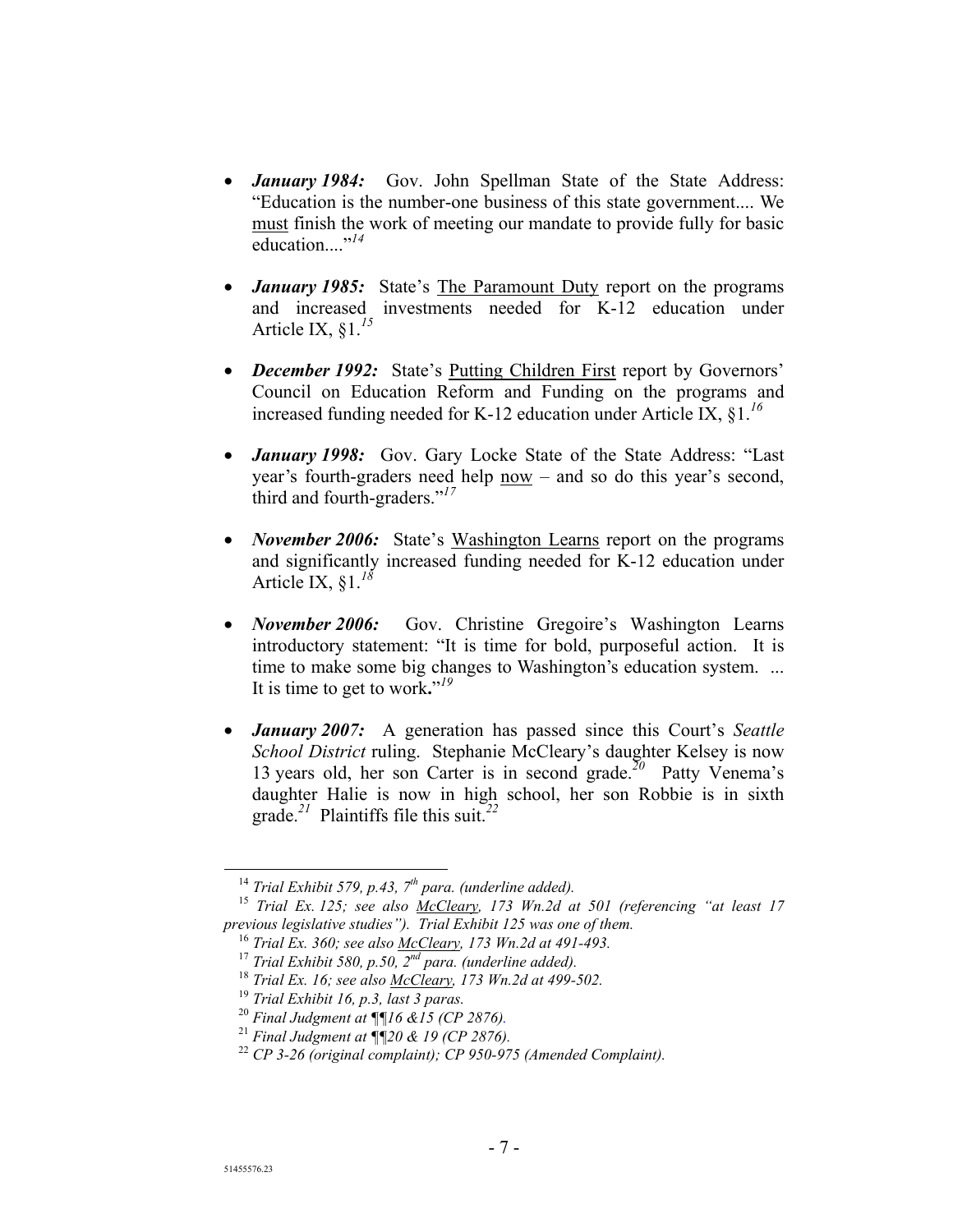- ***January 1984:*** Gov. John Spellman State of the State Address: "Education is the number-one business of this state government.... We must finish the work of meeting our mandate to provide fully for basic education...."[14]

- ***January 1985:*** State's The Paramount Duty report on the programs and increased investments needed for K-12 education under Article IX, §1.[15]

- ***December 1992:*** State's Putting Children First report by Governors' Council on Education Reform and Funding on the programs and increased funding needed for K-12 education under Article IX, §1.[16]

- ***January 1998:*** Gov. Gary Locke State of the State Address: "Last year's fourth-graders need help now – and so do this year's second, third and fourth-graders."[17]

- ***November 2006:*** State's Washington Learns report on the programs and significantly increased funding needed for K-12 education under Article IX, §1.[18]

- ***November 2006:*** Gov. Christine Gregoire's Washington Learns introductory statement: "It is time for bold, purposeful action. It is time to make some big changes to Washington's education system. ... It is time to get to work**.**"[19]

- ***January 2007:*** A generation has passed since this Court's *Seattle School District* ruling. Stephanie McCleary's daughter Kelsey is now 13 years old, her son Carter is in second grade.[20] Patty Venema's daughter Halie is now in high school, her son Robbie is in sixth grade.[21] Plaintiffs file this suit.[22]

---

[14] *Trial Exhibit 579, p.43, 7th para. (underline added).*

[15] *Trial Ex. 125; see also McCleary, 173 Wn.2d at 501 (referencing "at least 17 previous legislative studies"). Trial Exhibit 125 was one of them.*

[16] *Trial Ex. 360; see also McCleary, 173 Wn.2d at 491-493.*

[17] *Trial Exhibit 580, p.50, 2nd para. (underline added).*

[18] *Trial Ex. 16; see also McCleary, 173 Wn.2d at 499-502.*

[19] *Trial Exhibit 16, p.3, last 3 paras.*

[20] *Final Judgment at ¶¶16 &15 (CP 2876).*

[21] *Final Judgment at ¶¶20 & 19 (CP 2876).*

[22] *CP 3-26 (original complaint); CP 950-975 (Amended Complaint).*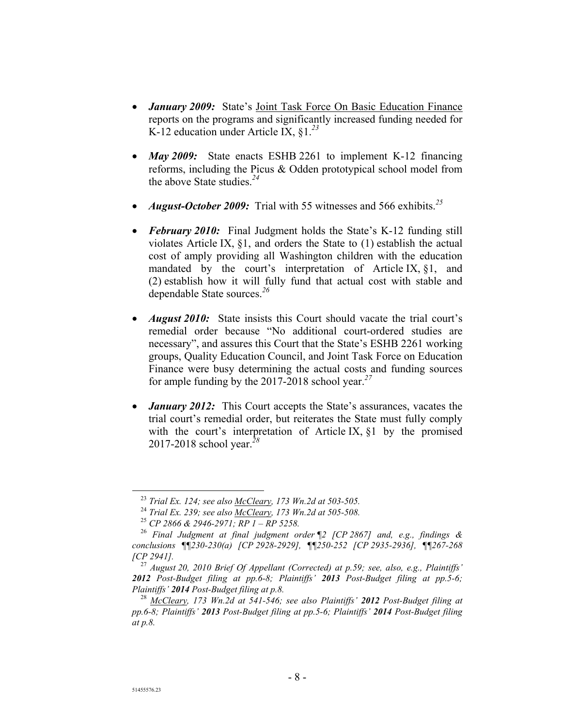- ***January 2009:*** State's Joint Task Force On Basic Education Finance reports on the programs and significantly increased funding needed for K-12 education under Article IX, §1.[23]

- ***May 2009:*** State enacts ESHB 2261 to implement K-12 financing reforms, including the Picus & Odden prototypical school model from the above State studies.[24]

- ***August-October 2009:*** Trial with 55 witnesses and 566 exhibits.[25]

- ***February 2010:*** Final Judgment holds the State's K-12 funding still violates Article IX, §1, and orders the State to (1) establish the actual cost of amply providing all Washington children with the education mandated by the court's interpretation of Article IX, §1, and (2) establish how it will fully fund that actual cost with stable and dependable State sources.[26]

- ***August 2010:*** State insists this Court should vacate the trial court's remedial order because "No additional court-ordered studies are necessary", and assures this Court that the State's ESHB 2261 working groups, Quality Education Council, and Joint Task Force on Education Finance were busy determining the actual costs and funding sources for ample funding by the 2017-2018 school year.[27]

- ***January 2012:*** This Court accepts the State's assurances, vacates the trial court's remedial order, but reiterates the State must fully comply with the court's interpretation of Article IX, §1 by the promised 2017-2018 school year.[28]

---

[23] *Trial Ex. 124; see also McCleary, 173 Wn.2d at 503-505.*

[24] *Trial Ex. 239; see also McCleary, 173 Wn.2d at 505-508.*

[25] *CP 2866 & 2946-2971; RP 1 – RP 5258.*

[26] *Final Judgment at final judgment order ¶2 [CP 2867] and, e.g., findings & conclusions ¶¶230-230(a) [CP 2928-2929], ¶¶250-252 [CP 2935-2936], ¶¶267-268 [CP 2941].*

[27] *August 20, 2010 Brief Of Appellant (Corrected) at p.59; see, also, e.g., Plaintiffs' **2012** Post-Budget filing at pp.6-8; Plaintiffs' **2013** Post-Budget filing at pp.5-6; Plaintiffs' **2014** Post-Budget filing at p.8.*

[28] *McCleary, 173 Wn.2d at 541-546; see also Plaintiffs' **2012** Post-Budget filing at pp.6-8; Plaintiffs' **2013** Post-Budget filing at pp.5-6; Plaintiffs' **2014** Post-Budget filing at p.8.*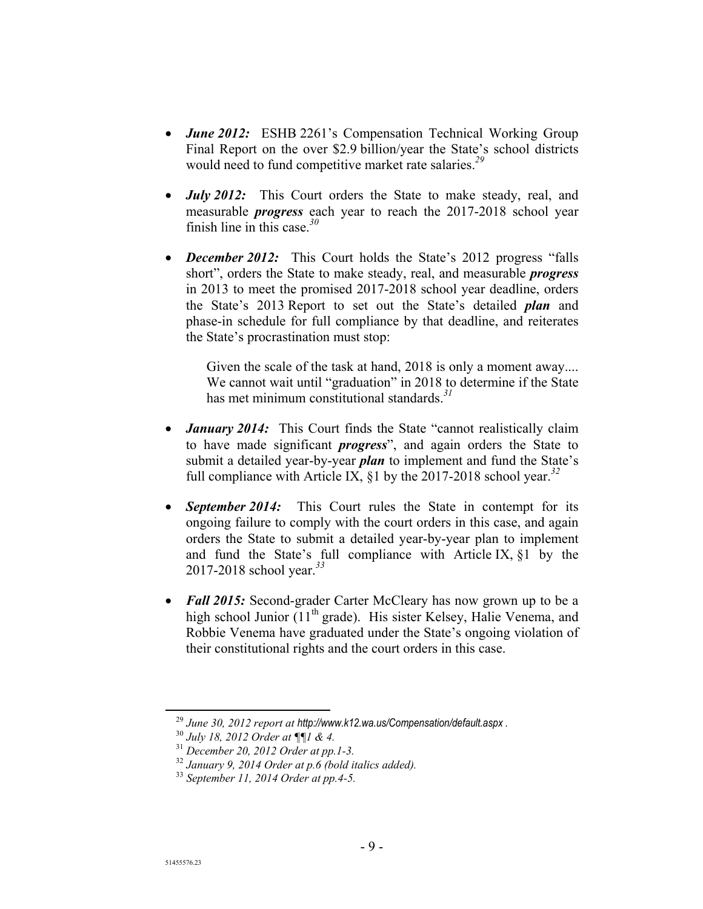- ***June 2012:*** ESHB 2261's Compensation Technical Working Group Final Report on the over $2.9 billion/year the State's school districts would need to fund competitive market rate salaries.[29]

- ***July 2012:*** This Court orders the State to make steady, real, and measurable ***progress*** each year to reach the 2017-2018 school year finish line in this case.[30]

- ***December 2012:*** This Court holds the State's 2012 progress "falls short", orders the State to make steady, real, and measurable ***progress*** in 2013 to meet the promised 2017-2018 school year deadline, orders the State's 2013 Report to set out the State's detailed ***plan*** and phase-in schedule for full compliance by that deadline, and reiterates the State's procrastination must stop:

  > Given the scale of the task at hand, 2018 is only a moment away.... We cannot wait until "graduation" in 2018 to determine if the State has met minimum constitutional standards.[31]

- ***January 2014:*** This Court finds the State "cannot realistically claim to have made significant ***progress***", and again orders the State to submit a detailed year-by-year ***plan*** to implement and fund the State's full compliance with Article IX, §1 by the 2017-2018 school year.[32]

- ***September 2014:*** This Court rules the State in contempt for its ongoing failure to comply with the court orders in this case, and again orders the State to submit a detailed year-by-year plan to implement and fund the State's full compliance with Article IX, §1 by the 2017-2018 school year.[33]

- ***Fall 2015:*** Second-grader Carter McCleary has now grown up to be a high school Junior (11th grade). His sister Kelsey, Halie Venema, and Robbie Venema have graduated under the State's ongoing violation of their constitutional rights and the court orders in this case.

---

[29] *June 30, 2012 report at http://www.k12.wa.us/Compensation/default.aspx .*
[30] *July 18, 2012 Order at ¶¶1 & 4.*
[31] *December 20, 2012 Order at pp.1-3.*
[32] *January 9, 2014 Order at p.6 (bold italics added).*
[33] *September 11, 2014 Order at pp.4-5.*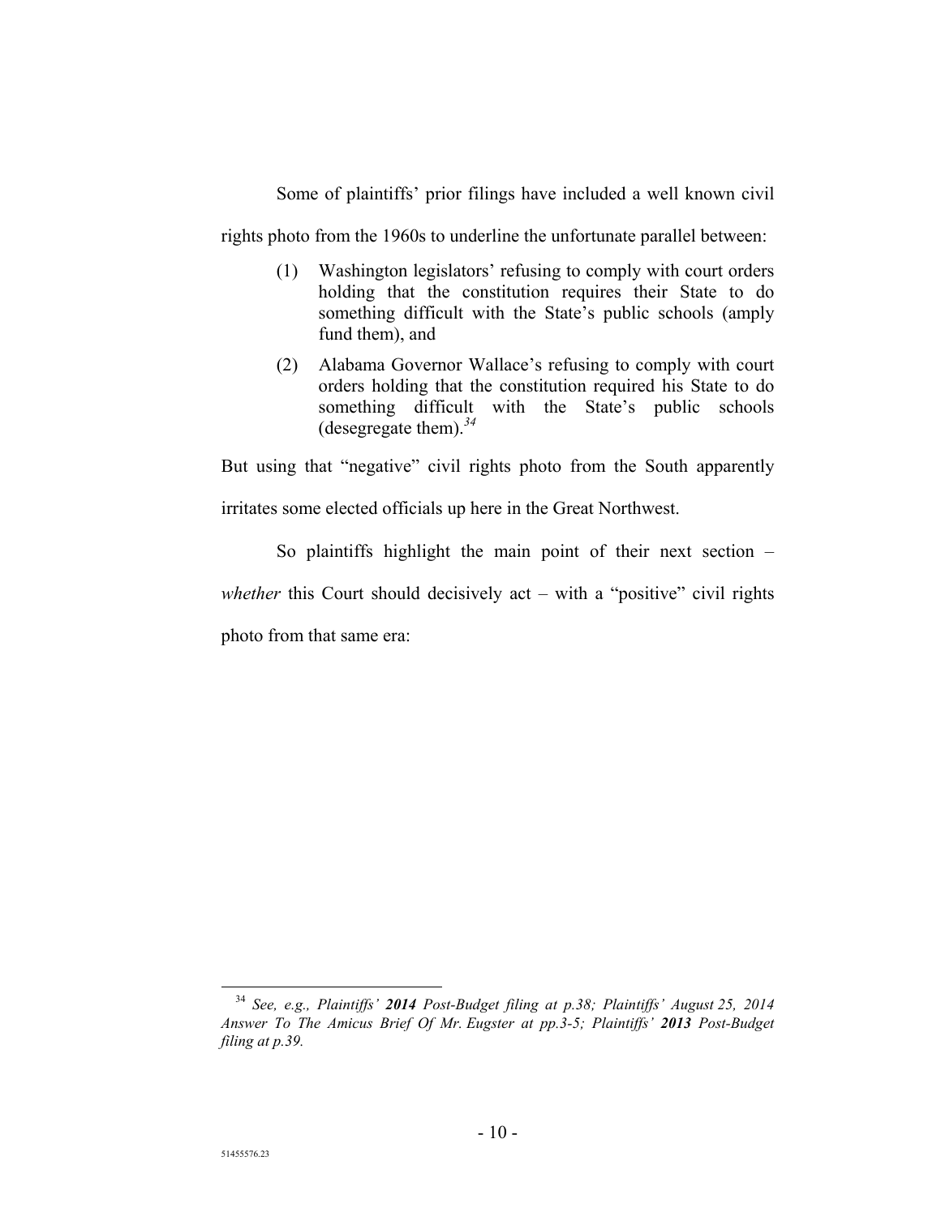Some of plaintiffs' prior filings have included a well known civil rights photo from the 1960s to underline the unfortunate parallel between:

> (1) Washington legislators' refusing to comply with court orders holding that the constitution requires their State to do something difficult with the State's public schools (amply fund them), and
>
> (2) Alabama Governor Wallace's refusing to comply with court orders holding that the constitution required his State to do something difficult with the State's public schools (desegregate them).[34]

But using that "negative" civil rights photo from the South apparently irritates some elected officials up here in the Great Northwest.

So plaintiffs highlight the main point of their next section – *whether* this Court should decisively act – with a "positive" civil rights photo from that same era:

---

[34] *See, e.g., Plaintiffs' **2014** Post-Budget filing at p.38; Plaintiffs' August 25, 2014 Answer To The Amicus Brief Of Mr. Eugster at pp.3-5; Plaintiffs' **2013** Post-Budget filing at p.39.*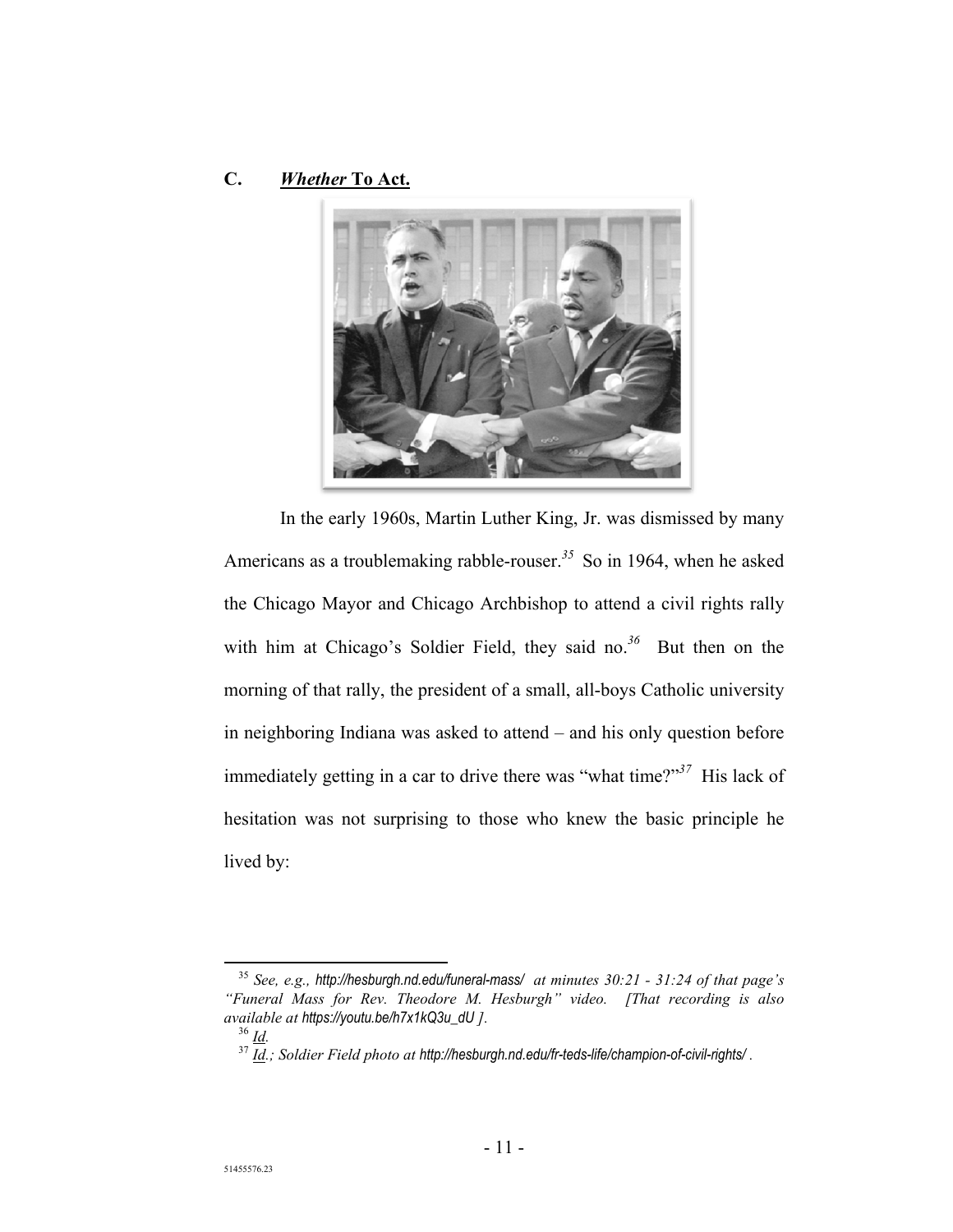## C. ***Whether* To Act.**

In the early 1960s, Martin Luther King, Jr. was dismissed by many Americans as a troublemaking rabble-rouser.[35] So in 1964, when he asked the Chicago Mayor and Chicago Archbishop to attend a civil rights rally with him at Chicago's Soldier Field, they said no.[36] But then on the morning of that rally, the president of a small, all-boys Catholic university in neighboring Indiana was asked to attend – and his only question before immediately getting in a car to drive there was "what time?"[37] His lack of hesitation was not surprising to those who knew the basic principle he lived by:

---

[35] *See, e.g.,* *http://hesburgh.nd.edu/funeral-mass/ at minutes 30:21 - 31:24 of that page's "Funeral Mass for Rev. Theodore M. Hesburgh" video. [That recording is also available at https://youtu.be/h7x1kQ3u_dU ].*

[36] *Id.*

[37] *Id.; Soldier Field photo at http://hesburgh.nd.edu/fr-teds-life/champion-of-civil-rights/ .*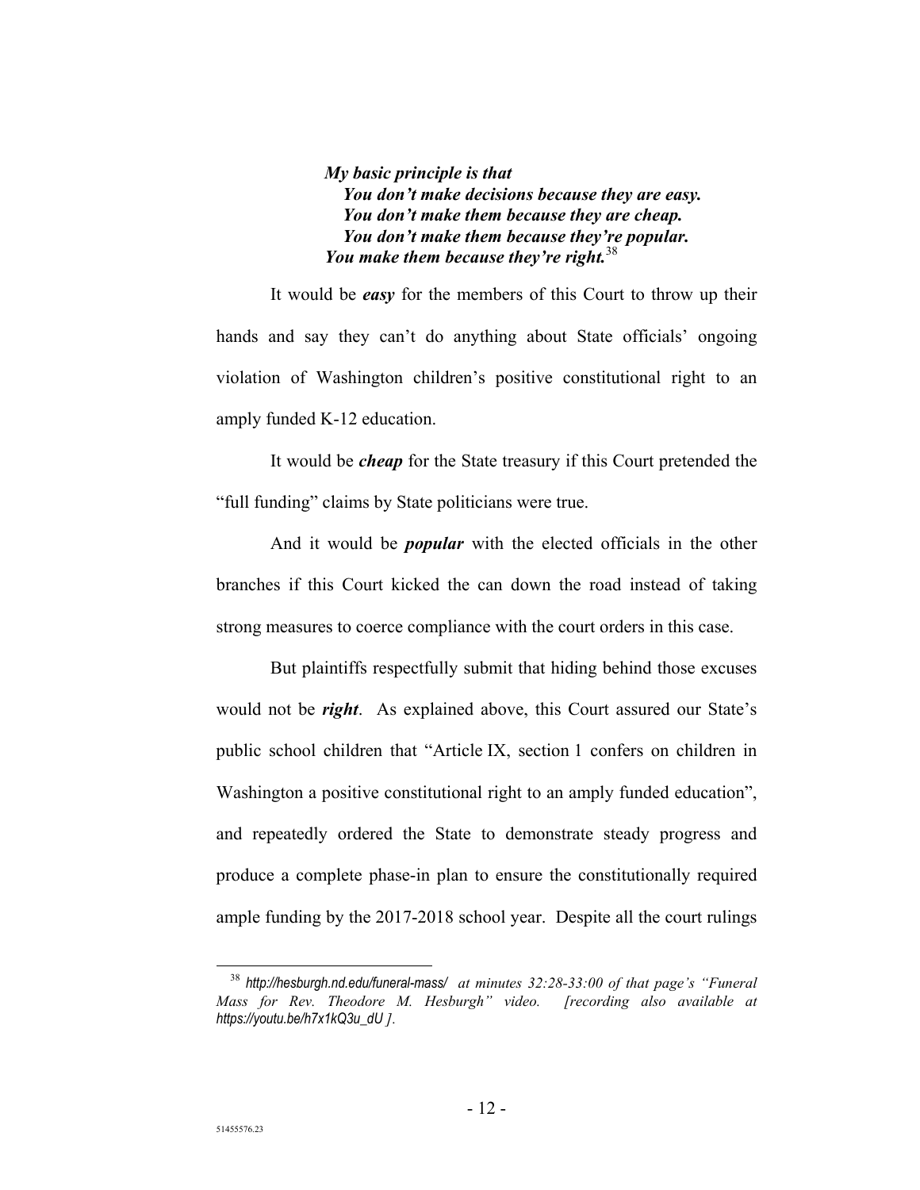> ***My basic principle is that***
> ***You don't make decisions because they are easy.***
> ***You don't make them because they are cheap.***
> ***You don't make them because they're popular.***
> ***You make them because they're right.***[38]

It would be ***easy*** for the members of this Court to throw up their hands and say they can't do anything about State officials' ongoing violation of Washington children's positive constitutional right to an amply funded K-12 education.

It would be ***cheap*** for the State treasury if this Court pretended the "full funding" claims by State politicians were true.

And it would be ***popular*** with the elected officials in the other branches if this Court kicked the can down the road instead of taking strong measures to coerce compliance with the court orders in this case.

But plaintiffs respectfully submit that hiding behind those excuses would not be ***right***. As explained above, this Court assured our State's public school children that "Article IX, section 1 confers on children in Washington a positive constitutional right to an amply funded education", and repeatedly ordered the State to demonstrate steady progress and produce a complete phase-in plan to ensure the constitutionally required ample funding by the 2017-2018 school year. Despite all the court rulings

---

[38] *http://hesburgh.nd.edu/funeral-mass/ at minutes 32:28-33:00 of that page's "Funeral Mass for Rev. Theodore M. Hesburgh" video. [recording also available at https://youtu.be/h7x1kQ3u_dU ].*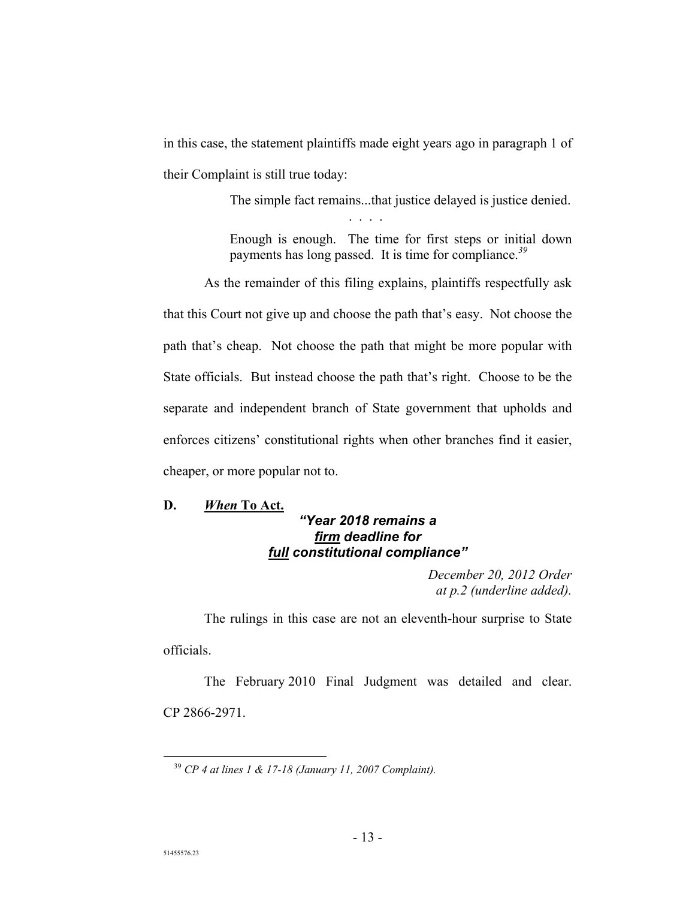in this case, the statement plaintiffs made eight years ago in paragraph 1 of their Complaint is still true today:

> The simple fact remains...that justice delayed is justice denied.
>
> . . . .
>
> Enough is enough. The time for first steps or initial down payments has long passed. It is time for compliance.[39]

As the remainder of this filing explains, plaintiffs respectfully ask that this Court not give up and choose the path that's easy. Not choose the path that's cheap. Not choose the path that might be more popular with State officials. But instead choose the path that's right. Choose to be the separate and independent branch of State government that upholds and enforces citizens' constitutional rights when other branches find it easier, cheaper, or more popular not to.

**D. *When* To Act.**

***"Year 2018 remains a firm deadline for full constitutional compliance"***

*December 20, 2012 Order at p.2 (underline added).*

The rulings in this case are not an eleventh-hour surprise to State officials.

The February 2010 Final Judgment was detailed and clear. CP 2866-2971.

---

[39] *CP 4 at lines 1 & 17-18 (January 11, 2007 Complaint).*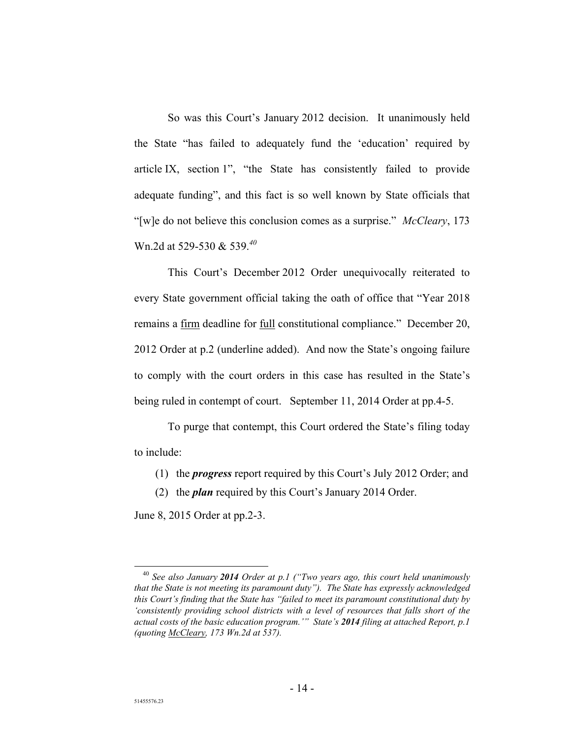So was this Court's January 2012 decision. It unanimously held the State "has failed to adequately fund the 'education' required by article IX, section 1", "the State has consistently failed to provide adequate funding", and this fact is so well known by State officials that "[w]e do not believe this conclusion comes as a surprise." *McCleary*, 173 Wn.2d at 529-530 & 539.[40]

This Court's December 2012 Order unequivocally reiterated to every State government official taking the oath of office that "Year 2018 remains a <u>firm</u> deadline for <u>full</u> constitutional compliance." December 20, 2012 Order at p.2 (underline added). And now the State's ongoing failure to comply with the court orders in this case has resulted in the State's being ruled in contempt of court. September 11, 2014 Order at pp.4-5.

To purge that contempt, this Court ordered the State's filing today to include:

(1) the ***progress*** report required by this Court's July 2012 Order; and

(2) the ***plan*** required by this Court's January 2014 Order.

June 8, 2015 Order at pp.2-3.

---

[40] *See also January **2014** Order at p.1 ("Two years ago, this court held unanimously that the State is not meeting its paramount duty"). The State has expressly acknowledged this Court's finding that the State has "failed to meet its paramount constitutional duty by 'consistently providing school districts with a level of resources that falls short of the actual costs of the basic education program.'" State's **2014** filing at attached Report, p.1 (quoting <u>McCleary</u>, 173 Wn.2d at 537).*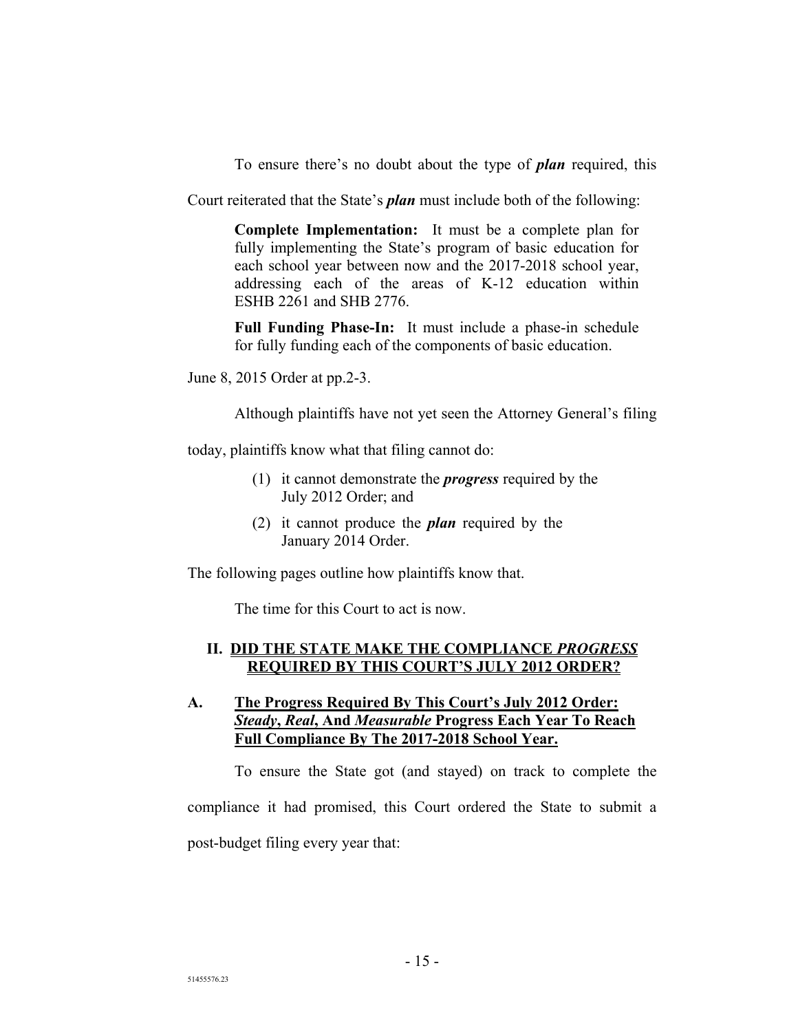To ensure there's no doubt about the type of ***plan*** required, this Court reiterated that the State's ***plan*** must include both of the following:

> **Complete Implementation:** It must be a complete plan for fully implementing the State's program of basic education for each school year between now and the 2017-2018 school year, addressing each of the areas of K-12 education within ESHB 2261 and SHB 2776.
>
> **Full Funding Phase-In:** It must include a phase-in schedule for fully funding each of the components of basic education.

June 8, 2015 Order at pp.2-3.

Although plaintiffs have not yet seen the Attorney General's filing today, plaintiffs know what that filing cannot do:

> (1) it cannot demonstrate the ***progress*** required by the July 2012 Order; and
>
> (2) it cannot produce the ***plan*** required by the January 2014 Order.

The following pages outline how plaintiffs know that.

The time for this Court to act is now.

## II. DID THE STATE MAKE THE COMPLIANCE *PROGRESS* REQUIRED BY THIS COURT'S JULY 2012 ORDER?

### A. The Progress Required By This Court's July 2012 Order: *Steady*, *Real*, And *Measurable* Progress Each Year To Reach Full Compliance By The 2017-2018 School Year.

To ensure the State got (and stayed) on track to complete the compliance it had promised, this Court ordered the State to submit a post-budget filing every year that: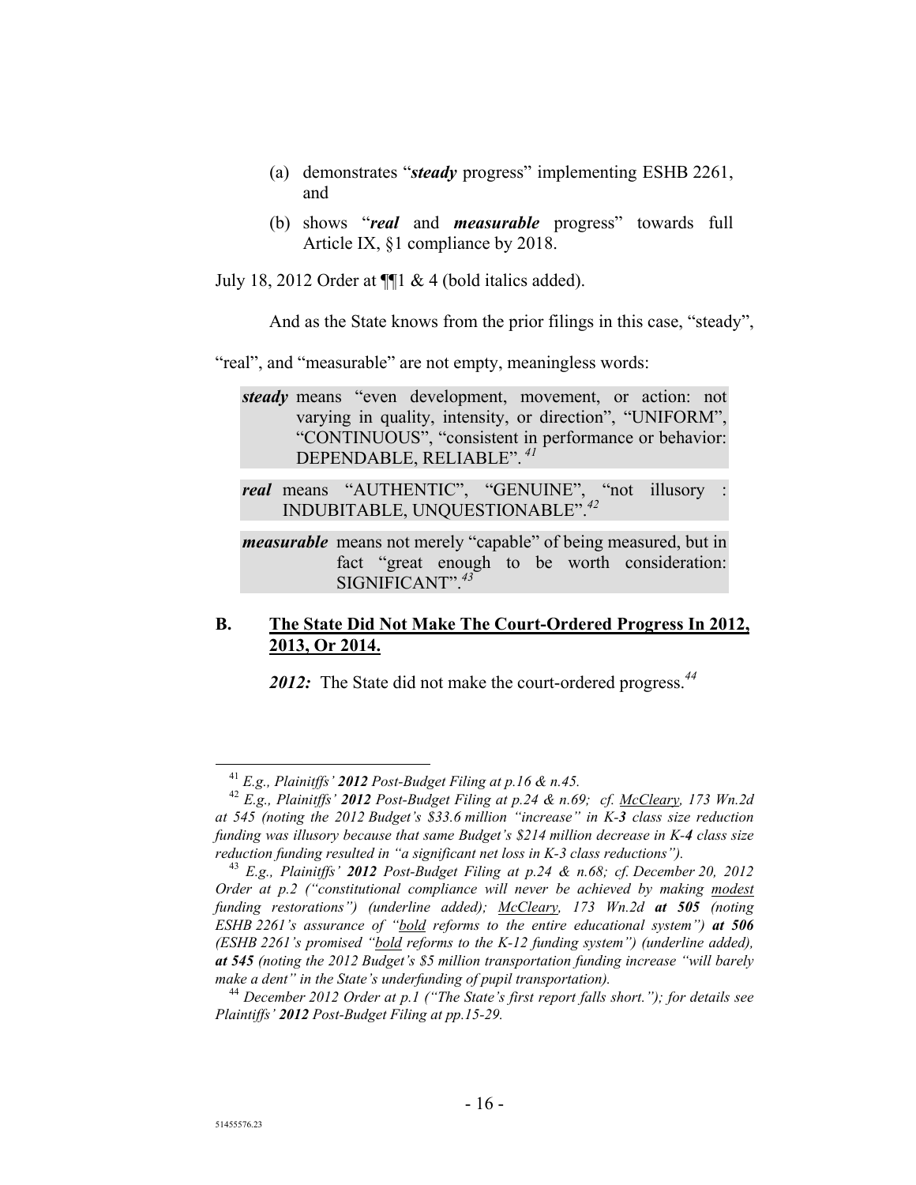(a) demonstrates "***steady*** progress" implementing ESHB 2261, and

(b) shows "***real*** and ***measurable*** progress" towards full Article IX, §1 compliance by 2018.

July 18, 2012 Order at ¶¶1 & 4 (bold italics added).

And as the State knows from the prior filings in this case, "steady", "real", and "measurable" are not empty, meaningless words:

> ***steady*** means "even development, movement, or action: not varying in quality, intensity, or direction", "UNIFORM", "CONTINUOUS", "consistent in performance or behavior: DEPENDABLE, RELIABLE".[41]
>
> ***real*** means "AUTHENTIC", "GENUINE", "not illusory : INDUBITABLE, UNQUESTIONABLE".[42]
>
> ***measurable*** means not merely "capable" of being measured, but in fact "great enough to be worth consideration: SIGNIFICANT".[43]

## B. The State Did Not Make The Court-Ordered Progress In 2012, 2013, Or 2014.

***2012:*** The State did not make the court-ordered progress.[44]

---

[41] *E.g., Plainitffs' **2012** Post-Budget Filing at p.16 & n.45.*

[42] *E.g., Plainitffs' **2012** Post-Budget Filing at p.24 & n.69; cf. McCleary, 173 Wn.2d at 545 (noting the 2012 Budget's $33.6 million "increase" in K-**3** class size reduction funding was illusory because that same Budget's $214 million decrease in K-**4** class size reduction funding resulted in "a significant net loss in K-3 class reductions").*

[43] *E.g., Plainitffs' **2012** Post-Budget Filing at p.24 & n.68; cf. December 20, 2012 Order at p.2 ("constitutional compliance will never be achieved by making modest funding restorations") (underline added); McCleary, 173 Wn.2d **at 505** (noting ESHB 2261's assurance of "bold reforms to the entire educational system") **at 506** (ESHB 2261's promised "bold reforms to the K-12 funding system") (underline added), **at 545** (noting the 2012 Budget's $5 million transportation funding increase "will barely make a dent" in the State's underfunding of pupil transportation).*

[44] *December 2012 Order at p.1 ("The State's first report falls short."); for details see Plaintiffs' **2012** Post-Budget Filing at pp.15-29.*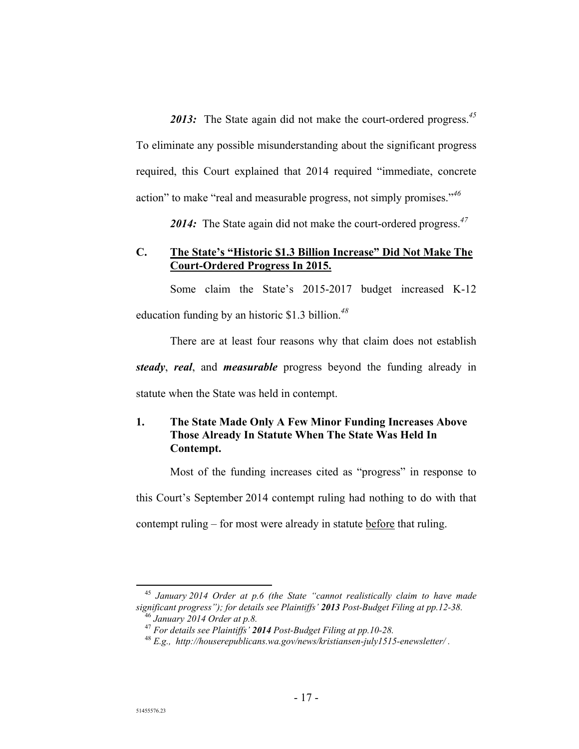***2013:*** The State again did not make the court-ordered progress.[45] To eliminate any possible misunderstanding about the significant progress required, this Court explained that 2014 required "immediate, concrete action" to make "real and measurable progress, not simply promises."[46]

***2014:*** The State again did not make the court-ordered progress.[47]

### C. The State's "Historic $1.3 Billion Increase" Did Not Make The Court-Ordered Progress In 2015.

Some claim the State's 2015-2017 budget increased K-12 education funding by an historic $1.3 billion.[48]

There are at least four reasons why that claim does not establish ***steady***, ***real***, and ***measurable*** progress beyond the funding already in statute when the State was held in contempt.

#### 1. The State Made Only A Few Minor Funding Increases Above Those Already In Statute When The State Was Held In Contempt.

Most of the funding increases cited as "progress" in response to this Court's September 2014 contempt ruling had nothing to do with that contempt ruling – for most were already in statute before that ruling.

---

[45] *January 2014 Order at p.6 (the State "cannot realistically claim to have made significant progress"); for details see Plaintiffs' **2013** Post-Budget Filing at pp.12-38.*

[46] *January 2014 Order at p.8.*

[47] *For details see Plaintiffs' **2014** Post-Budget Filing at pp.10-28.*

[48] *E.g., http://houserepublicans.wa.gov/news/kristiansen-july1515-enewsletter/ .*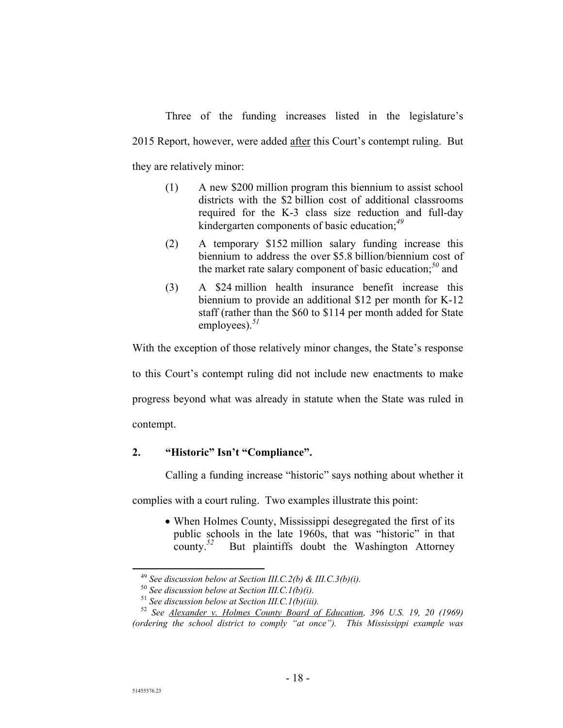Three of the funding increases listed in the legislature's 2015 Report, however, were added <u>after</u> this Court's contempt ruling. But they are relatively minor:

> (1) A new $200 million program this biennium to assist school districts with the $2 billion cost of additional classrooms required for the K-3 class size reduction and full-day kindergarten components of basic education;[49]
>
> (2) A temporary $152 million salary funding increase this biennium to address the over $5.8 billion/biennium cost of the market rate salary component of basic education;[50] and
>
> (3) A $24 million health insurance benefit increase this biennium to provide an additional $12 per month for K-12 staff (rather than the $60 to $114 per month added for State employees).[51]

With the exception of those relatively minor changes, the State's response to this Court's contempt ruling did not include new enactments to make progress beyond what was already in statute when the State was ruled in contempt.

**2. "Historic" Isn't "Compliance".**

Calling a funding increase "historic" says nothing about whether it complies with a court ruling. Two examples illustrate this point:

- When Holmes County, Mississippi desegregated the first of its public schools in the late 1960s, that was "historic" in that county.[52] But plaintiffs doubt the Washington Attorney

---

[49] *See discussion below at Section III.C.2(b) & III.C.3(b)(i).*

[50] *See discussion below at Section III.C.1(b)(i).*

[51] *See discussion below at Section III.C.1(b)(iii).*

[52] *See <u>Alexander v. Holmes County Board of Education</u>, 396 U.S. 19, 20 (1969) (ordering the school district to comply "at once"). This Mississippi example was*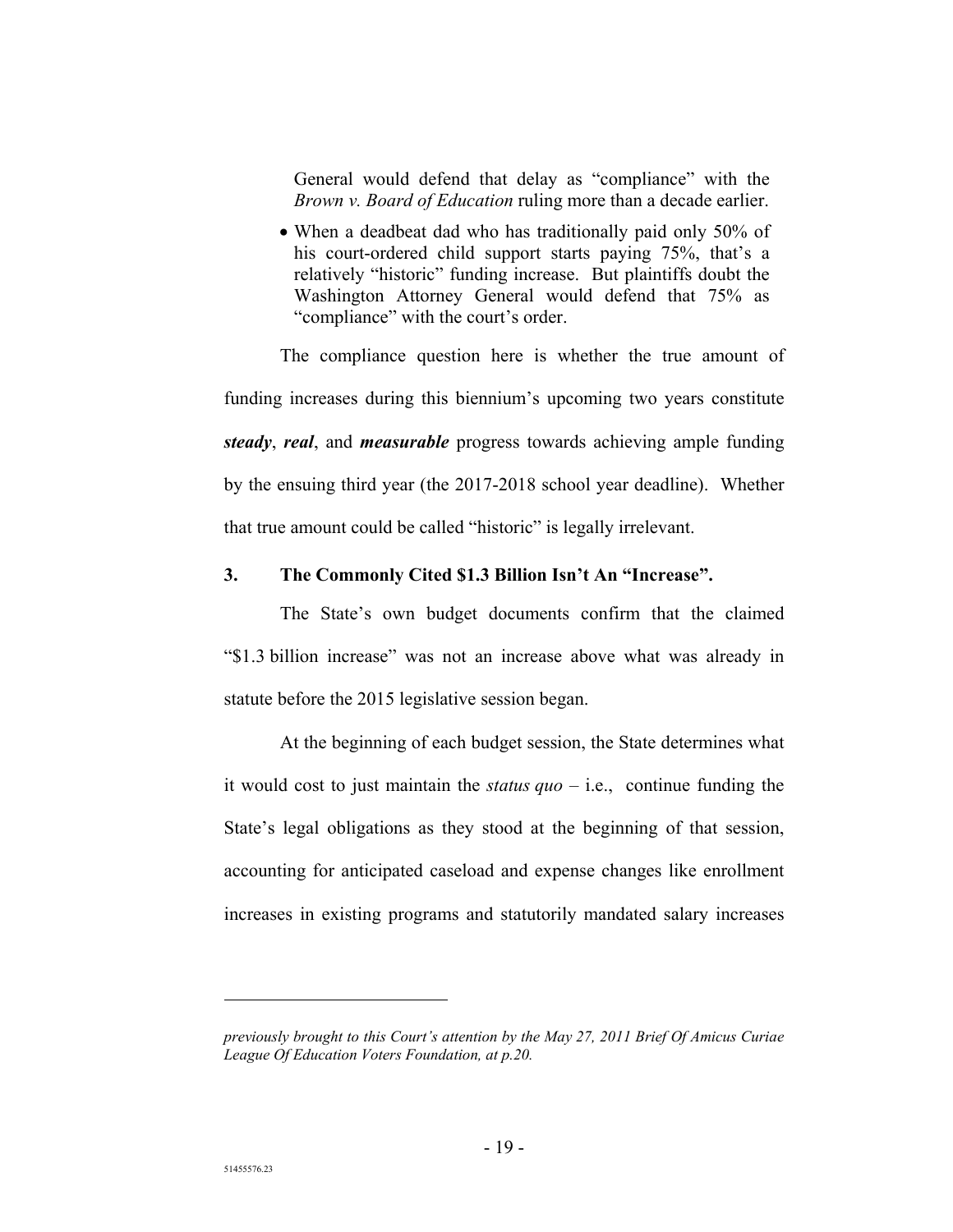General would defend that delay as "compliance" with the *Brown v. Board of Education* ruling more than a decade earlier.

- When a deadbeat dad who has traditionally paid only 50% of his court-ordered child support starts paying 75%, that's a relatively "historic" funding increase. But plaintiffs doubt the Washington Attorney General would defend that 75% as "compliance" with the court's order.

The compliance question here is whether the true amount of funding increases during this biennium's upcoming two years constitute ***steady***, ***real***, and ***measurable*** progress towards achieving ample funding by the ensuing third year (the 2017-2018 school year deadline). Whether that true amount could be called "historic" is legally irrelevant.

### 3. The Commonly Cited $1.3 Billion Isn't An "Increase".

The State's own budget documents confirm that the claimed "$1.3 billion increase" was not an increase above what was already in statute before the 2015 legislative session began.

At the beginning of each budget session, the State determines what it would cost to just maintain the *status quo* – i.e., continue funding the State's legal obligations as they stood at the beginning of that session, accounting for anticipated caseload and expense changes like enrollment increases in existing programs and statutorily mandated salary increases

---

*previously brought to this Court's attention by the May 27, 2011 Brief Of Amicus Curiae League Of Education Voters Foundation, at p.20.*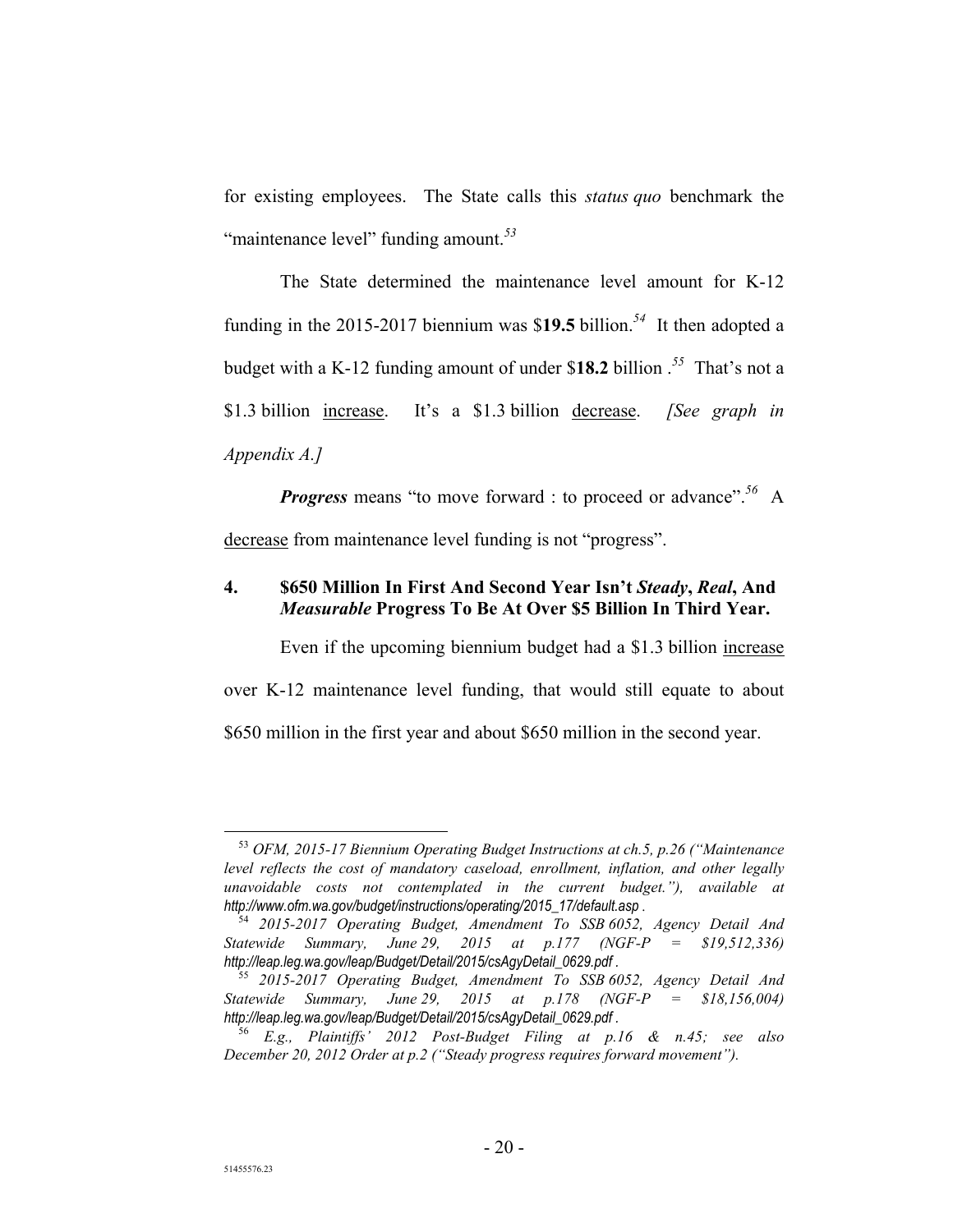for existing employees. The State calls this *status quo* benchmark the "maintenance level" funding amount.[53]

The State determined the maintenance level amount for K-12 funding in the 2015-2017 biennium was $**19.5** billion.[54] It then adopted a budget with a K-12 funding amount of under $**18.2** billion .[55] That's not a $1.3 billion <u>increase</u>. It's a $1.3 billion <u>decrease</u>. *[See graph in Appendix A.]*

***Progress*** means "to move forward : to proceed or advance".[56] A <u>decrease</u> from maintenance level funding is not "progress".

### 4. $650 Million In First And Second Year Isn't *Steady*, *Real*, And *Measurable* Progress To Be At Over $5 Billion In Third Year.

Even if the upcoming biennium budget had a $1.3 billion <u>increase</u> over K-12 maintenance level funding, that would still equate to about $650 million in the first year and about $650 million in the second year.

---

[53] *OFM, 2015-17 Biennium Operating Budget Instructions at ch.5, p.26 ("Maintenance level reflects the cost of mandatory caseload, enrollment, inflation, and other legally unavoidable costs not contemplated in the current budget."), available at http://www.ofm.wa.gov/budget/instructions/operating/2015_17/default.asp .*

[54] *2015-2017 Operating Budget, Amendment To SSB 6052, Agency Detail And Statewide Summary, June 29, 2015 at p.177 (NGF-P = $19,512,336) http://leap.leg.wa.gov/leap/Budget/Detail/2015/csAgyDetail_0629.pdf .*

[55] *2015-2017 Operating Budget, Amendment To SSB 6052, Agency Detail And Statewide Summary, June 29, 2015 at p.178 (NGF-P = $18,156,004) http://leap.leg.wa.gov/leap/Budget/Detail/2015/csAgyDetail_0629.pdf .*

[56] *E.g., Plaintiffs' 2012 Post-Budget Filing at p.16 & n.45; see also December 20, 2012 Order at p.2 ("Steady progress requires forward movement").*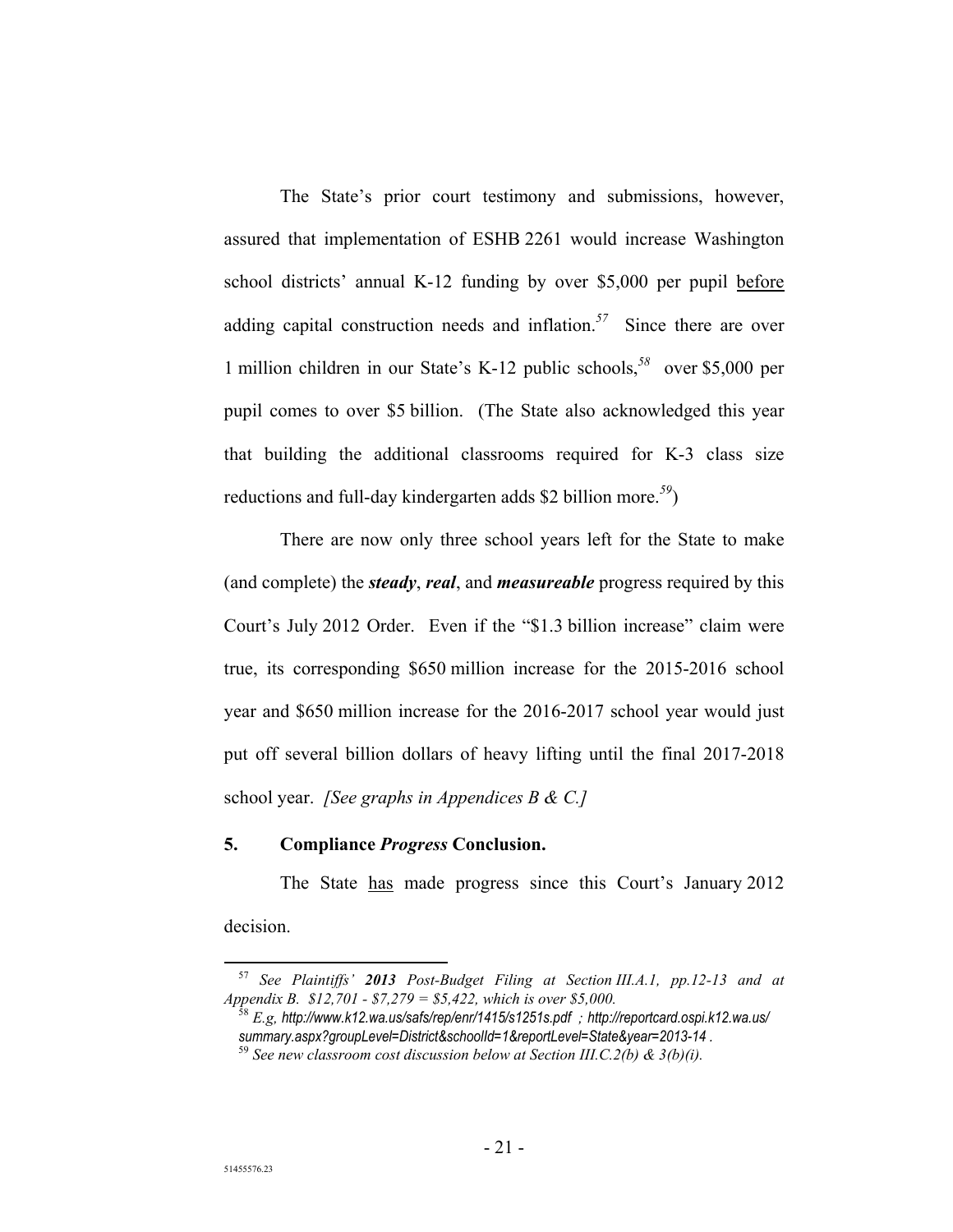The State's prior court testimony and submissions, however, assured that implementation of ESHB 2261 would increase Washington school districts' annual K-12 funding by over $5,000 per pupil <u>before</u> adding capital construction needs and inflation.[57] Since there are over 1 million children in our State's K-12 public schools,[58] over $5,000 per pupil comes to over $5 billion. (The State also acknowledged this year that building the additional classrooms required for K-3 class size reductions and full-day kindergarten adds $2 billion more.[59])

There are now only three school years left for the State to make (and complete) the ***steady***, ***real***, and ***measureable*** progress required by this Court's July 2012 Order. Even if the "$1.3 billion increase" claim were true, its corresponding $650 million increase for the 2015-2016 school year and $650 million increase for the 2016-2017 school year would just put off several billion dollars of heavy lifting until the final 2017-2018 school year. *[See graphs in Appendices B & C.]*

### 5. Compliance *Progress* Conclusion.

The State <u>has</u> made progress since this Court's January 2012 decision.

---

[57] *See Plaintiffs'* ***2013*** *Post-Budget Filing at Section III.A.1, pp.12-13 and at Appendix B. $12,701 - $7,279 = $5,422, which is over $5,000.*

[58] *E.g, http://www.k12.wa.us/safs/rep/enr/1415/s1251s.pdf ; http://reportcard.ospi.k12.wa.us/summary.aspx?groupLevel=District&schoolId=1&reportLevel=State&year=2013-14 .*

[59] *See new classroom cost discussion below at Section III.C.2(b) & 3(b)(i).*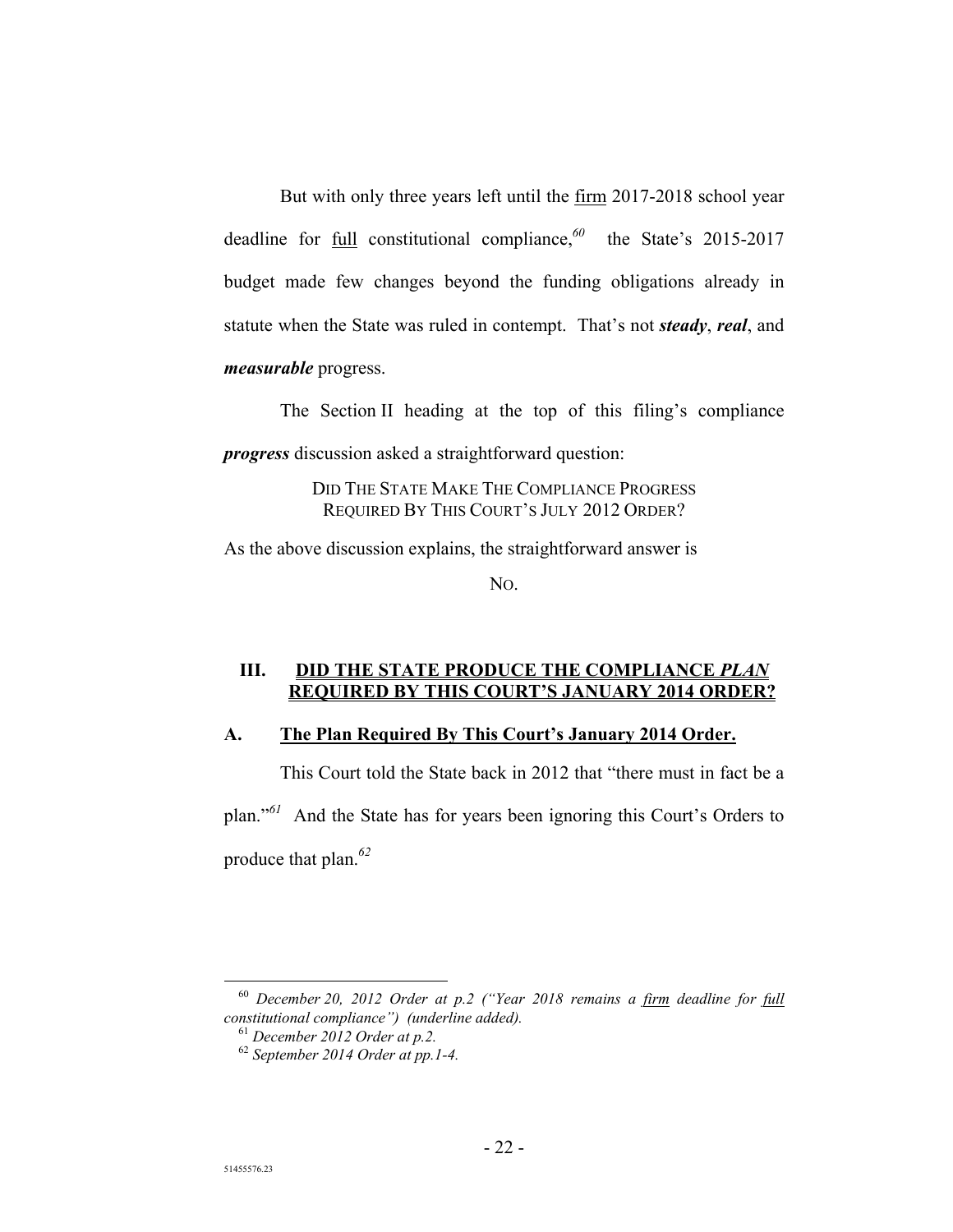But with only three years left until the <u>firm</u> 2017-2018 school year deadline for <u>full</u> constitutional compliance,[60] the State's 2015-2017 budget made few changes beyond the funding obligations already in statute when the State was ruled in contempt. That's not ***steady***, ***real***, and ***measurable*** progress.

The Section II heading at the top of this filing's compliance ***progress*** discussion asked a straightforward question:

> DID THE STATE MAKE THE COMPLIANCE PROGRESS REQUIRED BY THIS COURT'S JULY 2012 ORDER?

As the above discussion explains, the straightforward answer is

NO.

## III. DID THE STATE PRODUCE THE COMPLIANCE *PLAN* REQUIRED BY THIS COURT'S JANUARY 2014 ORDER?

### A. The Plan Required By This Court's January 2014 Order.

This Court told the State back in 2012 that "there must in fact be a plan."[61] And the State has for years been ignoring this Court's Orders to produce that plan.[62]

---

[60] *December 20, 2012 Order at p.2 ("Year 2018 remains a <u>firm</u> deadline for <u>full</u> constitutional compliance") (underline added).*

[61] *December 2012 Order at p.2.*

[62] *September 2014 Order at pp.1-4.*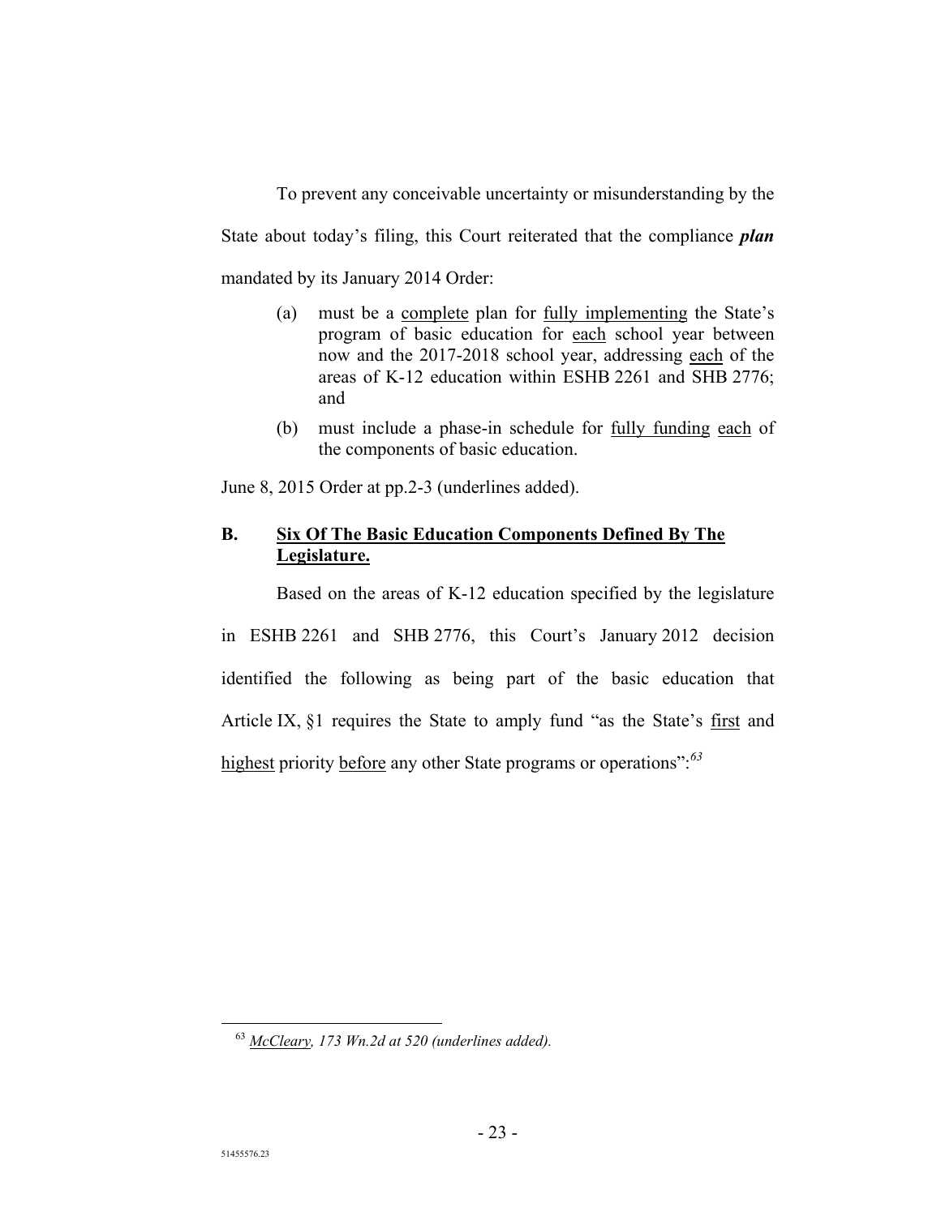To prevent any conceivable uncertainty or misunderstanding by the State about today's filing, this Court reiterated that the compliance ***plan*** mandated by its January 2014 Order:

> (a) must be a <u>complete</u> plan for <u>fully implementing</u> the State's program of basic education for <u>each</u> school year between now and the 2017-2018 school year, addressing <u>each</u> of the areas of K-12 education within ESHB 2261 and SHB 2776; and
>
> (b) must include a phase-in schedule for <u>fully funding</u> <u>each</u> of the components of basic education.

June 8, 2015 Order at pp.2-3 (underlines added).

## B. <u>Six Of The Basic Education Components Defined By The Legislature.</u>

Based on the areas of K-12 education specified by the legislature in ESHB 2261 and SHB 2776, this Court's January 2012 decision identified the following as being part of the basic education that Article IX, §1 requires the State to amply fund "as the State's <u>first</u> and <u>highest</u> priority <u>before</u> any other State programs or operations":[63]

---

[63] *<u>McCleary</u>, 173 Wn.2d at 520 (underlines added).*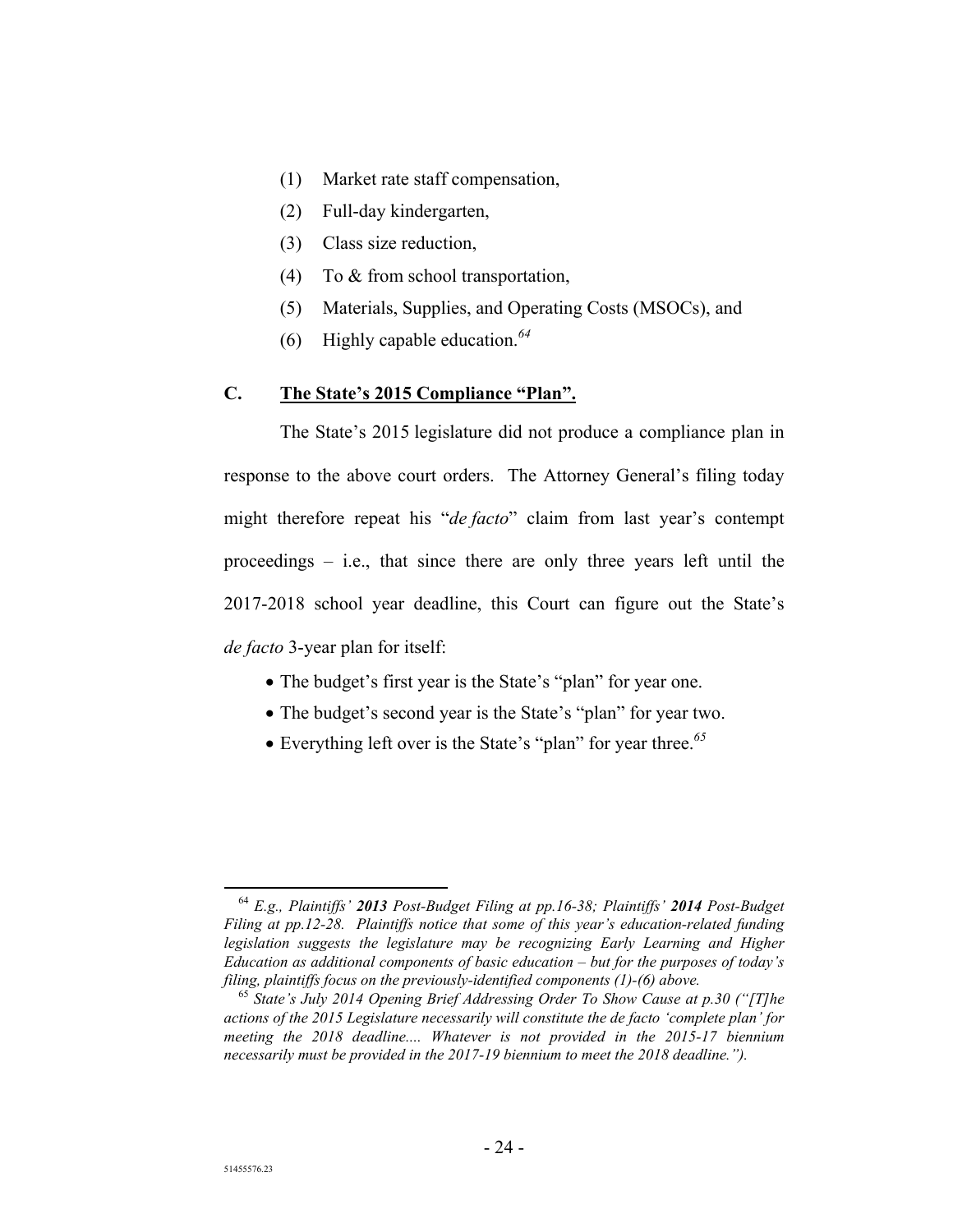(1) Market rate staff compensation,

(2) Full-day kindergarten,

(3) Class size reduction,

(4) To & from school transportation,

(5) Materials, Supplies, and Operating Costs (MSOCs), and

(6) Highly capable education.[64]

## C. The State's 2015 Compliance "Plan".

The State's 2015 legislature did not produce a compliance plan in response to the above court orders. The Attorney General's filing today might therefore repeat his "*de facto*" claim from last year's contempt proceedings – i.e., that since there are only three years left until the 2017-2018 school year deadline, this Court can figure out the State's *de facto* 3-year plan for itself:

- The budget's first year is the State's "plan" for year one.
- The budget's second year is the State's "plan" for year two.
- Everything left over is the State's "plan" for year three.[65]

---

[64] *E.g., Plaintiffs' **2013** Post-Budget Filing at pp.16-38; Plaintiffs' **2014** Post-Budget Filing at pp.12-28. Plaintiffs notice that some of this year's education-related funding legislation suggests the legislature may be recognizing Early Learning and Higher Education as additional components of basic education – but for the purposes of today's filing, plaintiffs focus on the previously-identified components (1)-(6) above.*

[65] *State's July 2014 Opening Brief Addressing Order To Show Cause at p.30 ("[T]he actions of the 2015 Legislature necessarily will constitute the de facto 'complete plan' for meeting the 2018 deadline.... Whatever is not provided in the 2015-17 biennium necessarily must be provided in the 2017-19 biennium to meet the 2018 deadline.").*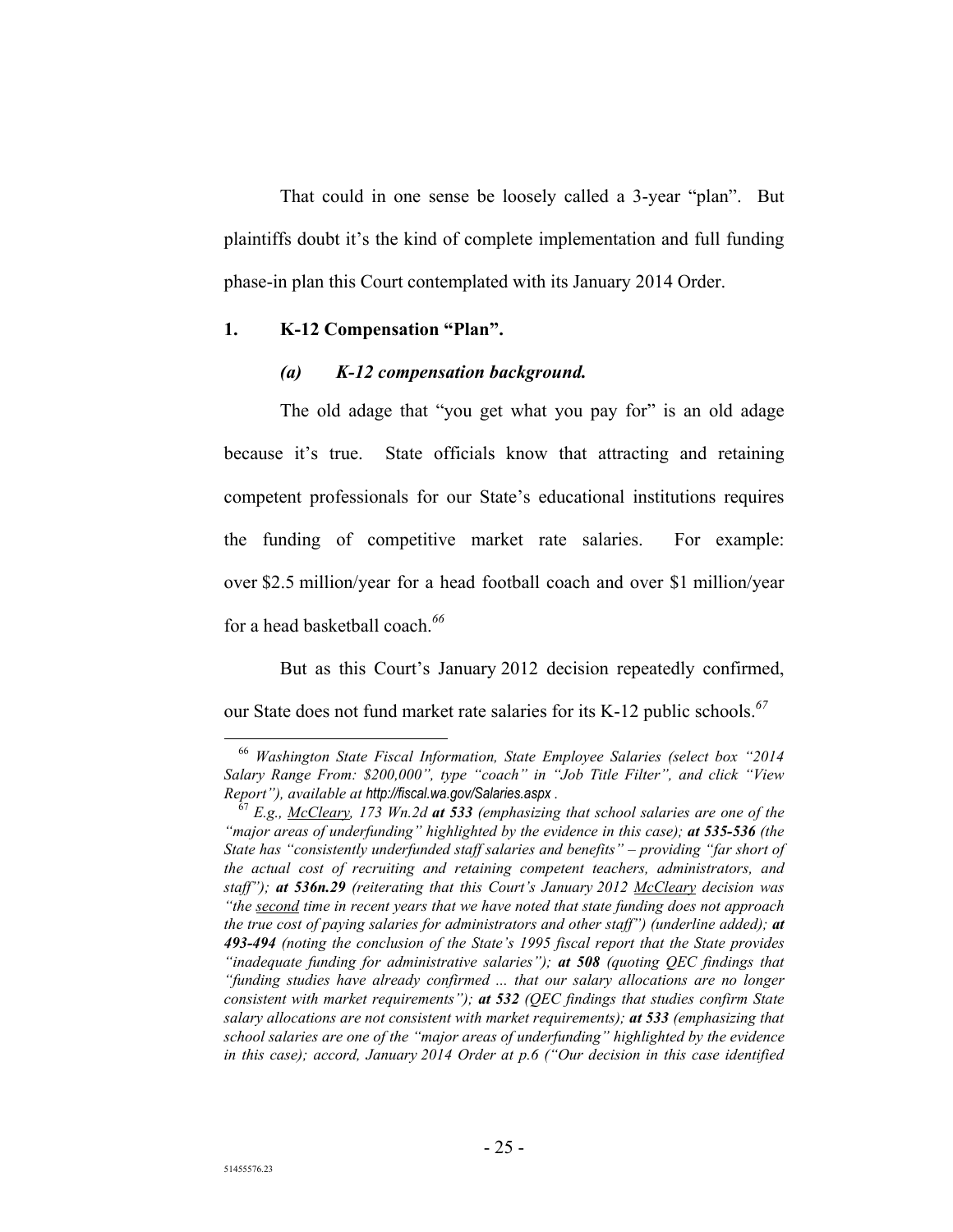That could in one sense be loosely called a 3-year "plan". But plaintiffs doubt it's the kind of complete implementation and full funding phase-in plan this Court contemplated with its January 2014 Order.

### 1. K-12 Compensation "Plan".

#### *(a) K-12 compensation background.*

The old adage that "you get what you pay for" is an old adage because it's true. State officials know that attracting and retaining competent professionals for our State's educational institutions requires the funding of competitive market rate salaries. For example: over $2.5 million/year for a head football coach and over $1 million/year for a head basketball coach.[66]

But as this Court's January 2012 decision repeatedly confirmed, our State does not fund market rate salaries for its K-12 public schools.[67]

---

[66] *Washington State Fiscal Information, State Employee Salaries (select box "2014 Salary Range From: $200,000", type "coach" in "Job Title Filter", and click "View Report"), available at* http://fiscal.wa.gov/Salaries.aspx .

[67] *E.g., McCleary, 173 Wn.2d* ***at 533*** *(emphasizing that school salaries are one of the "major areas of underfunding" highlighted by the evidence in this case);* ***at 535-536*** *(the State has "consistently underfunded staff salaries and benefits" – providing "far short of the actual cost of recruiting and retaining competent teachers, administrators, and staff");* ***at 536n.29*** *(reiterating that this Court's January 2012 McCleary decision was "the second time in recent years that we have noted that state funding does not approach the true cost of paying salaries for administrators and other staff") (underline added);* ***at 493-494*** *(noting the conclusion of the State's 1995 fiscal report that the State provides "inadequate funding for administrative salaries");* ***at 508*** *(quoting QEC findings that "funding studies have already confirmed ... that our salary allocations are no longer consistent with market requirements");* ***at 532*** *(QEC findings that studies confirm State salary allocations are not consistent with market requirements);* ***at 533*** *(emphasizing that school salaries are one of the "major areas of underfunding" highlighted by the evidence in this case); accord, January 2014 Order at p.6 ("Our decision in this case identified*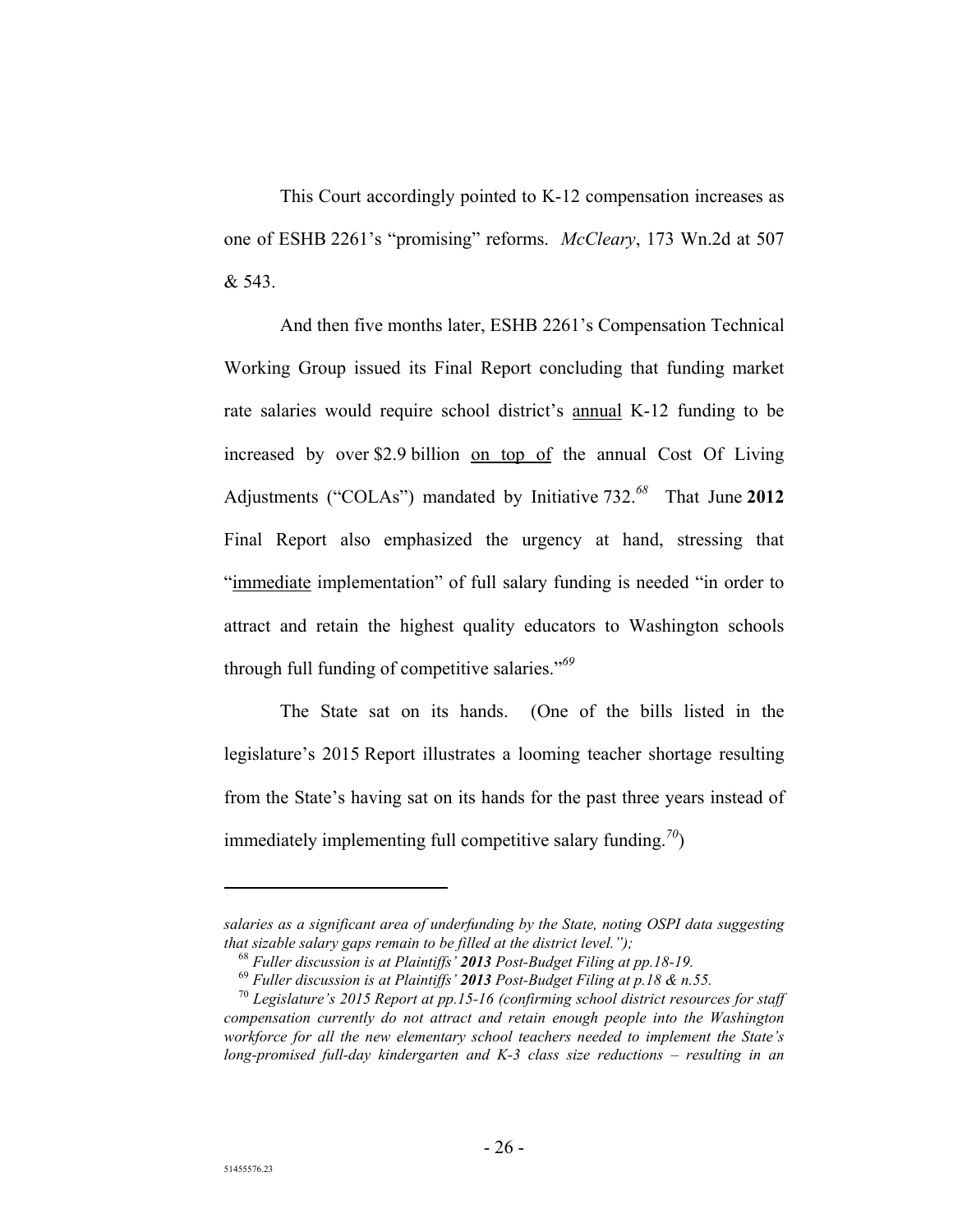This Court accordingly pointed to K-12 compensation increases as one of ESHB 2261's "promising" reforms. *McCleary*, 173 Wn.2d at 507 & 543.

And then five months later, ESHB 2261's Compensation Technical Working Group issued its Final Report concluding that funding market rate salaries would require school district's annual K-12 funding to be increased by over $2.9 billion on top of the annual Cost Of Living Adjustments ("COLAs") mandated by Initiative 732.[68] That June **2012** Final Report also emphasized the urgency at hand, stressing that "immediate implementation" of full salary funding is needed "in order to attract and retain the highest quality educators to Washington schools through full funding of competitive salaries."[69]

The State sat on its hands. (One of the bills listed in the legislature's 2015 Report illustrates a looming teacher shortage resulting from the State's having sat on its hands for the past three years instead of immediately implementing full competitive salary funding.[70])

---

*salaries as a significant area of underfunding by the State, noting OSPI data suggesting that sizable salary gaps remain to be filled at the district level.");*

[68] *Fuller discussion is at Plaintiffs' **2013** Post-Budget Filing at pp.18-19.*

[69] *Fuller discussion is at Plaintiffs' **2013** Post-Budget Filing at p.18 & n.55.*

[70] *Legislature's 2015 Report at pp.15-16 (confirming school district resources for staff compensation currently do not attract and retain enough people into the Washington workforce for all the new elementary school teachers needed to implement the State's long-promised full-day kindergarten and K-3 class size reductions – resulting in an*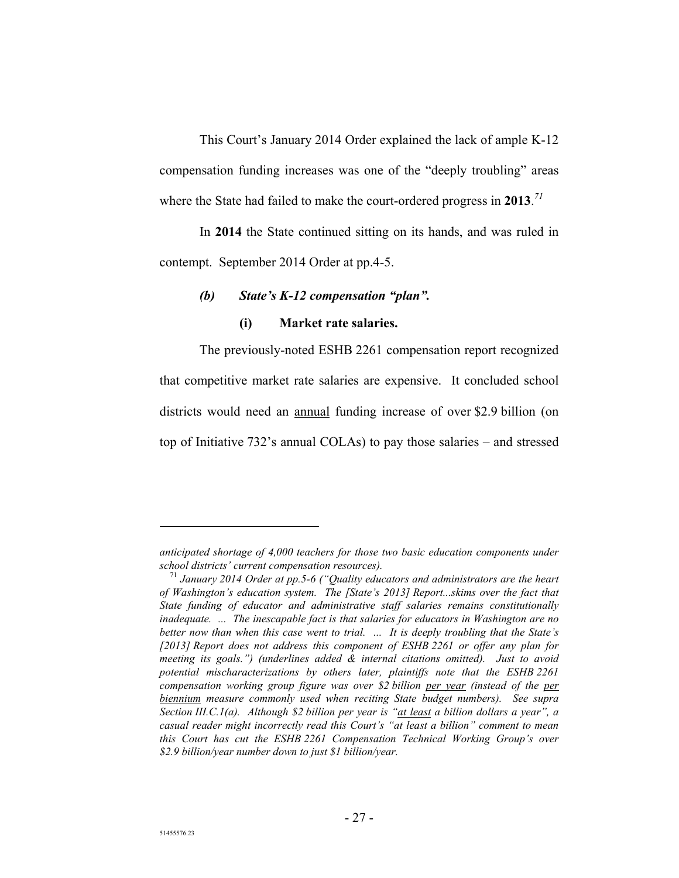This Court's January 2014 Order explained the lack of ample K-12 compensation funding increases was one of the "deeply troubling" areas where the State had failed to make the court-ordered progress in **2013**.[71]

In **2014** the State continued sitting on its hands, and was ruled in contempt. September 2014 Order at pp.4-5.

***(b) State's K-12 compensation "plan".***

**(i) Market rate salaries.**

The previously-noted ESHB 2261 compensation report recognized that competitive market rate salaries are expensive. It concluded school districts would need an <u>annual</u> funding increase of over $2.9 billion (on top of Initiative 732's annual COLAs) to pay those salaries – and stressed

---

*anticipated shortage of 4,000 teachers for those two basic education components under school districts' current compensation resources).*

[71] *January 2014 Order at pp.5-6 ("Quality educators and administrators are the heart of Washington's education system. The [State's 2013] Report...skims over the fact that State funding of educator and administrative staff salaries remains constitutionally inadequate. ... The inescapable fact is that salaries for educators in Washington are no better now than when this case went to trial. ... It is deeply troubling that the State's [2013] Report does not address this component of ESHB 2261 or offer any plan for meeting its goals.") (underlines added & internal citations omitted). Just to avoid potential mischaracterizations by others later, plaintiffs note that the ESHB 2261 compensation working group figure was over $2 billion <u>per year</u> (instead of the <u>per biennium</u> measure commonly used when reciting State budget numbers). See supra Section III.C.1(a). Although $2 billion per year is "<u>at least</u> a billion dollars a year", a casual reader might incorrectly read this Court's "at least a billion" comment to mean this Court has cut the ESHB 2261 Compensation Technical Working Group's over $2.9 billion/year number down to just $1 billion/year.*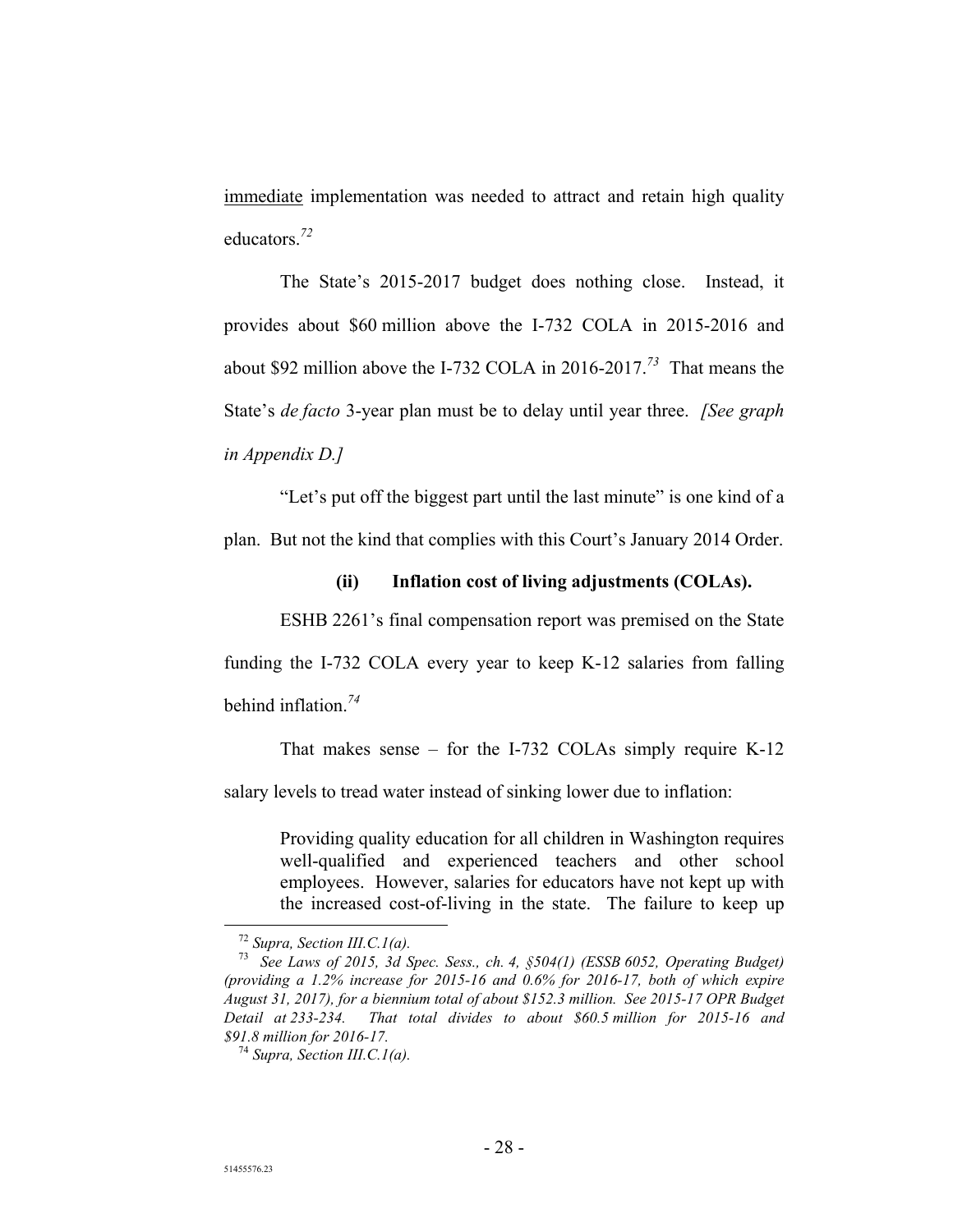<u>immediate</u> implementation was needed to attract and retain high quality educators.[72]

The State's 2015-2017 budget does nothing close. Instead, it provides about $60 million above the I-732 COLA in 2015-2016 and about $92 million above the I-732 COLA in 2016-2017.[73] That means the State's *de facto* 3-year plan must be to delay until year three. *[See graph in Appendix D.]*

"Let's put off the biggest part until the last minute" is one kind of a plan. But not the kind that complies with this Court's January 2014 Order.

**(ii) Inflation cost of living adjustments (COLAs).**

ESHB 2261's final compensation report was premised on the State funding the I-732 COLA every year to keep K-12 salaries from falling behind inflation.[74]

That makes sense – for the I-732 COLAs simply require K-12 salary levels to tread water instead of sinking lower due to inflation:

> Providing quality education for all children in Washington requires well-qualified and experienced teachers and other school employees. However, salaries for educators have not kept up with the increased cost-of-living in the state. The failure to keep up

---

[72] *Supra, Section III.C.1(a).*

[73] *See Laws of 2015, 3d Spec. Sess., ch. 4, §504(1) (ESSB 6052, Operating Budget) (providing a 1.2% increase for 2015-16 and 0.6% for 2016-17, both of which expire August 31, 2017), for a biennium total of about $152.3 million. See 2015-17 OPR Budget Detail at 233-234. That total divides to about $60.5 million for 2015-16 and $91.8 million for 2016-17.*

[74] *Supra, Section III.C.1(a).*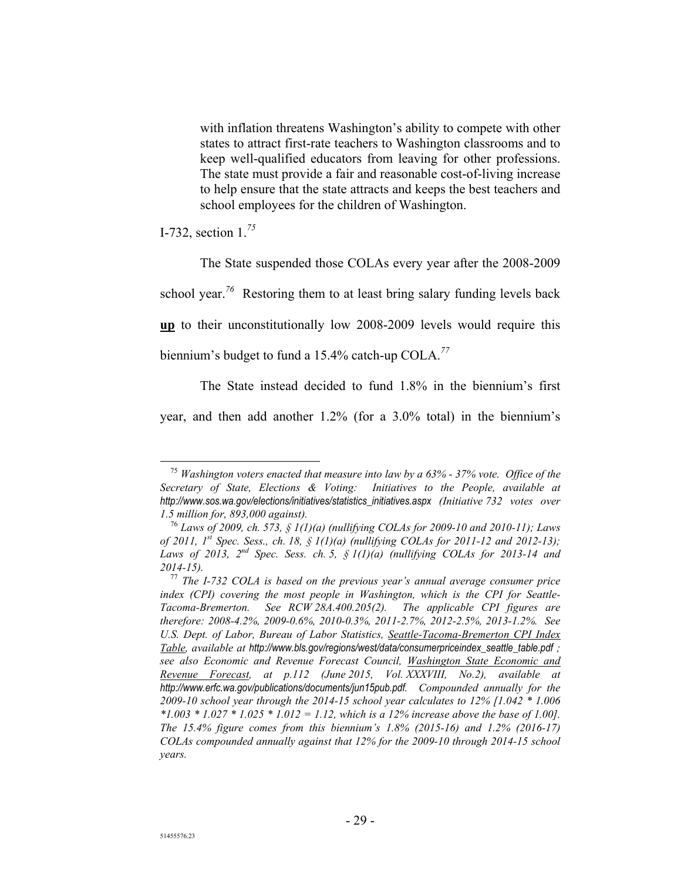> with inflation threatens Washington's ability to compete with other states to attract first-rate teachers to Washington classrooms and to keep well-qualified educators from leaving for other professions. The state must provide a fair and reasonable cost-of-living increase to help ensure that the state attracts and keeps the best teachers and school employees for the children of Washington.

I-732, section 1.[75]

The State suspended those COLAs every year after the 2008-2009 school year.[76] Restoring them to at least bring salary funding levels back **up** to their unconstitutionally low 2008-2009 levels would require this biennium's budget to fund a 15.4% catch-up COLA.[77]

The State instead decided to fund 1.8% in the biennium's first year, and then add another 1.2% (for a 3.0% total) in the biennium's

---

[75] *Washington voters enacted that measure into law by a 63% - 37% vote. Office of the Secretary of State, Elections & Voting: Initiatives to the People, available at http://www.sos.wa.gov/elections/initiatives/statistics_initiatives.aspx (Initiative 732 votes over 1.5 million for, 893,000 against).*

[76] *Laws of 2009, ch. 573, § 1(1)(a) (nullifying COLAs for 2009-10 and 2010-11); Laws of 2011, 1st Spec. Sess., ch. 18, § 1(1)(a) (nullifying COLAs for 2011-12 and 2012-13); Laws of 2013, 2nd Spec. Sess. ch. 5, § 1(1)(a) (nullifying COLAs for 2013-14 and 2014-15).*

[77] *The I-732 COLA is based on the previous year's annual average consumer price index (CPI) covering the most people in Washington, which is the CPI for Seattle-Tacoma-Bremerton. See RCW 28A.400.205(2). The applicable CPI figures are therefore: 2008-4.2%, 2009-0.6%, 2010-0.3%, 2011-2.7%, 2012-2.5%, 2013-1.2%. See U.S. Dept. of Labor, Bureau of Labor Statistics, Seattle-Tacoma-Bremerton CPI Index Table, available at http://www.bls.gov/regions/west/data/consumerpriceindex_seattle_table.pdf ; see also Economic and Revenue Forecast Council, Washington State Economic and Revenue Forecast, at p.112 (June 2015, Vol. XXXVIII, No.2), available at http://www.erfc.wa.gov/publications/documents/jun15pub.pdf. Compounded annually for the 2009-10 school year through the 2014-15 school year calculates to 12% [1.042 * 1.006 *1.003 * 1.027 * 1.025 * 1.012 = 1.12, which is a 12% increase above the base of 1.00]. The 15.4% figure comes from this biennium's 1.8% (2015-16) and 1.2% (2016-17) COLAs compounded annually against that 12% for the 2009-10 through 2014-15 school years.*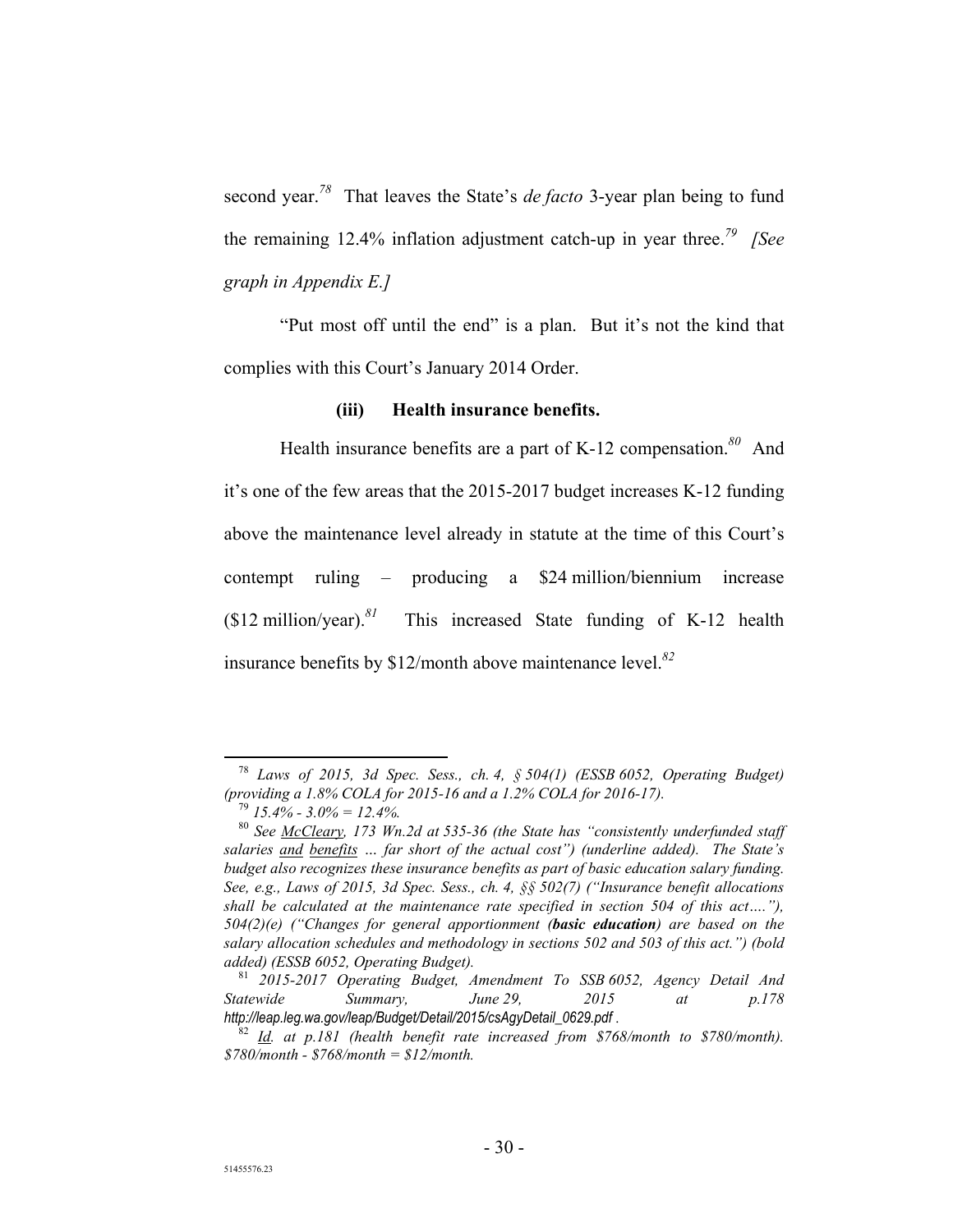second year.[78] That leaves the State's *de facto* 3-year plan being to fund the remaining 12.4% inflation adjustment catch-up in year three.[79] *[See graph in Appendix E.]*

"Put most off until the end" is a plan. But it's not the kind that complies with this Court's January 2014 Order.

**(iii) Health insurance benefits.**

Health insurance benefits are a part of K-12 compensation.[80] And it's one of the few areas that the 2015-2017 budget increases K-12 funding above the maintenance level already in statute at the time of this Court's contempt ruling – producing a $24 million/biennium increase ($12 million/year).[81] This increased State funding of K-12 health insurance benefits by $12/month above maintenance level.[82]

---

[78] *Laws of 2015, 3d Spec. Sess., ch. 4, § 504(1) (ESSB 6052, Operating Budget) (providing a 1.8% COLA for 2015-16 and a 1.2% COLA for 2016-17).*

[79] *15.4% - 3.0% = 12.4%.*

[80] *See McCleary, 173 Wn.2d at 535-36 (the State has "consistently underfunded staff salaries and benefits … far short of the actual cost") (underline added). The State's budget also recognizes these insurance benefits as part of basic education salary funding. See, e.g., Laws of 2015, 3d Spec. Sess., ch. 4, §§ 502(7) ("Insurance benefit allocations shall be calculated at the maintenance rate specified in section 504 of this act…."), 504(2)(e) ("Changes for general apportionment (**basic education**) are based on the salary allocation schedules and methodology in sections 502 and 503 of this act.") (bold added) (ESSB 6052, Operating Budget).*

[81] *2015-2017 Operating Budget, Amendment To SSB 6052, Agency Detail And Statewide Summary, June 29, 2015 at p.178 http://leap.leg.wa.gov/leap/Budget/Detail/2015/csAgyDetail_0629.pdf .*

[82] *Id. at p.181 (health benefit rate increased from $768/month to $780/month). $780/month - $768/month = $12/month.*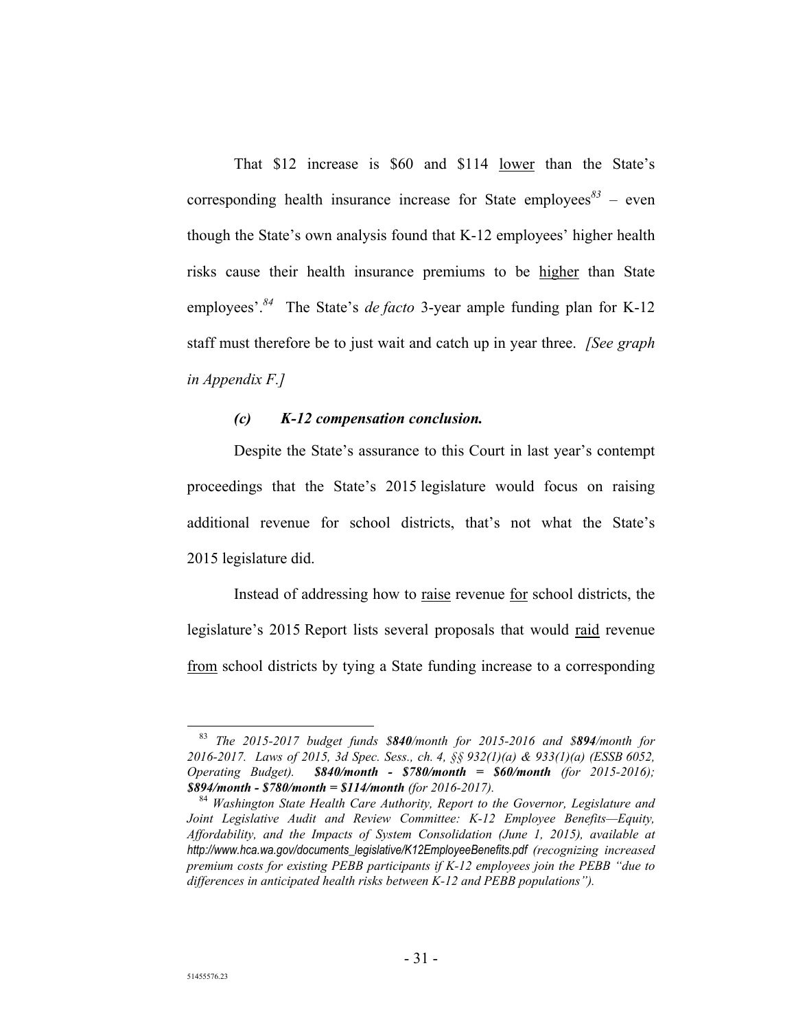That $12 increase is $60 and $114 <u>lower</u> than the State's corresponding health insurance increase for State employees[83] – even though the State's own analysis found that K-12 employees' higher health risks cause their health insurance premiums to be <u>higher</u> than State employees'.[84] The State's *de facto* 3-year ample funding plan for K-12 staff must therefore be to just wait and catch up in year three. *[See graph in Appendix F.]*

### *(c) K-12 compensation conclusion.*

Despite the State's assurance to this Court in last year's contempt proceedings that the State's 2015 legislature would focus on raising additional revenue for school districts, that's not what the State's 2015 legislature did.

Instead of addressing how to <u>raise</u> revenue <u>for</u> school districts, the legislature's 2015 Report lists several proposals that would <u>raid</u> revenue <u>from</u> school districts by tying a State funding increase to a corresponding

---

[83] *The 2015-2017 budget funds $**840**/month for 2015-2016 and $**894**/month for 2016-2017. Laws of 2015, 3d Spec. Sess., ch. 4, §§ 932(1)(a) & 933(1)(a) (ESSB 6052, Operating Budget).* ***$840/month - $780/month = $60/month*** *(for 2015-2016);* ***$894/month - $780/month = $114/month*** *(for 2016-2017).*

[84] *Washington State Health Care Authority, Report to the Governor, Legislature and Joint Legislative Audit and Review Committee: K-12 Employee Benefits—Equity, Affordability, and the Impacts of System Consolidation (June 1, 2015), available at http://www.hca.wa.gov/documents_legislative/K12EmployeeBenefits.pdf (recognizing increased premium costs for existing PEBB participants if K-12 employees join the PEBB "due to differences in anticipated health risks between K-12 and PEBB populations").*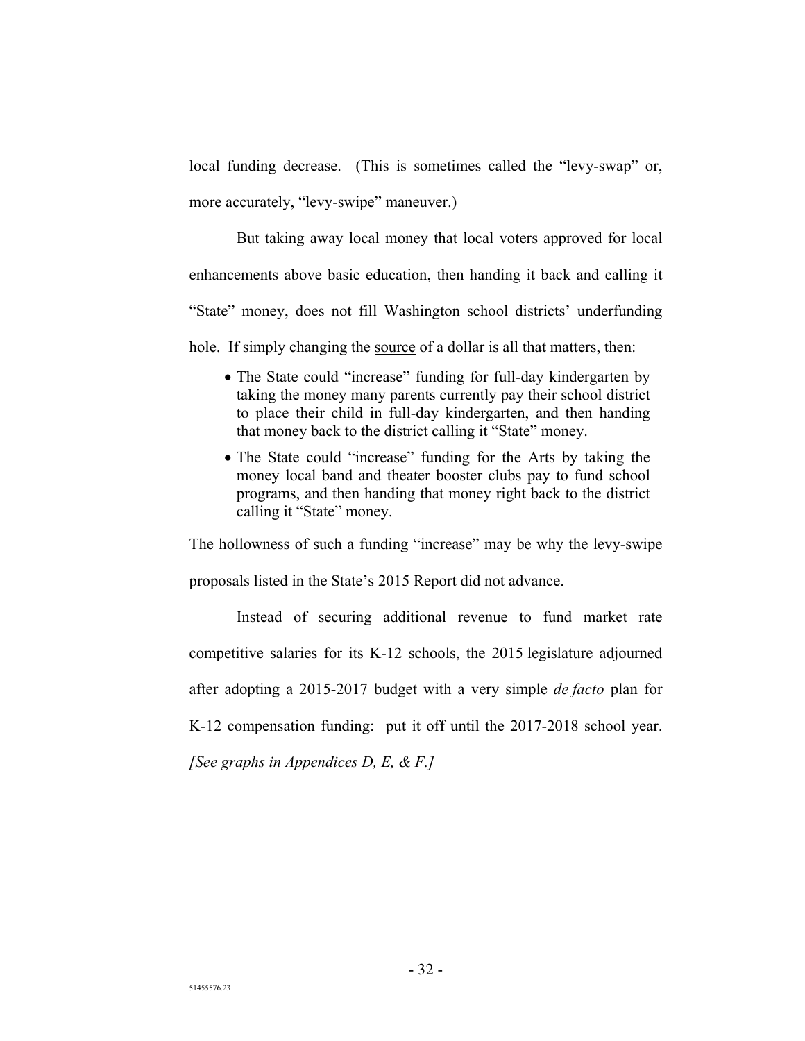local funding decrease. (This is sometimes called the "levy-swap" or, more accurately, "levy-swipe" maneuver.)

But taking away local money that local voters approved for local enhancements <u>above</u> basic education, then handing it back and calling it "State" money, does not fill Washington school districts' underfunding hole. If simply changing the <u>source</u> of a dollar is all that matters, then:

- The State could "increase" funding for full-day kindergarten by taking the money many parents currently pay their school district to place their child in full-day kindergarten, and then handing that money back to the district calling it "State" money.
- The State could "increase" funding for the Arts by taking the money local band and theater booster clubs pay to fund school programs, and then handing that money right back to the district calling it "State" money.

The hollowness of such a funding "increase" may be why the levy-swipe proposals listed in the State's 2015 Report did not advance.

Instead of securing additional revenue to fund market rate competitive salaries for its K-12 schools, the 2015 legislature adjourned after adopting a 2015-2017 budget with a very simple *de facto* plan for K-12 compensation funding: put it off until the 2017-2018 school year. *[See graphs in Appendices D, E, & F.]*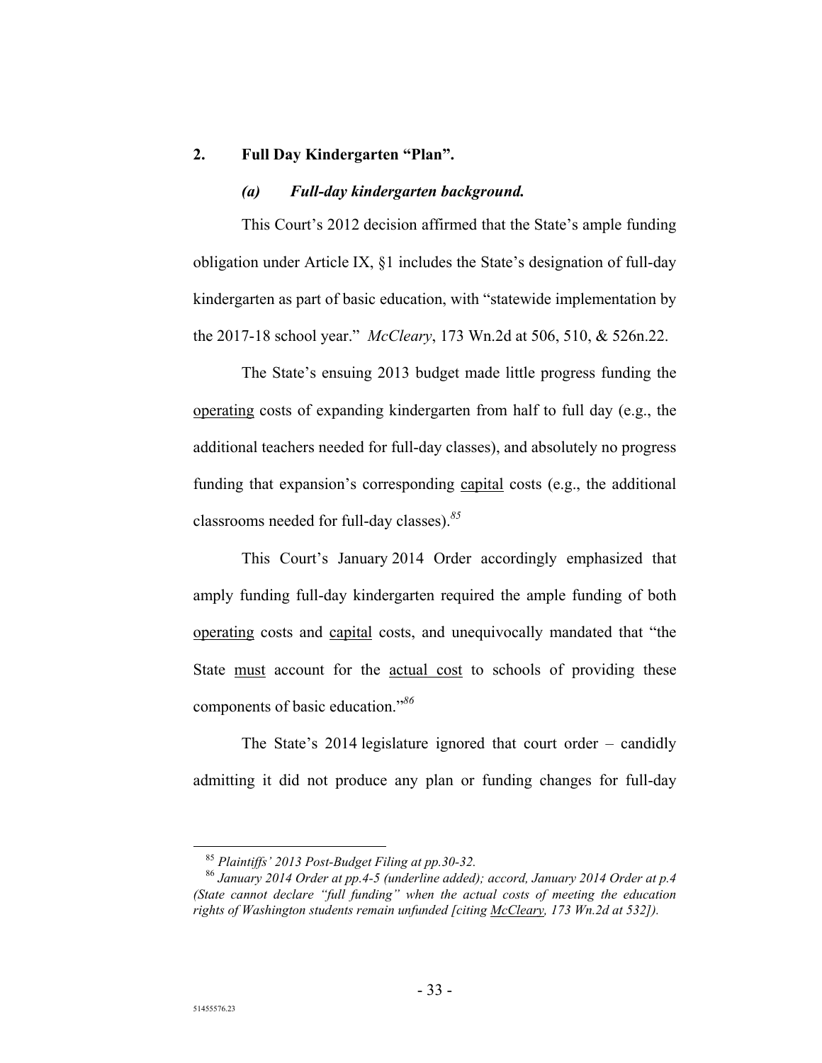## 2. Full Day Kindergarten "Plan".

### *(a) Full-day kindergarten background.*

This Court's 2012 decision affirmed that the State's ample funding obligation under Article IX, §1 includes the State's designation of full-day kindergarten as part of basic education, with "statewide implementation by the 2017-18 school year." *McCleary*, 173 Wn.2d at 506, 510, & 526n.22.

The State's ensuing 2013 budget made little progress funding the <u>operating</u> costs of expanding kindergarten from half to full day (e.g., the additional teachers needed for full-day classes), and absolutely no progress funding that expansion's corresponding <u>capital</u> costs (e.g., the additional classrooms needed for full-day classes).[85]

This Court's January 2014 Order accordingly emphasized that amply funding full-day kindergarten required the ample funding of both <u>operating</u> costs and <u>capital</u> costs, and unequivocally mandated that "the State <u>must</u> account for the <u>actual cost</u> to schools of providing these components of basic education."[86]

The State's 2014 legislature ignored that court order – candidly admitting it did not produce any plan or funding changes for full-day

---

[85] *Plaintiffs' 2013 Post-Budget Filing at pp.30-32.*

[86] *January 2014 Order at pp.4-5 (underline added); accord, January 2014 Order at p.4 (State cannot declare "full funding" when the actual costs of meeting the education rights of Washington students remain unfunded [citing <u>McCleary</u>, 173 Wn.2d at 532]).*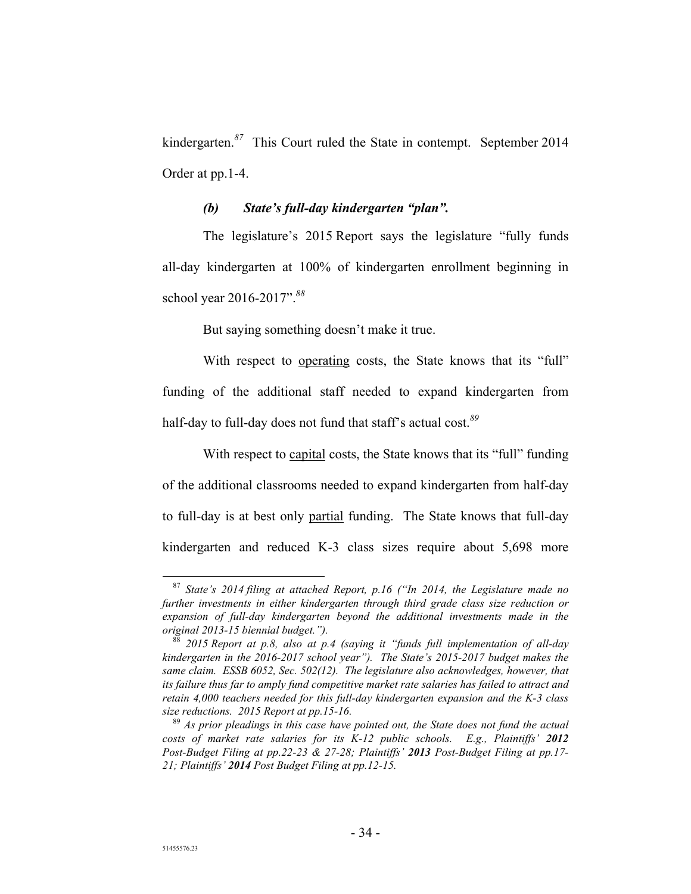kindergarten.[87] This Court ruled the State in contempt. September 2014 Order at pp.1-4.

### *(b) State's full-day kindergarten "plan".*

The legislature's 2015 Report says the legislature "fully funds all-day kindergarten at 100% of kindergarten enrollment beginning in school year 2016-2017".[88]

But saying something doesn't make it true.

With respect to <u>operating</u> costs, the State knows that its "full" funding of the additional staff needed to expand kindergarten from half-day to full-day does not fund that staff's actual cost.[89]

With respect to <u>capital</u> costs, the State knows that its "full" funding of the additional classrooms needed to expand kindergarten from half-day to full-day is at best only <u>partial</u> funding. The State knows that full-day kindergarten and reduced K-3 class sizes require about 5,698 more

---

[87] *State's 2014 filing at attached Report, p.16 ("In 2014, the Legislature made no further investments in either kindergarten through third grade class size reduction or expansion of full-day kindergarten beyond the additional investments made in the original 2013-15 biennial budget.").*

[88] *2015 Report at p.8, also at p.4 (saying it "funds full implementation of all-day kindergarten in the 2016-2017 school year"). The State's 2015-2017 budget makes the same claim. ESSB 6052, Sec. 502(12). The legislature also acknowledges, however, that its failure thus far to amply fund competitive market rate salaries has failed to attract and retain 4,000 teachers needed for this full-day kindergarten expansion and the K-3 class size reductions. 2015 Report at pp.15-16.*

[89] *As prior pleadings in this case have pointed out, the State does not fund the actual costs of market rate salaries for its K-12 public schools. E.g., Plaintiffs'* ***2012*** *Post-Budget Filing at pp.22-23 & 27-28; Plaintiffs'* ***2013*** *Post-Budget Filing at pp.17-21; Plaintiffs'* ***2014*** *Post Budget Filing at pp.12-15.*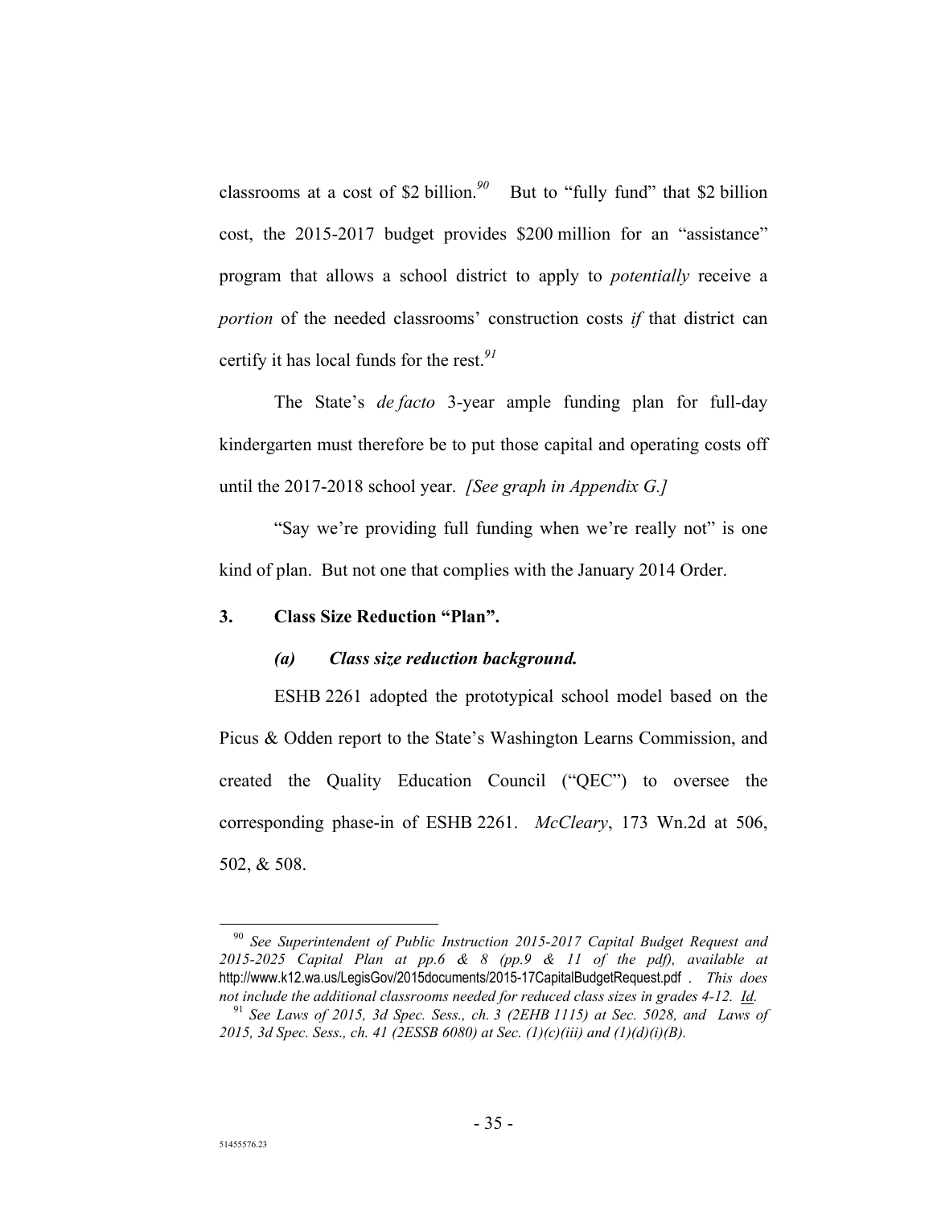classrooms at a cost of $2 billion.[90] But to "fully fund" that $2 billion cost, the 2015-2017 budget provides $200 million for an "assistance" program that allows a school district to apply to *potentially* receive a *portion* of the needed classrooms' construction costs *if* that district can certify it has local funds for the rest.[91]

The State's *de facto* 3-year ample funding plan for full-day kindergarten must therefore be to put those capital and operating costs off until the 2017-2018 school year. *[See graph in Appendix G.]*

"Say we're providing full funding when we're really not" is one kind of plan. But not one that complies with the January 2014 Order.

### 3. Class Size Reduction "Plan".

#### *(a) Class size reduction background.*

ESHB 2261 adopted the prototypical school model based on the Picus & Odden report to the State's Washington Learns Commission, and created the Quality Education Council ("QEC") to oversee the corresponding phase-in of ESHB 2261. *McCleary*, 173 Wn.2d at 506, 502, & 508.

---

[90] *See Superintendent of Public Instruction 2015-2017 Capital Budget Request and 2015-2025 Capital Plan at pp.6 & 8 (pp.9 & 11 of the pdf), available at* http://www.k12.wa.us/LegisGov/2015documents/2015-17CapitalBudgetRequest.pdf . *This does not include the additional classrooms needed for reduced class sizes in grades 4-12. Id.*

[91] *See Laws of 2015, 3d Spec. Sess., ch. 3 (2EHB 1115) at Sec. 5028, and Laws of 2015, 3d Spec. Sess., ch. 41 (2ESSB 6080) at Sec. (1)(c)(iii) and (1)(d)(i)(B).*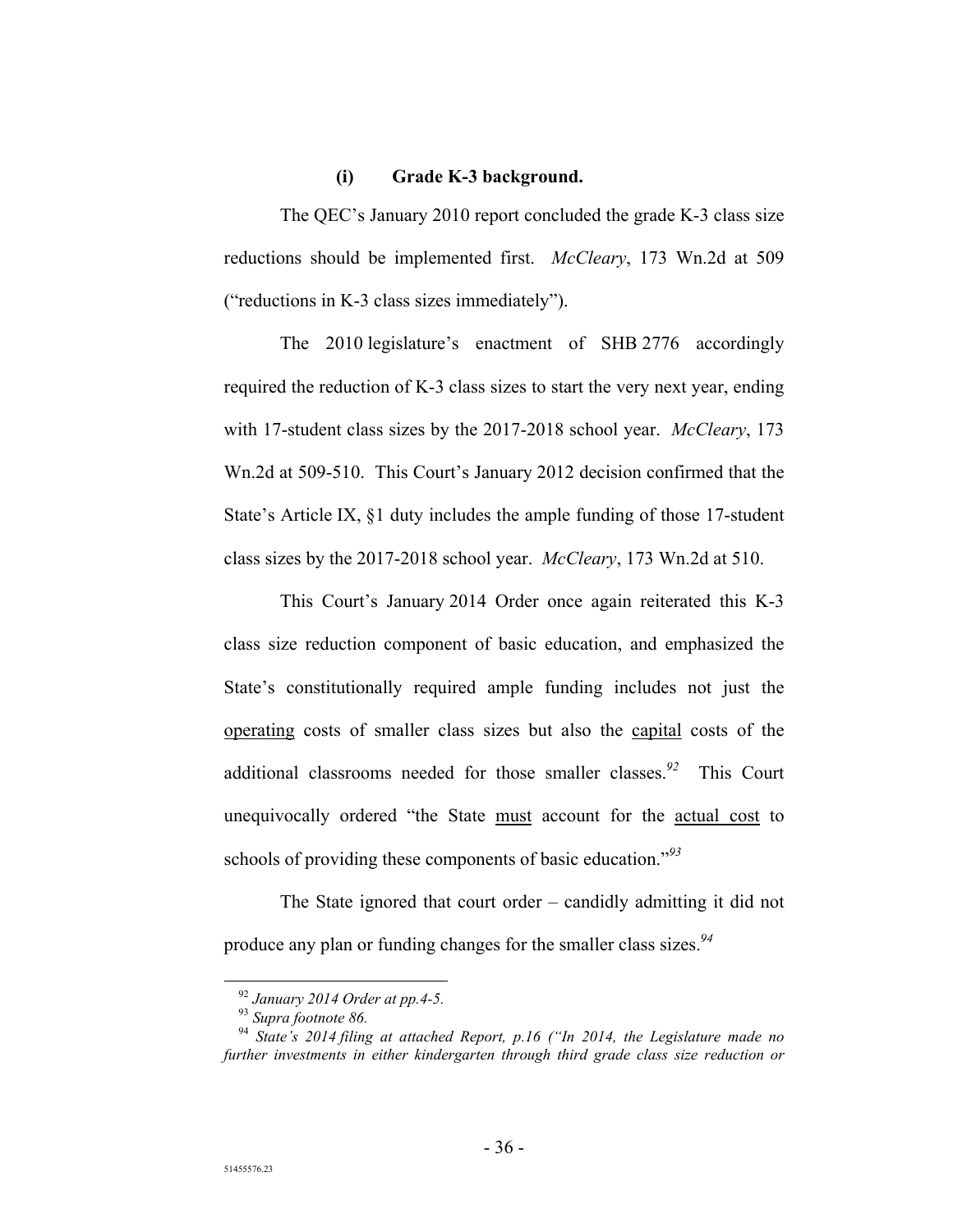#### (i) Grade K-3 background.

The QEC's January 2010 report concluded the grade K-3 class size reductions should be implemented first. *McCleary*, 173 Wn.2d at 509 ("reductions in K-3 class sizes immediately").

The 2010 legislature's enactment of SHB 2776 accordingly required the reduction of K-3 class sizes to start the very next year, ending with 17-student class sizes by the 2017-2018 school year. *McCleary*, 173 Wn.2d at 509-510. This Court's January 2012 decision confirmed that the State's Article IX, §1 duty includes the ample funding of those 17-student class sizes by the 2017-2018 school year. *McCleary*, 173 Wn.2d at 510.

This Court's January 2014 Order once again reiterated this K-3 class size reduction component of basic education, and emphasized the State's constitutionally required ample funding includes not just the <u>operating</u> costs of smaller class sizes but also the <u>capital</u> costs of the additional classrooms needed for those smaller classes.[92] This Court unequivocally ordered "the State <u>must</u> account for the <u>actual cost</u> to schools of providing these components of basic education."[93]

The State ignored that court order – candidly admitting it did not produce any plan or funding changes for the smaller class sizes.[94]

---

[92] *January 2014 Order at pp.4-5.*

[93] *Supra footnote 86.*

[94] *State's 2014 filing at attached Report, p.16 ("In 2014, the Legislature made no further investments in either kindergarten through third grade class size reduction or*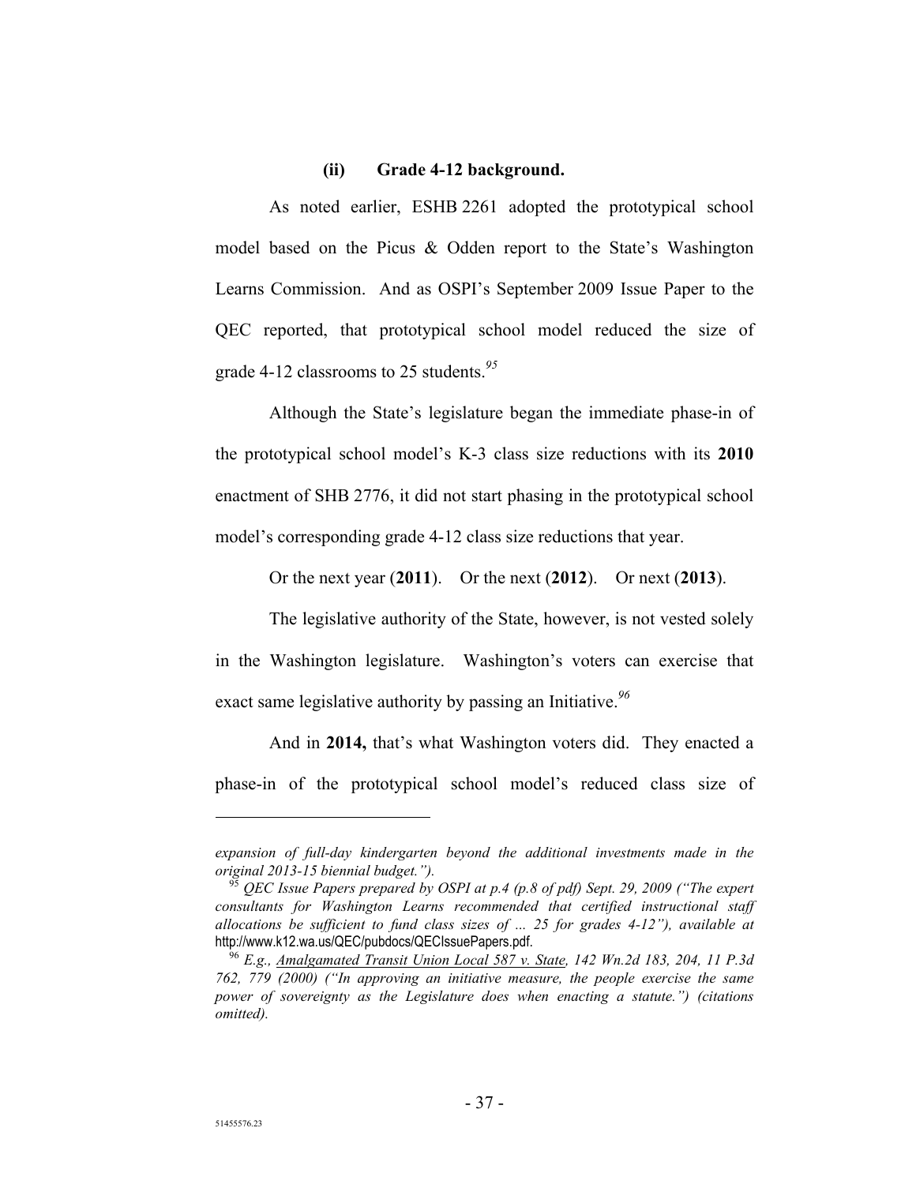### (ii) Grade 4-12 background.

As noted earlier, ESHB 2261 adopted the prototypical school model based on the Picus & Odden report to the State's Washington Learns Commission. And as OSPI's September 2009 Issue Paper to the QEC reported, that prototypical school model reduced the size of grade 4-12 classrooms to 25 students.[95]

Although the State's legislature began the immediate phase-in of the prototypical school model's K-3 class size reductions with its **2010** enactment of SHB 2776, it did not start phasing in the prototypical school model's corresponding grade 4-12 class size reductions that year.

Or the next year (**2011**). Or the next (**2012**). Or next (**2013**).

The legislative authority of the State, however, is not vested solely in the Washington legislature. Washington's voters can exercise that exact same legislative authority by passing an Initiative.[96]

And in **2014,** that's what Washington voters did. They enacted a phase-in of the prototypical school model's reduced class size of

---

*expansion of full-day kindergarten beyond the additional investments made in the original 2013-15 biennial budget.").*

[95] *QEC Issue Papers prepared by OSPI at p.4 (p.8 of pdf) Sept. 29, 2009 ("The expert consultants for Washington Learns recommended that certified instructional staff allocations be sufficient to fund class sizes of ... 25 for grades 4-12"), available at* http://www.k12.wa.us/QEC/pubdocs/QECIssuePapers.pdf.

[96] *E.g., Amalgamated Transit Union Local 587 v. State, 142 Wn.2d 183, 204, 11 P.3d 762, 779 (2000) ("In approving an initiative measure, the people exercise the same power of sovereignty as the Legislature does when enacting a statute.") (citations omitted).*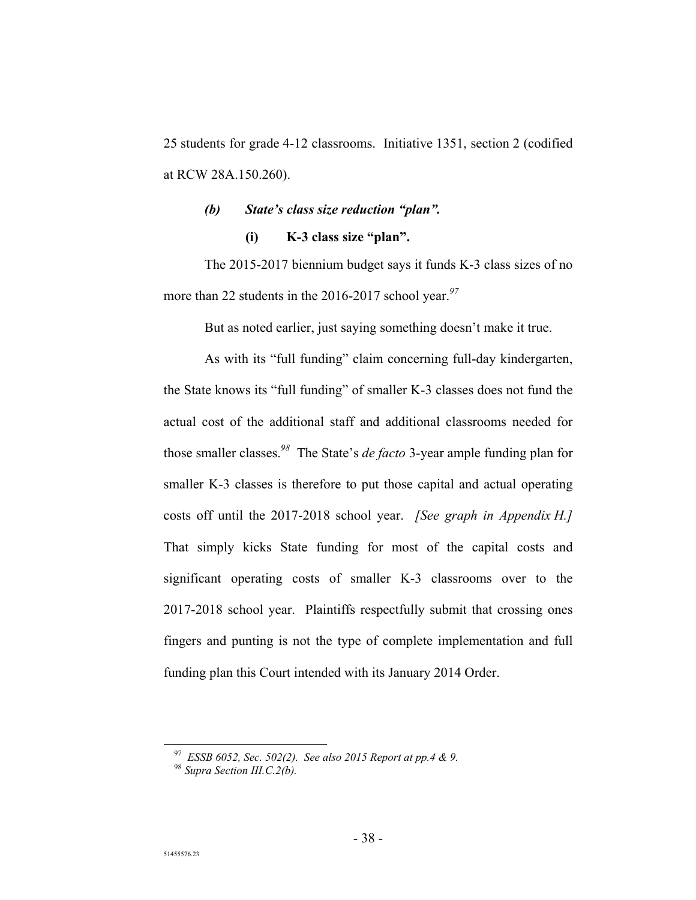25 students for grade 4-12 classrooms. Initiative 1351, section 2 (codified at RCW 28A.150.260).

### *(b) State's class size reduction "plan".*

#### (i) K-3 class size "plan".

The 2015-2017 biennium budget says it funds K-3 class sizes of no more than 22 students in the 2016-2017 school year.[97]

But as noted earlier, just saying something doesn't make it true.

As with its "full funding" claim concerning full-day kindergarten, the State knows its "full funding" of smaller K-3 classes does not fund the actual cost of the additional staff and additional classrooms needed for those smaller classes.[98] The State's *de facto* 3-year ample funding plan for smaller K-3 classes is therefore to put those capital and actual operating costs off until the 2017-2018 school year. *[See graph in Appendix H.]* That simply kicks State funding for most of the capital costs and significant operating costs of smaller K-3 classrooms over to the 2017-2018 school year. Plaintiffs respectfully submit that crossing ones fingers and punting is not the type of complete implementation and full funding plan this Court intended with its January 2014 Order.

---

[97] *ESSB 6052, Sec. 502(2). See also 2015 Report at pp.4 & 9.*

[98] *Supra Section III.C.2(b).*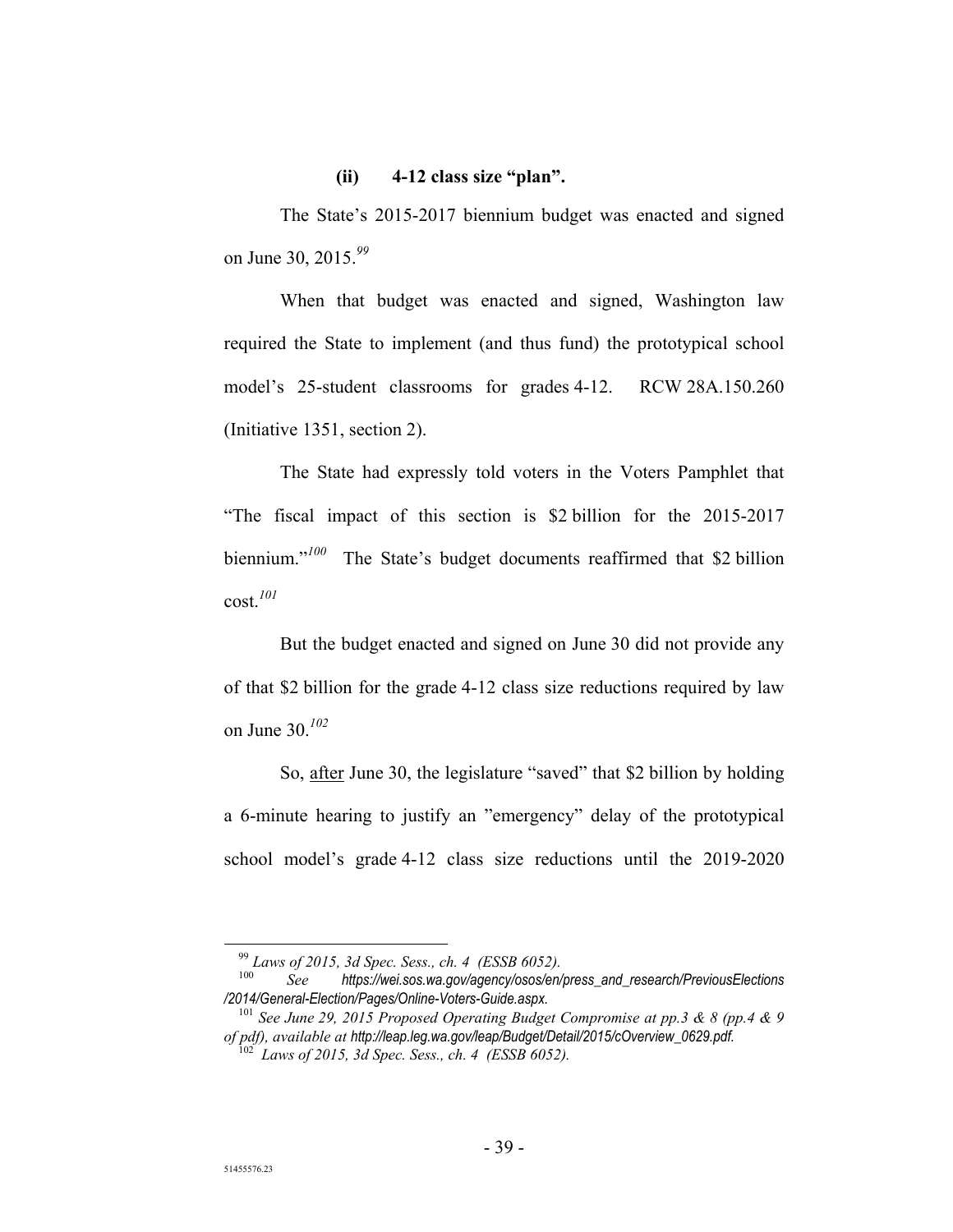### (ii) 4-12 class size "plan".

The State's 2015-2017 biennium budget was enacted and signed on June 30, 2015.[99]

When that budget was enacted and signed, Washington law required the State to implement (and thus fund) the prototypical school model's 25-student classrooms for grades 4-12. RCW 28A.150.260 (Initiative 1351, section 2).

The State had expressly told voters in the Voters Pamphlet that "The fiscal impact of this section is $2 billion for the 2015-2017 biennium."[100] The State's budget documents reaffirmed that $2 billion cost.[101]

But the budget enacted and signed on June 30 did not provide any of that $2 billion for the grade 4-12 class size reductions required by law on June 30.[102]

So, after June 30, the legislature "saved" that $2 billion by holding a 6-minute hearing to justify an "emergency" delay of the prototypical school model's grade 4-12 class size reductions until the 2019-2020

---

[99] *Laws of 2015, 3d Spec. Sess., ch. 4 (ESSB 6052).*

[100] *See https://wei.sos.wa.gov/agency/osos/en/press_and_research/PreviousElections/2014/General-Election/Pages/Online-Voters-Guide.aspx.*

[101] *See June 29, 2015 Proposed Operating Budget Compromise at pp.3 & 8 (pp.4 & 9 of pdf), available at http://leap.leg.wa.gov/leap/Budget/Detail/2015/cOverview_0629.pdf.*

[102] *Laws of 2015, 3d Spec. Sess., ch. 4 (ESSB 6052).*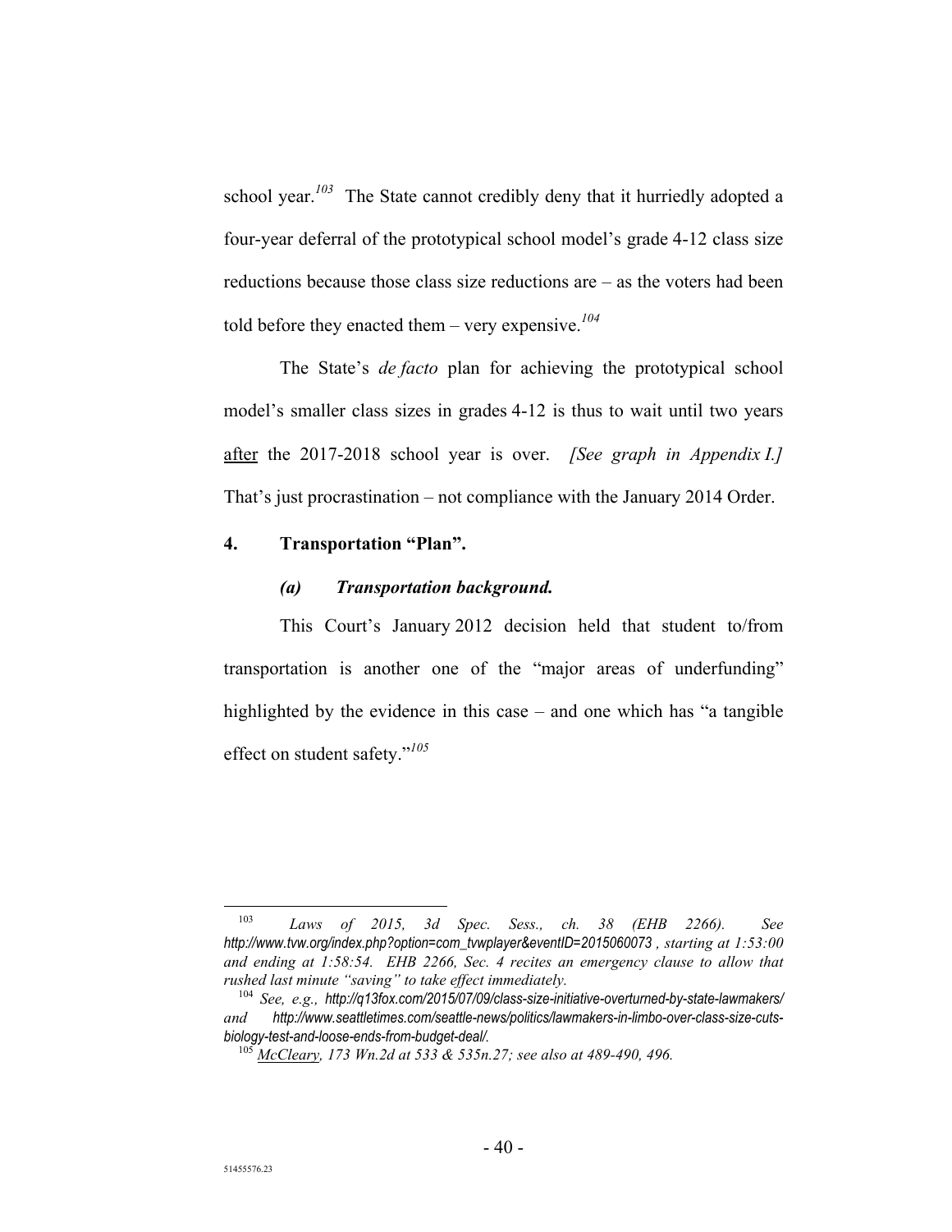school year.[103] The State cannot credibly deny that it hurriedly adopted a four-year deferral of the prototypical school model's grade 4-12 class size reductions because those class size reductions are – as the voters had been told before they enacted them – very expensive.[104]

The State's *de facto* plan for achieving the prototypical school model's smaller class sizes in grades 4-12 is thus to wait until two years after the 2017-2018 school year is over. *[See graph in Appendix I.]* That's just procrastination – not compliance with the January 2014 Order.

### 4. Transportation "Plan".

#### *(a) Transportation background.*

This Court's January 2012 decision held that student to/from transportation is another one of the "major areas of underfunding" highlighted by the evidence in this case – and one which has "a tangible effect on student safety."[105]

---

[103] *Laws of 2015, 3d Spec. Sess., ch. 38 (EHB 2266). See http://www.tvw.org/index.php?option=com_tvwplayer&eventID=2015060073 , starting at 1:53:00 and ending at 1:58:54. EHB 2266, Sec. 4 recites an emergency clause to allow that rushed last minute "saving" to take effect immediately.*

[104] *See, e.g., http://q13fox.com/2015/07/09/class-size-initiative-overturned-by-state-lawmakers/ and http://www.seattletimes.com/seattle-news/politics/lawmakers-in-limbo-over-class-size-cuts-biology-test-and-loose-ends-from-budget-deal/.*

[105] *McCleary, 173 Wn.2d at 533 & 535n.27; see also at 489-490, 496.*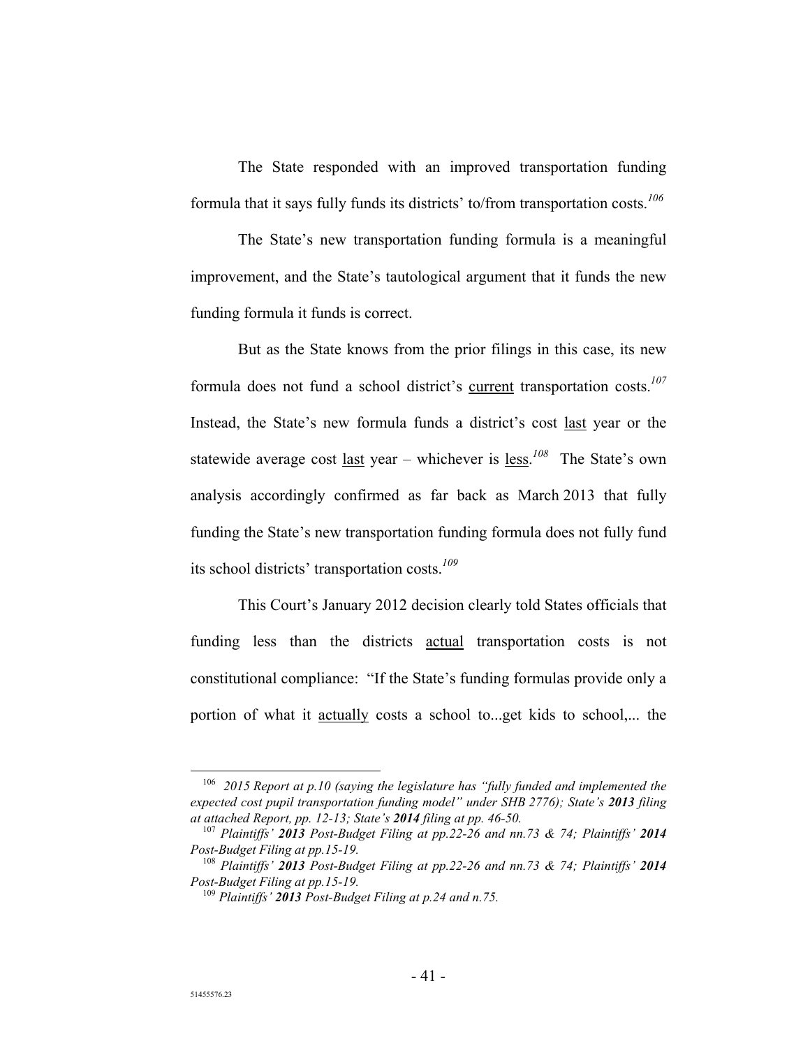The State responded with an improved transportation funding formula that it says fully funds its districts' to/from transportation costs.[106]

The State's new transportation funding formula is a meaningful improvement, and the State's tautological argument that it funds the new funding formula it funds is correct.

But as the State knows from the prior filings in this case, its new formula does not fund a school district's <u>current</u> transportation costs.[107] Instead, the State's new formula funds a district's cost <u>last</u> year or the statewide average cost <u>last</u> year – whichever is <u>less</u>.[108] The State's own analysis accordingly confirmed as far back as March 2013 that fully funding the State's new transportation funding formula does not fully fund its school districts' transportation costs.[109]

This Court's January 2012 decision clearly told States officials that funding less than the districts <u>actual</u> transportation costs is not constitutional compliance: "If the State's funding formulas provide only a portion of what it <u>actually</u> costs a school to...get kids to school,... the

---

[106] *2015 Report at p.10 (saying the legislature has "fully funded and implemented the expected cost pupil transportation funding model" under SHB 2776); State's **2013** filing at attached Report, pp. 12-13; State's **2014** filing at pp. 46-50.*

[107] *Plaintiffs' **2013** Post-Budget Filing at pp.22-26 and nn.73 & 74; Plaintiffs' **2014** Post-Budget Filing at pp.15-19.*

[108] *Plaintiffs' **2013** Post-Budget Filing at pp.22-26 and nn.73 & 74; Plaintiffs' **2014** Post-Budget Filing at pp.15-19.*

[109] *Plaintiffs' **2013** Post-Budget Filing at p.24 and n.75.*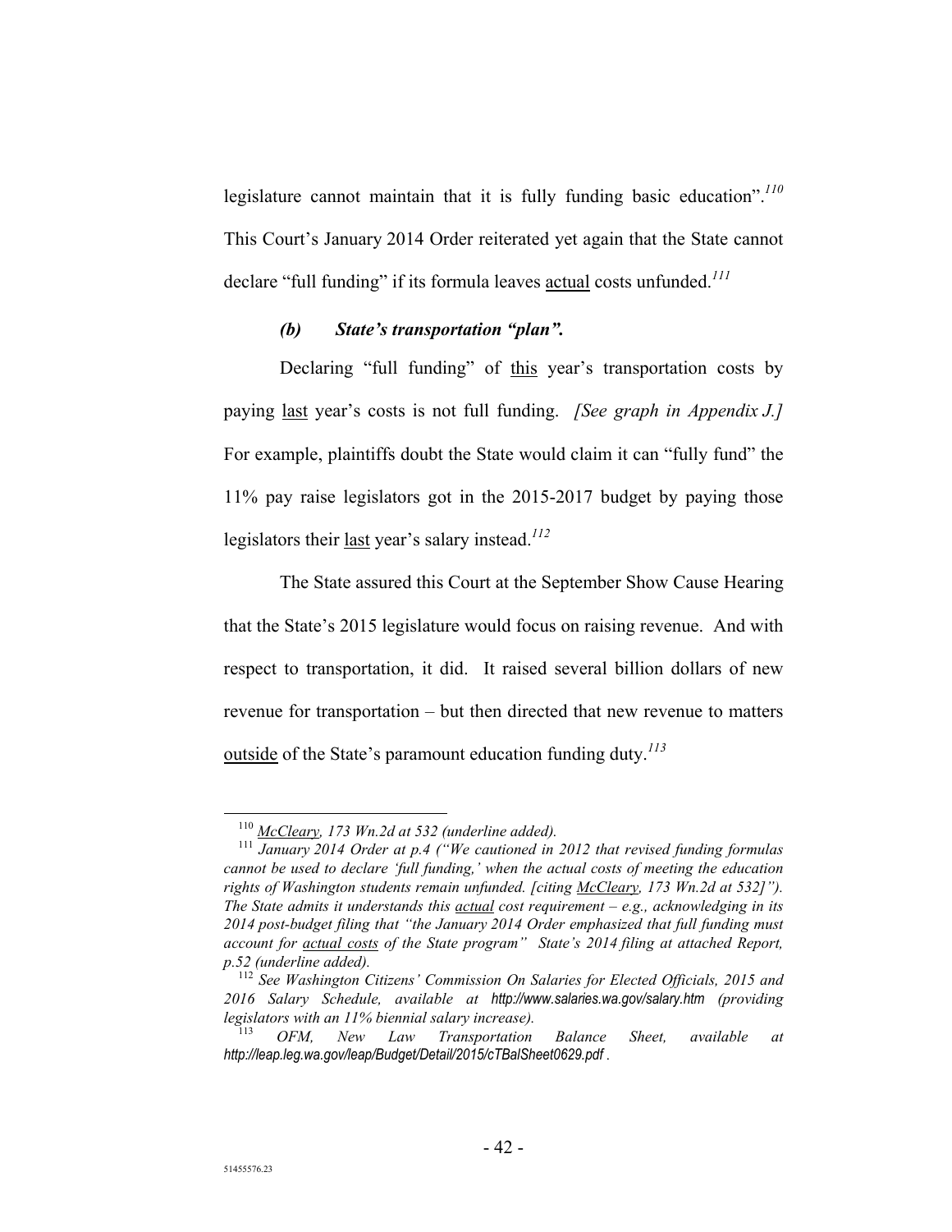legislature cannot maintain that it is fully funding basic education".[110] This Court's January 2014 Order reiterated yet again that the State cannot declare "full funding" if its formula leaves actual costs unfunded.[111]

### *(b) State's transportation "plan".*

Declaring "full funding" of this year's transportation costs by paying last year's costs is not full funding. *[See graph in Appendix J.]* For example, plaintiffs doubt the State would claim it can "fully fund" the 11% pay raise legislators got in the 2015-2017 budget by paying those legislators their last year's salary instead.[112]

The State assured this Court at the September Show Cause Hearing that the State's 2015 legislature would focus on raising revenue. And with respect to transportation, it did. It raised several billion dollars of new revenue for transportation – but then directed that new revenue to matters outside of the State's paramount education funding duty.[113]

---

[110] *McCleary, 173 Wn.2d at 532 (underline added).*

[111] *January 2014 Order at p.4 ("We cautioned in 2012 that revised funding formulas cannot be used to declare 'full funding,' when the actual costs of meeting the education rights of Washington students remain unfunded. [citing McCleary, 173 Wn.2d at 532]"). The State admits it understands this actual cost requirement – e.g., acknowledging in its 2014 post-budget filing that "the January 2014 Order emphasized that full funding must account for actual costs of the State program" State's 2014 filing at attached Report, p.52 (underline added).*

[112] *See Washington Citizens' Commission On Salaries for Elected Officials, 2015 and 2016 Salary Schedule, available at http://www.salaries.wa.gov/salary.htm (providing legislators with an 11% biennial salary increase).*

[113] *OFM, New Law Transportation Balance Sheet, available at http://leap.leg.wa.gov/leap/Budget/Detail/2015/cTBalSheet0629.pdf .*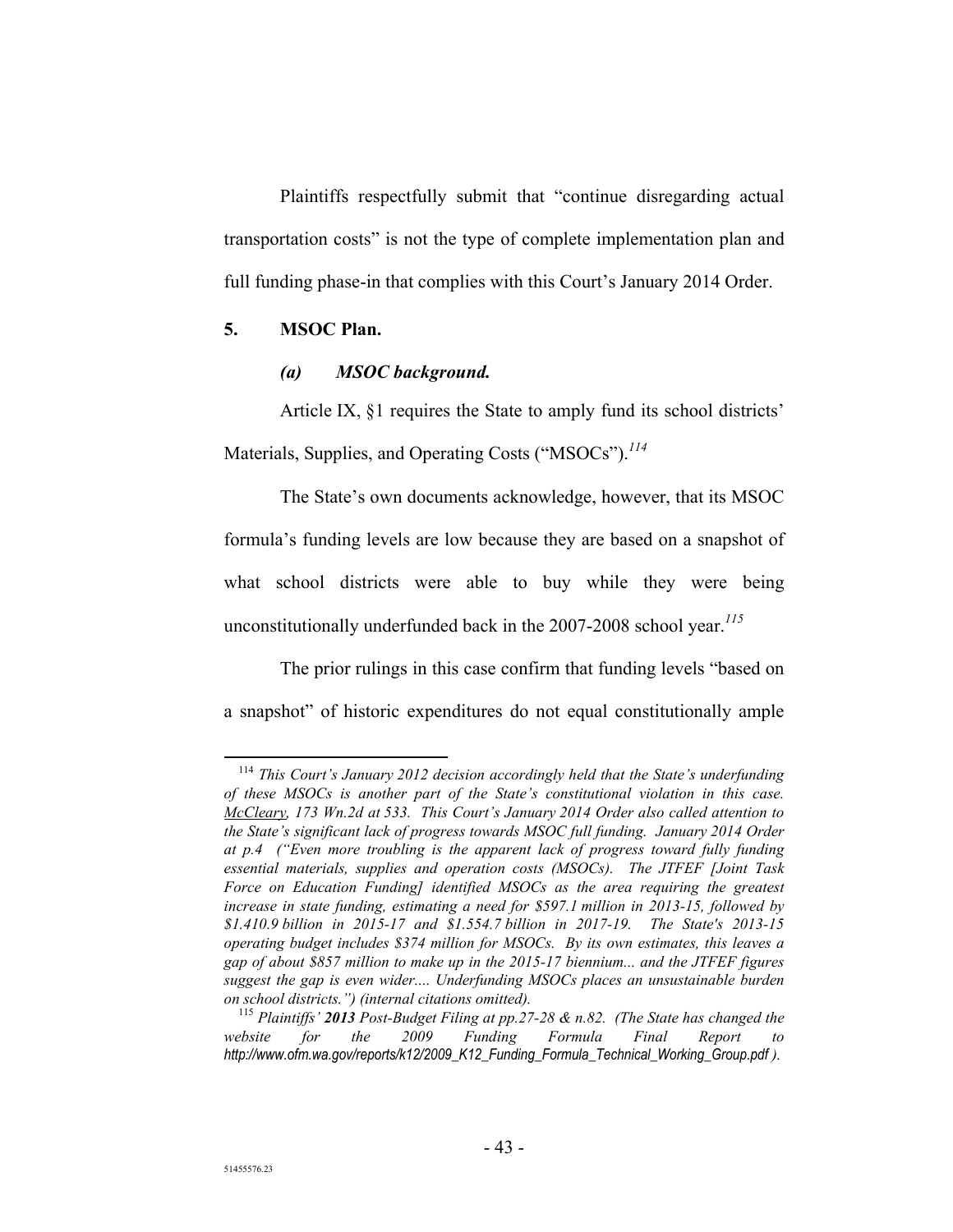Plaintiffs respectfully submit that "continue disregarding actual transportation costs" is not the type of complete implementation plan and full funding phase-in that complies with this Court's January 2014 Order.

**5. MSOC Plan.**

***(a) MSOC background.***

Article IX, §1 requires the State to amply fund its school districts' Materials, Supplies, and Operating Costs ("MSOCs").[114]

The State's own documents acknowledge, however, that its MSOC formula's funding levels are low because they are based on a snapshot of what school districts were able to buy while they were being unconstitutionally underfunded back in the 2007-2008 school year.[115]

The prior rulings in this case confirm that funding levels "based on a snapshot" of historic expenditures do not equal constitutionally ample

---

[114] *This Court's January 2012 decision accordingly held that the State's underfunding of these MSOCs is another part of the State's constitutional violation in this case. McCleary, 173 Wn.2d at 533. This Court's January 2014 Order also called attention to the State's significant lack of progress towards MSOC full funding. January 2014 Order at p.4 ("Even more troubling is the apparent lack of progress toward fully funding essential materials, supplies and operation costs (MSOCs). The JTFEF [Joint Task Force on Education Funding] identified MSOCs as the area requiring the greatest increase in state funding, estimating a need for $597.1 million in 2013-15, followed by $1.410.9 billion in 2015-17 and $1.554.7 billion in 2017-19. The State's 2013-15 operating budget includes $374 million for MSOCs. By its own estimates, this leaves a gap of about $857 million to make up in the 2015-17 biennium... and the JTFEF figures suggest the gap is even wider.... Underfunding MSOCs places an unsustainable burden on school districts.") (internal citations omitted).*

[115] *Plaintiffs' **2013** Post-Budget Filing at pp.27-28 & n.82. (The State has changed the website for the 2009 Funding Formula Final Report to http://www.ofm.wa.gov/reports/k12/2009_K12_Funding_Formula_Technical_Working_Group.pdf ).*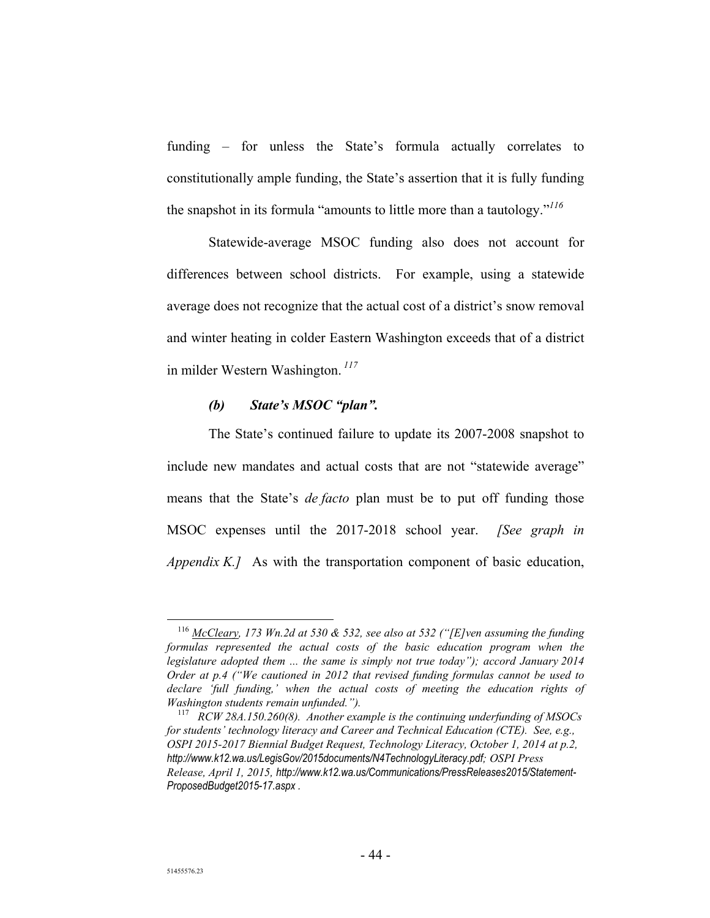funding – for unless the State's formula actually correlates to constitutionally ample funding, the State's assertion that it is fully funding the snapshot in its formula "amounts to little more than a tautology."[116]

Statewide-average MSOC funding also does not account for differences between school districts. For example, using a statewide average does not recognize that the actual cost of a district's snow removal and winter heating in colder Eastern Washington exceeds that of a district in milder Western Washington.[117]

#### *(b) State's MSOC "plan".*

The State's continued failure to update its 2007-2008 snapshot to include new mandates and actual costs that are not "statewide average" means that the State's *de facto* plan must be to put off funding those MSOC expenses until the 2017-2018 school year. *[See graph in Appendix K.]* As with the transportation component of basic education,

---

[116] McCleary, *173 Wn.2d at 530 & 532, see also at 532 ("[E]ven assuming the funding formulas represented the actual costs of the basic education program when the legislature adopted them ... the same is simply not true today"); accord January 2014 Order at p.4 ("We cautioned in 2012 that revised funding formulas cannot be used to declare 'full funding,' when the actual costs of meeting the education rights of Washington students remain unfunded.").*

[117] *RCW 28A.150.260(8). Another example is the continuing underfunding of MSOCs for students' technology literacy and Career and Technical Education (CTE). See, e.g., OSPI 2015-2017 Biennial Budget Request, Technology Literacy, October 1, 2014 at p.2, http://www.k12.wa.us/LegisGov/2015documents/N4TechnologyLiteracy.pdf; OSPI Press Release, April 1, 2015, http://www.k12.wa.us/Communications/PressReleases2015/Statement-ProposedBudget2015-17.aspx .*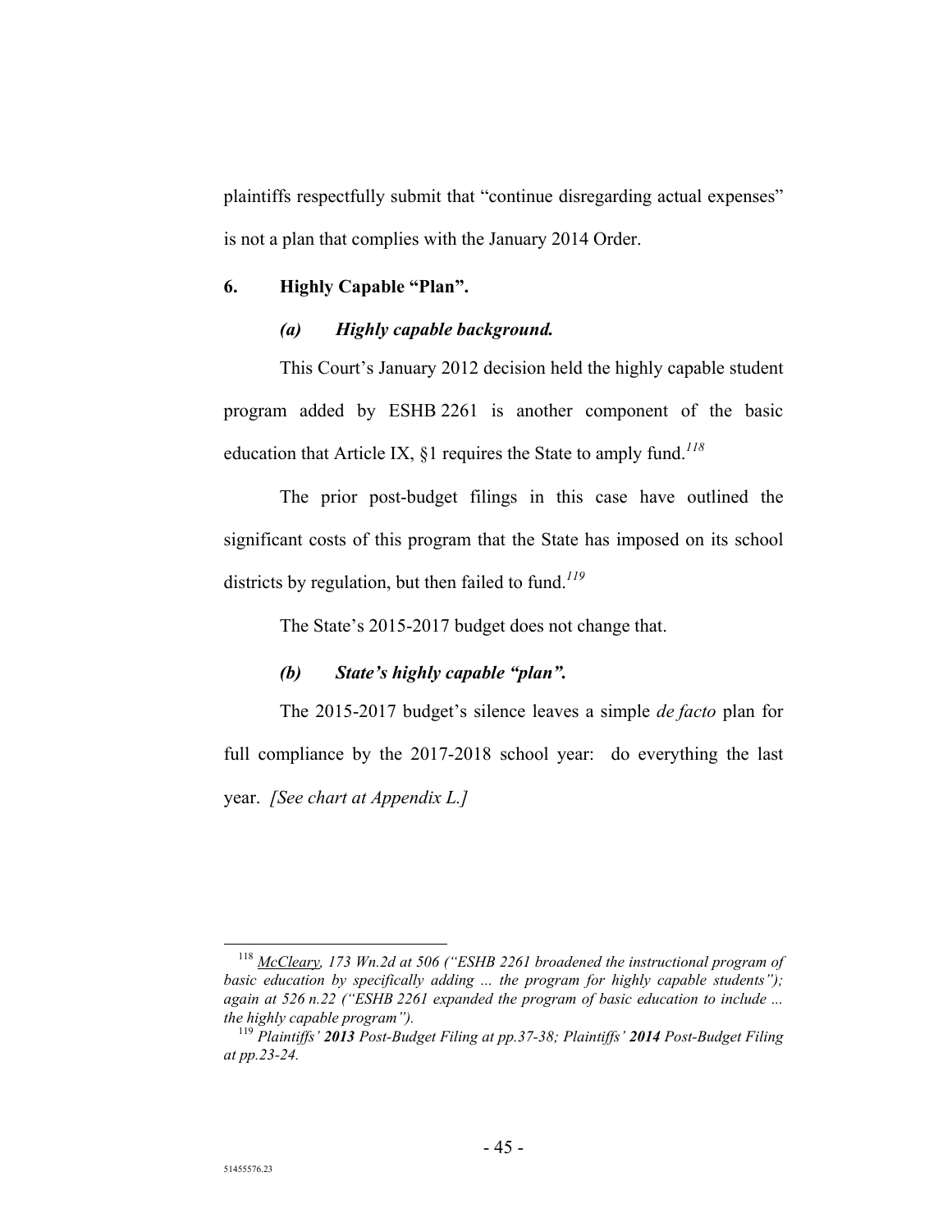plaintiffs respectfully submit that "continue disregarding actual expenses" is not a plan that complies with the January 2014 Order.

### 6. Highly Capable "Plan".

#### *(a) Highly capable background.*

This Court's January 2012 decision held the highly capable student program added by ESHB 2261 is another component of the basic education that Article IX, §1 requires the State to amply fund.[118]

The prior post-budget filings in this case have outlined the significant costs of this program that the State has imposed on its school districts by regulation, but then failed to fund.[119]

The State's 2015-2017 budget does not change that.

#### *(b) State's highly capable "plan".*

The 2015-2017 budget's silence leaves a simple *de facto* plan for full compliance by the 2017-2018 school year: do everything the last year. *[See chart at Appendix L.]*

---

[118] *McCleary, 173 Wn.2d at 506 ("ESHB 2261 broadened the instructional program of basic education by specifically adding ... the program for highly capable students"); again at 526 n.22 ("ESHB 2261 expanded the program of basic education to include ... the highly capable program").*

[119] *Plaintiffs' **2013** Post-Budget Filing at pp.37-38; Plaintiffs' **2014** Post-Budget Filing at pp.23-24.*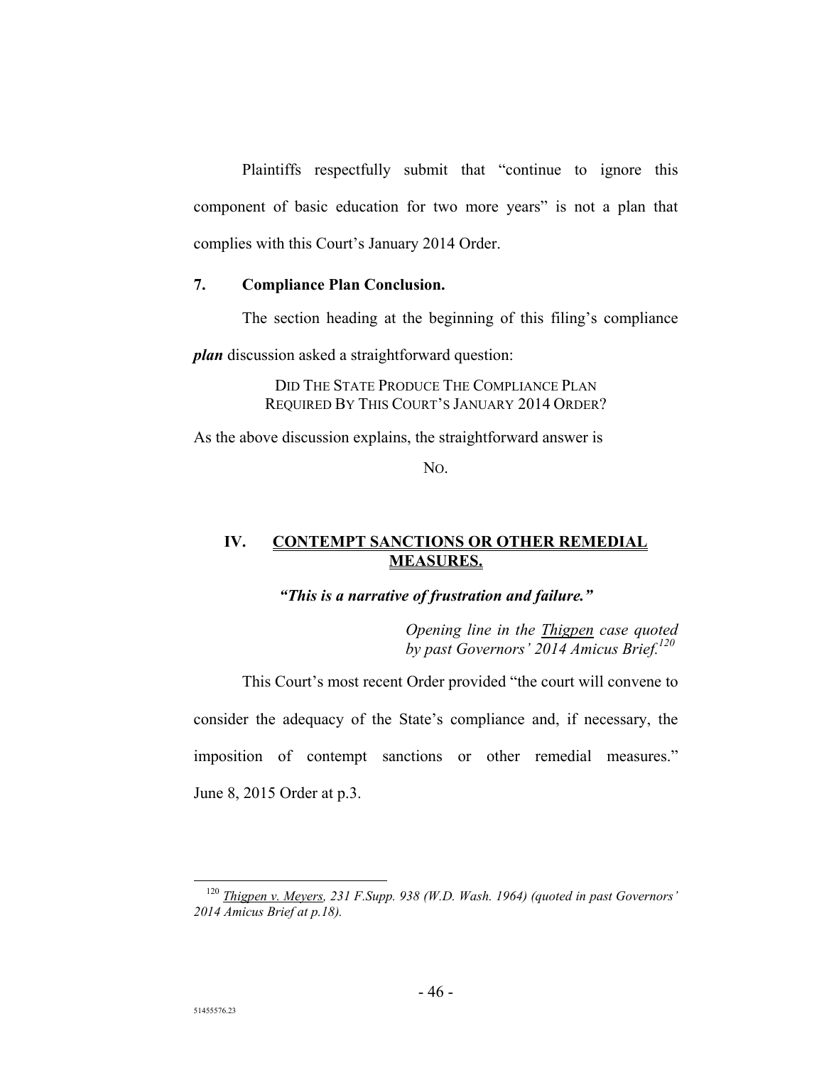Plaintiffs respectfully submit that "continue to ignore this component of basic education for two more years" is not a plan that complies with this Court's January 2014 Order.

### 7. Compliance Plan Conclusion.

The section heading at the beginning of this filing's compliance ***plan*** discussion asked a straightforward question:

> DID THE STATE PRODUCE THE COMPLIANCE PLAN REQUIRED BY THIS COURT'S JANUARY 2014 ORDER?

As the above discussion explains, the straightforward answer is

NO.

## IV. CONTEMPT SANCTIONS OR OTHER REMEDIAL MEASURES.

***"This is a narrative of frustration and failure."***

*Opening line in the Thigpen case quoted by past Governors' 2014 Amicus Brief.*[120]

This Court's most recent Order provided "the court will convene to consider the adequacy of the State's compliance and, if necessary, the imposition of contempt sanctions or other remedial measures." June 8, 2015 Order at p.3.

---

[120] *Thigpen v. Meyers, 231 F.Supp. 938 (W.D. Wash. 1964) (quoted in past Governors' 2014 Amicus Brief at p.18).*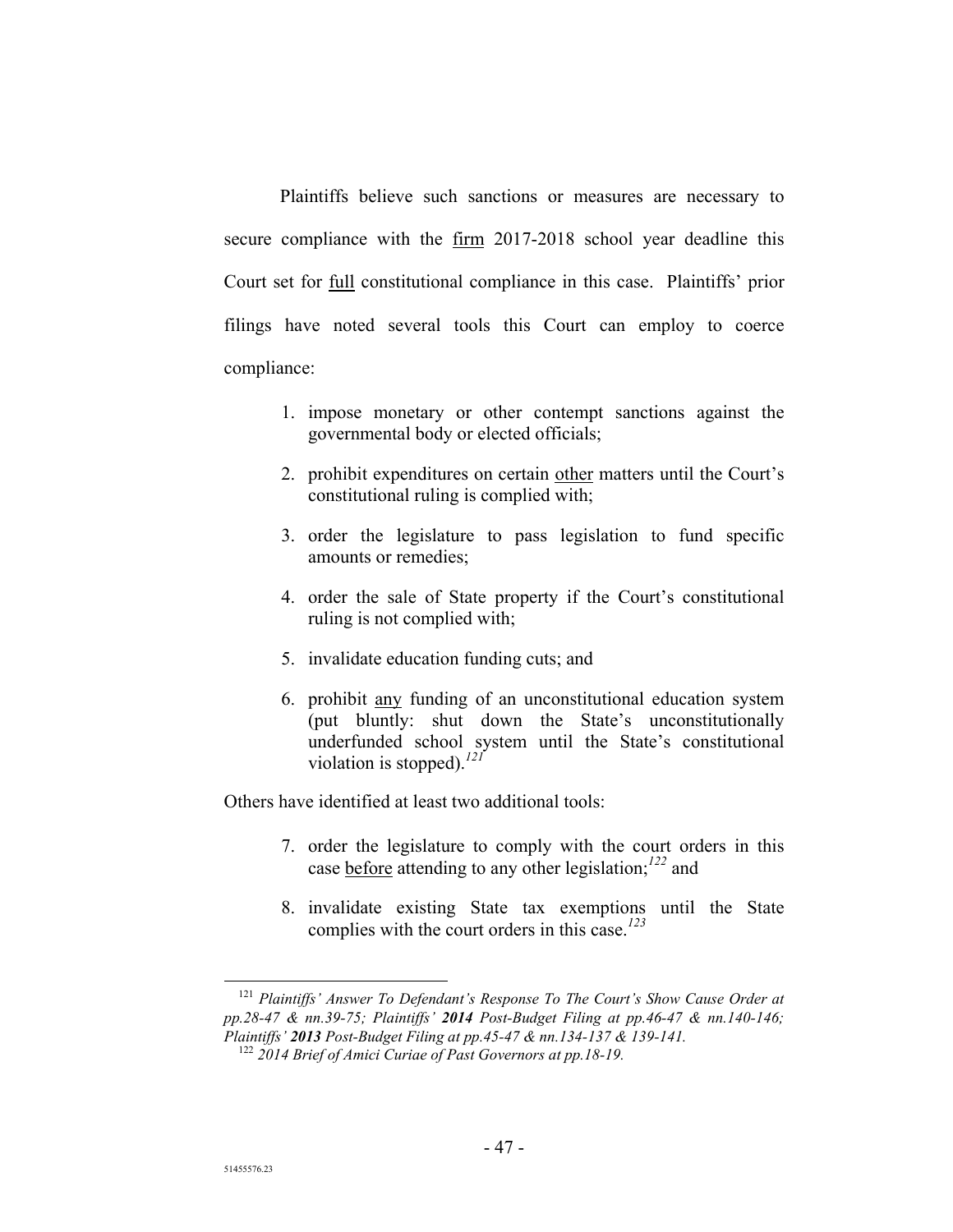Plaintiffs believe such sanctions or measures are necessary to secure compliance with the <u>firm</u> 2017-2018 school year deadline this Court set for <u>full</u> constitutional compliance in this case. Plaintiffs' prior filings have noted several tools this Court can employ to coerce compliance:

1. impose monetary or other contempt sanctions against the governmental body or elected officials;
2. prohibit expenditures on certain <u>other</u> matters until the Court's constitutional ruling is complied with;
3. order the legislature to pass legislation to fund specific amounts or remedies;
4. order the sale of State property if the Court's constitutional ruling is not complied with;
5. invalidate education funding cuts; and
6. prohibit <u>any</u> funding of an unconstitutional education system (put bluntly: shut down the State's unconstitutionally underfunded school system until the State's constitutional violation is stopped).[121]

Others have identified at least two additional tools:

7. order the legislature to comply with the court orders in this case <u>before</u> attending to any other legislation;[122] and
8. invalidate existing State tax exemptions until the State complies with the court orders in this case.[123]

---

[121] *Plaintiffs' Answer To Defendant's Response To The Court's Show Cause Order at pp.28-47 & nn.39-75; Plaintiffs' **2014** Post-Budget Filing at pp.46-47 & nn.140-146; Plaintiffs' **2013** Post-Budget Filing at pp.45-47 & nn.134-137 & 139-141.*

[122] *2014 Brief of Amici Curiae of Past Governors at pp.18-19.*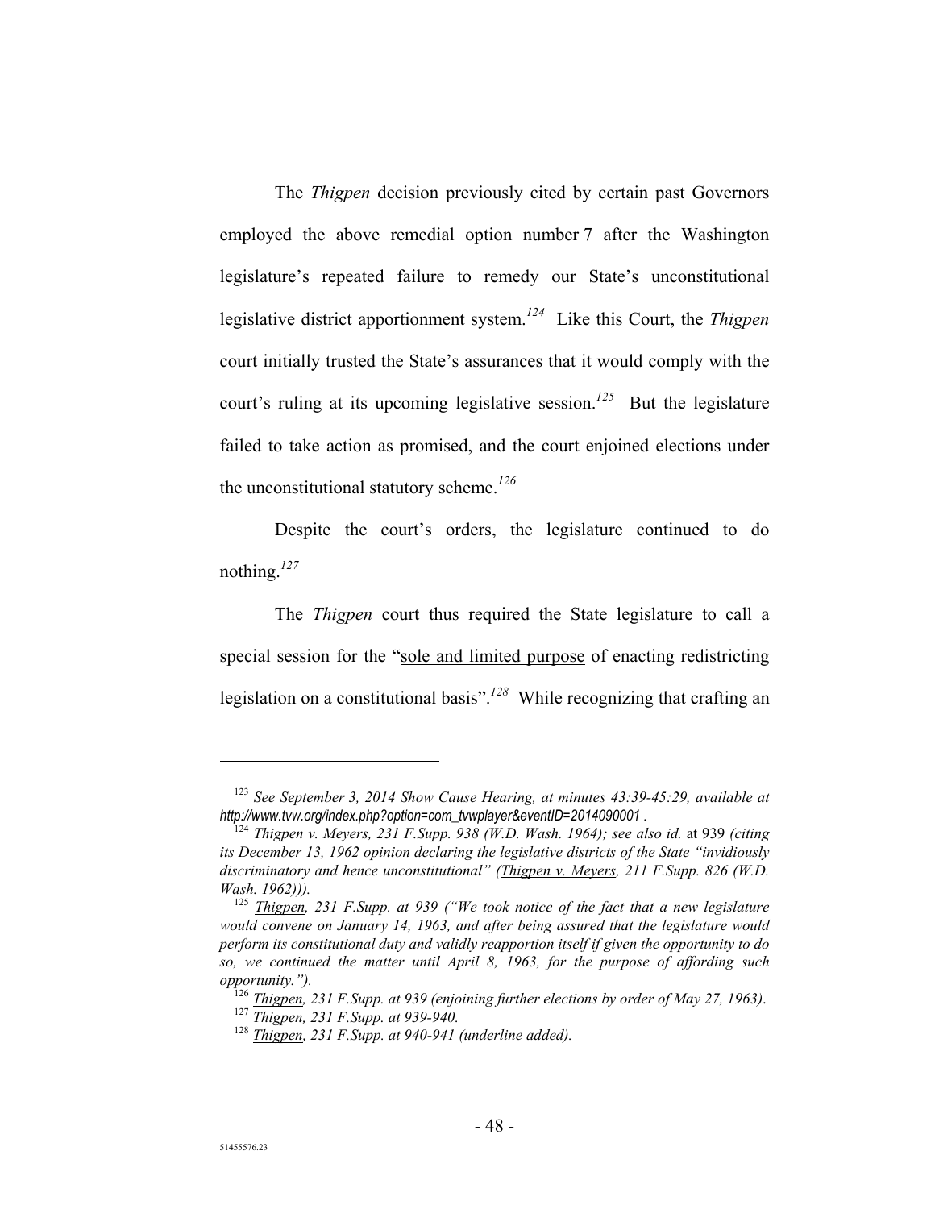The *Thigpen* decision previously cited by certain past Governors employed the above remedial option number 7 after the Washington legislature's repeated failure to remedy our State's unconstitutional legislative district apportionment system.[124] Like this Court, the *Thigpen* court initially trusted the State's assurances that it would comply with the court's ruling at its upcoming legislative session.[125] But the legislature failed to take action as promised, and the court enjoined elections under the unconstitutional statutory scheme.[126]

Despite the court's orders, the legislature continued to do nothing.[127]

The *Thigpen* court thus required the State legislature to call a special session for the "<u>sole and limited purpose</u> of enacting redistricting legislation on a constitutional basis".[128] While recognizing that crafting an

---

[123] *See September 3, 2014 Show Cause Hearing, at minutes 43:39-45:29, available at http://www.tvw.org/index.php?option=com_tvwplayer&eventID=2014090001 .*

[124] *<u>Thigpen v. Meyers</u>, 231 F.Supp. 938 (W.D. Wash. 1964); see also <u>id.</u>* at 939 *(citing its December 13, 1962 opinion declaring the legislative districts of the State "invidiously discriminatory and hence unconstitutional" (<u>Thigpen v. Meyers</u>, 211 F.Supp. 826 (W.D. Wash. 1962))).*

[125] *<u>Thigpen</u>, 231 F.Supp. at 939 ("We took notice of the fact that a new legislature would convene on January 14, 1963, and after being assured that the legislature would perform its constitutional duty and validly reapportion itself if given the opportunity to do so, we continued the matter until April 8, 1963, for the purpose of affording such opportunity.").*

[126] *<u>Thigpen</u>, 231 F.Supp. at 939 (enjoining further elections by order of May 27, 1963).*

[127] *<u>Thigpen</u>, 231 F.Supp. at 939-940.*

[128] *<u>Thigpen</u>, 231 F.Supp. at 940-941 (underline added).*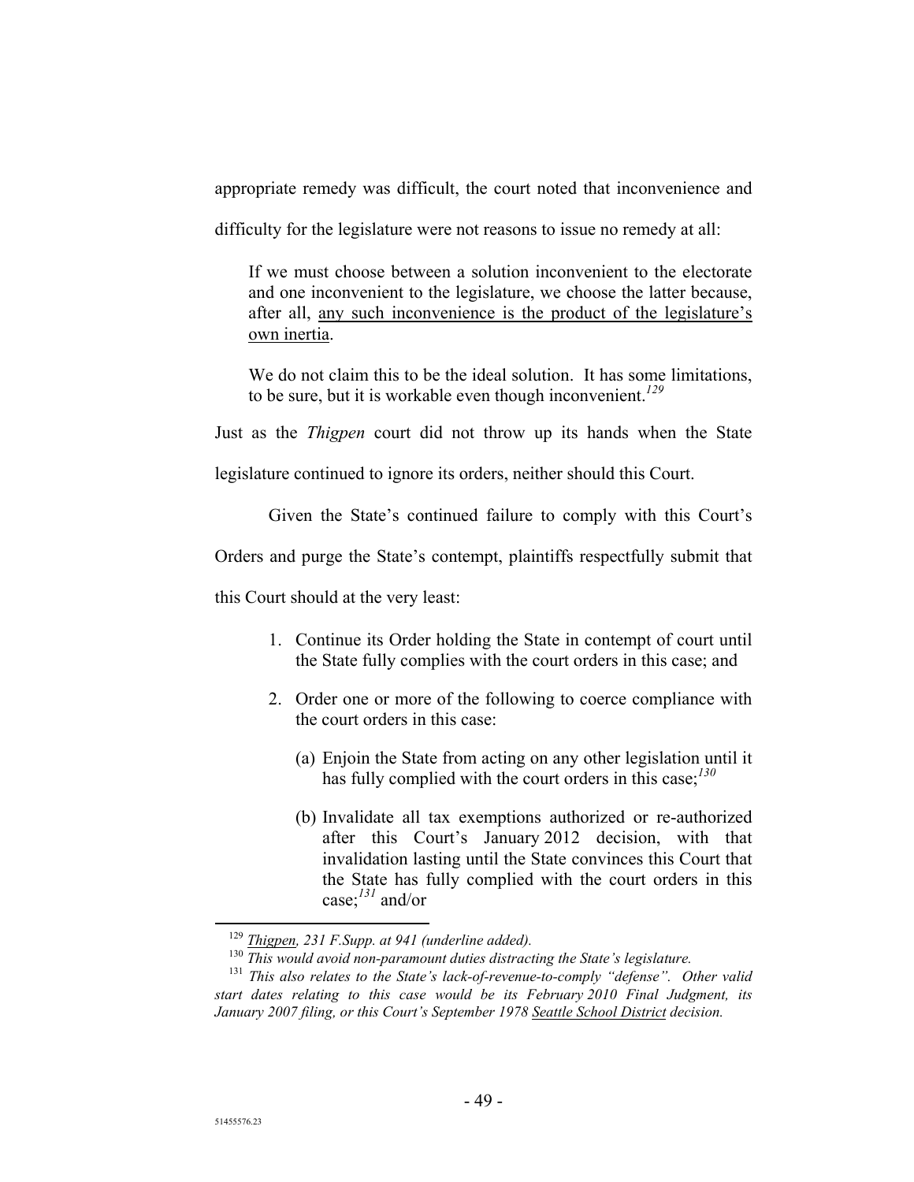appropriate remedy was difficult, the court noted that inconvenience and difficulty for the legislature were not reasons to issue no remedy at all:

> If we must choose between a solution inconvenient to the electorate and one inconvenient to the legislature, we choose the latter because, after all, <u>any such inconvenience is the product of the legislature's own inertia</u>.
>
> We do not claim this to be the ideal solution. It has some limitations, to be sure, but it is workable even though inconvenient.[129]

Just as the *Thigpen* court did not throw up its hands when the State legislature continued to ignore its orders, neither should this Court.

Given the State's continued failure to comply with this Court's Orders and purge the State's contempt, plaintiffs respectfully submit that this Court should at the very least:

1. Continue its Order holding the State in contempt of court until the State fully complies with the court orders in this case; and
2. Order one or more of the following to coerce compliance with the court orders in this case:
   (a) Enjoin the State from acting on any other legislation until it has fully complied with the court orders in this case;[130]
   (b) Invalidate all tax exemptions authorized or re-authorized after this Court's January 2012 decision, with that invalidation lasting until the State convinces this Court that the State has fully complied with the court orders in this case;[131] and/or

---

[129] *<u>Thigpen</u>, 231 F.Supp. at 941 (underline added).*

[130] *This would avoid non-paramount duties distracting the State's legislature.*

[131] *This also relates to the State's lack-of-revenue-to-comply "defense". Other valid start dates relating to this case would be its February 2010 Final Judgment, its January 2007 filing, or this Court's September 1978 <u>Seattle School District</u> decision.*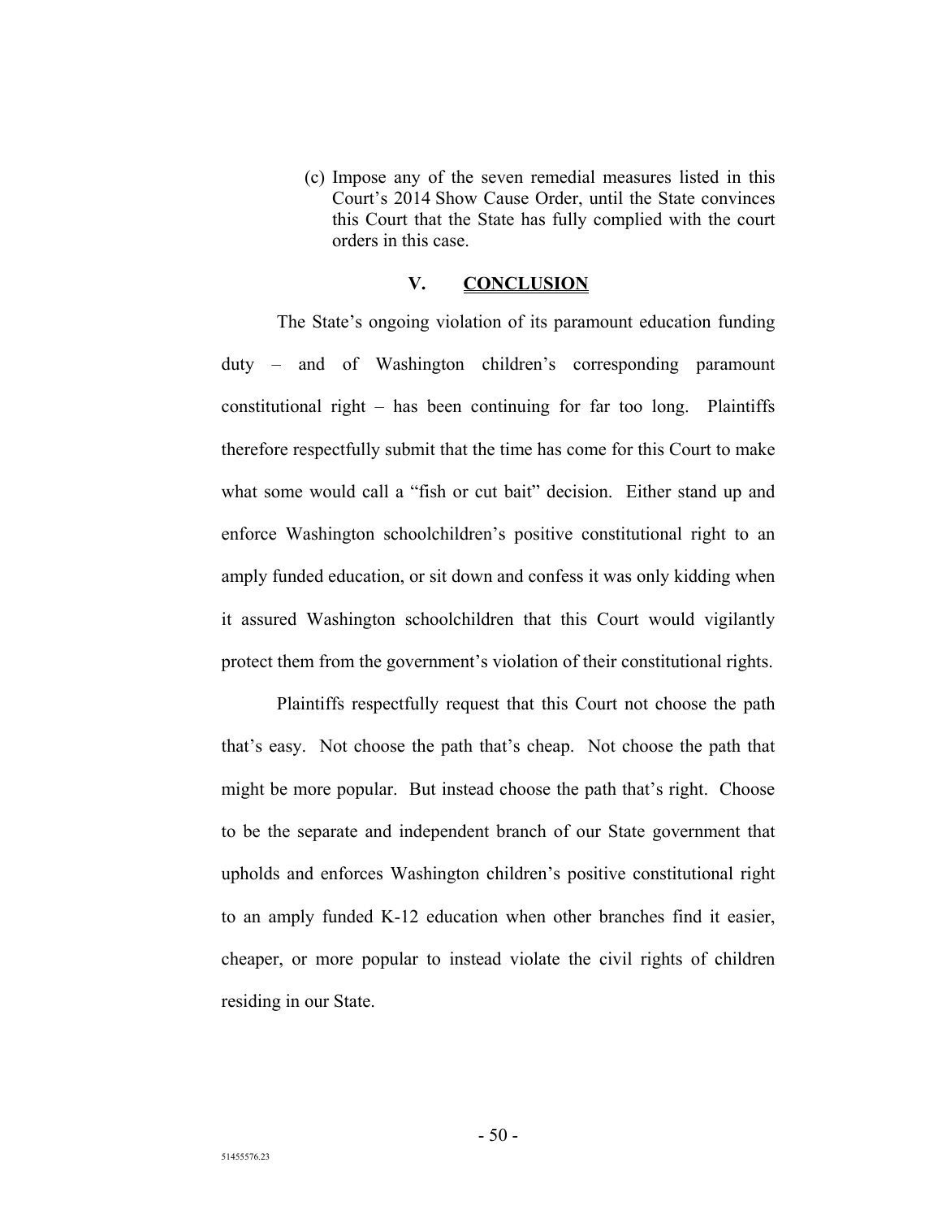(c) Impose any of the seven remedial measures listed in this Court's 2014 Show Cause Order, until the State convinces this Court that the State has fully complied with the court orders in this case.

## V. CONCLUSION

The State's ongoing violation of its paramount education funding duty – and of Washington children's corresponding paramount constitutional right – has been continuing for far too long. Plaintiffs therefore respectfully submit that the time has come for this Court to make what some would call a "fish or cut bait" decision. Either stand up and enforce Washington schoolchildren's positive constitutional right to an amply funded education, or sit down and confess it was only kidding when it assured Washington schoolchildren that this Court would vigilantly protect them from the government's violation of their constitutional rights.

Plaintiffs respectfully request that this Court not choose the path that's easy. Not choose the path that's cheap. Not choose the path that might be more popular. But instead choose the path that's right. Choose to be the separate and independent branch of our State government that upholds and enforces Washington children's positive constitutional right to an amply funded K-12 education when other branches find it easier, cheaper, or more popular to instead violate the civil rights of children residing in our State.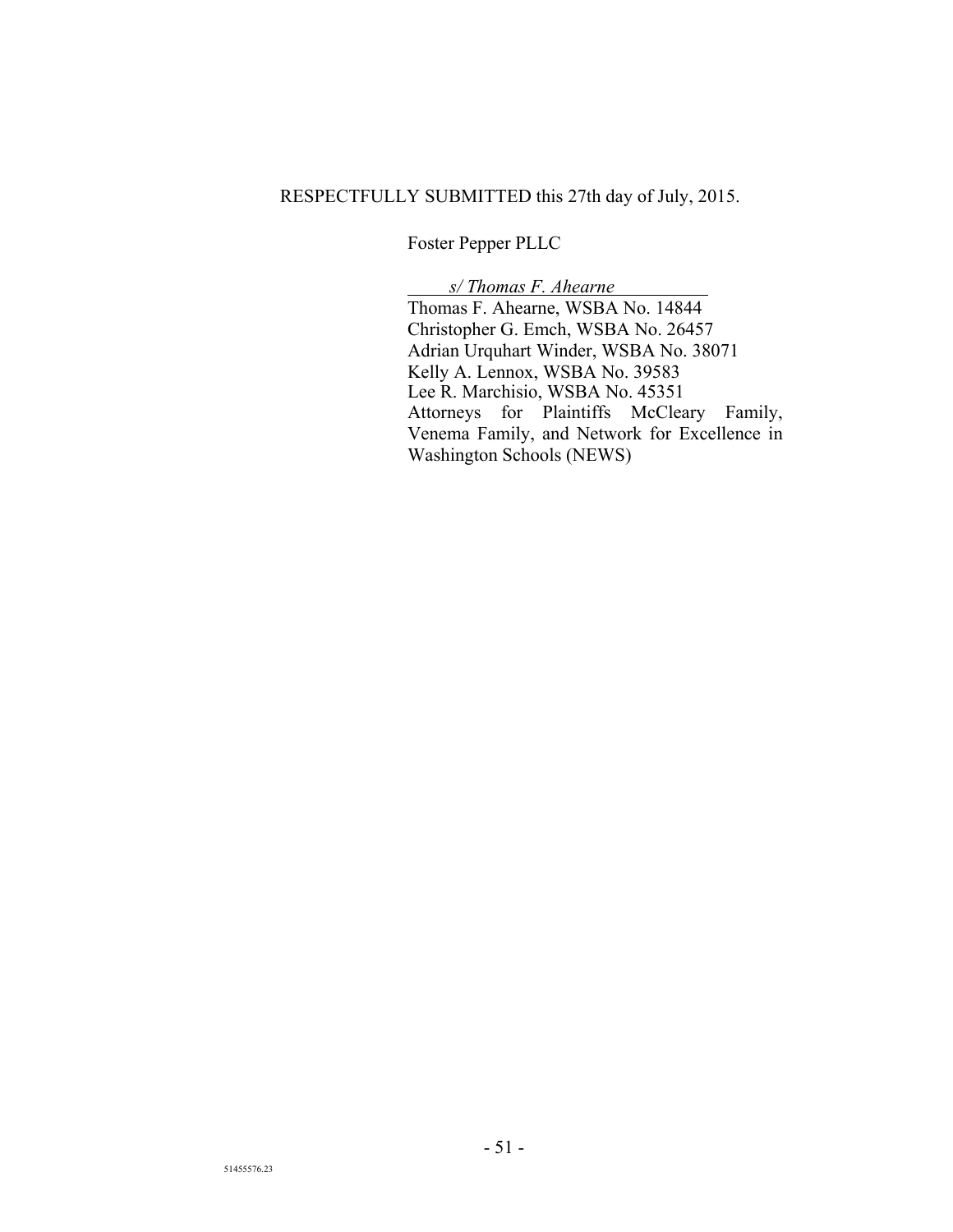RESPECTFULLY SUBMITTED this 27th day of July, 2015.

Foster Pepper PLLC

*s/ Thomas F. Ahearne*

Thomas F. Ahearne, WSBA No. 14844
Christopher G. Emch, WSBA No. 26457
Adrian Urquhart Winder, WSBA No. 38071
Kelly A. Lennox, WSBA No. 39583
Lee R. Marchisio, WSBA No. 45351
Attorneys for Plaintiffs McCleary Family, Venema Family, and Network for Excellence in Washington Schools (NEWS)

51455576.23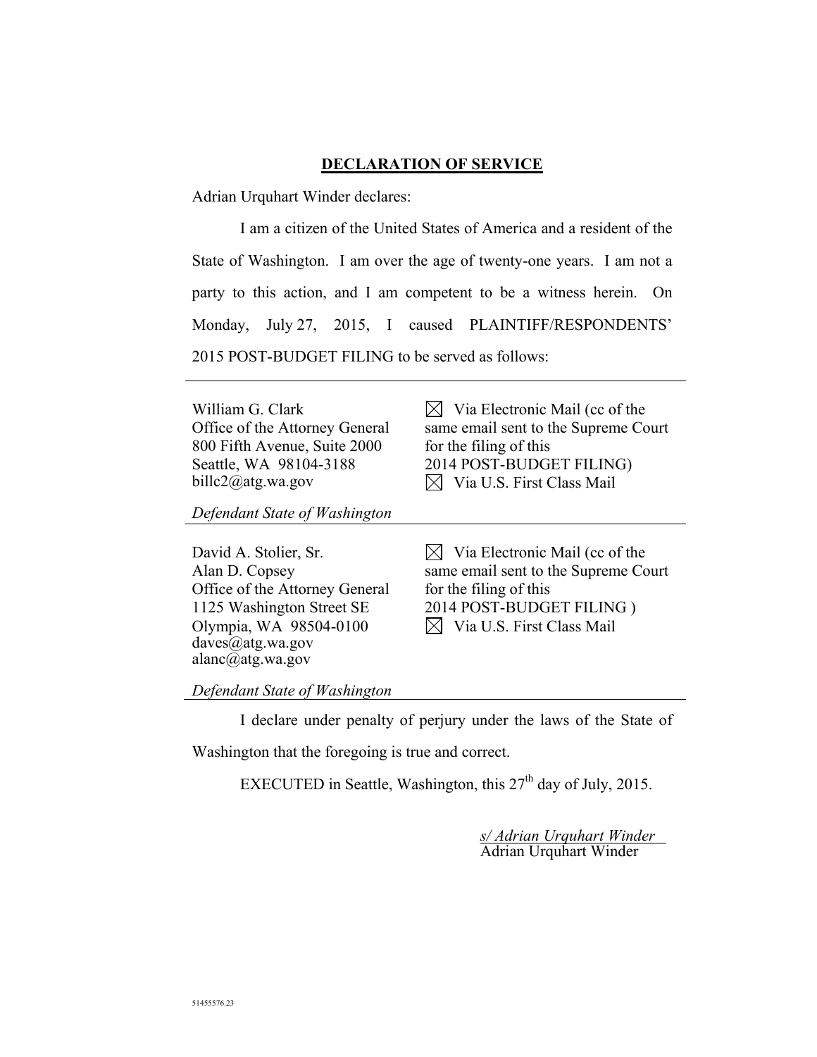## **DECLARATION OF SERVICE**

Adrian Urquhart Winder declares:

I am a citizen of the United States of America and a resident of the State of Washington. I am over the age of twenty-one years. I am not a party to this action, and I am competent to be a witness herein. On Monday, July 27, 2015, I caused PLAINTIFF/RESPONDENTS' 2015 POST-BUDGET FILING to be served as follows:

| | |
|---|---|
| William G. Clark<br>Office of the Attorney General<br>800 Fifth Avenue, Suite 2000<br>Seattle, WA 98104-3188<br>billc2@atg.wa.gov<br><br>*Defendant State of Washington* | ☒ Via Electronic Mail (cc of the same email sent to the Supreme Court for the filing of this 2014 POST-BUDGET FILING)<br>☒ Via U.S. First Class Mail |
| David A. Stolier, Sr.<br>Alan D. Copsey<br>Office of the Attorney General<br>1125 Washington Street SE<br>Olympia, WA 98504-0100<br>daves@atg.wa.gov<br>alanc@atg.wa.gov<br><br>*Defendant State of Washington* | ☒ Via Electronic Mail (cc of the same email sent to the Supreme Court for the filing of this 2014 POST-BUDGET FILING )<br>☒ Via U.S. First Class Mail |

I declare under penalty of perjury under the laws of the State of Washington that the foregoing is true and correct.

EXECUTED in Seattle, Washington, this 27th day of July, 2015.

*s/ Adrian Urquhart Winder*
Adrian Urquhart Winder

51455576.23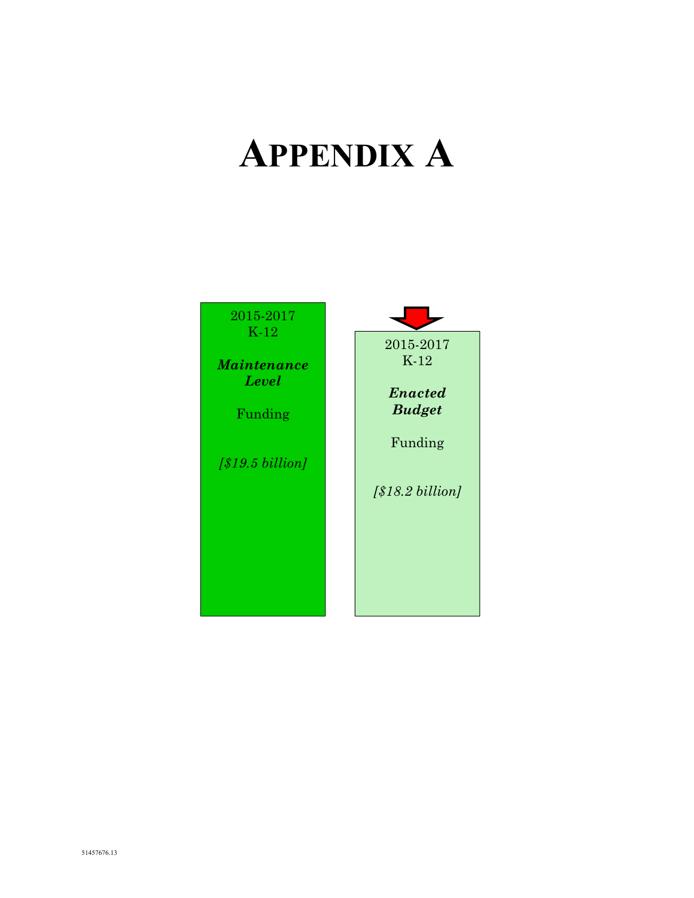# APPENDIX A

2015-2017
K-12

***Maintenance Level***

Funding

*[$19.5 billion]*

2015-2017
K-12

***Enacted Budget***

Funding

*[$18.2 billion]*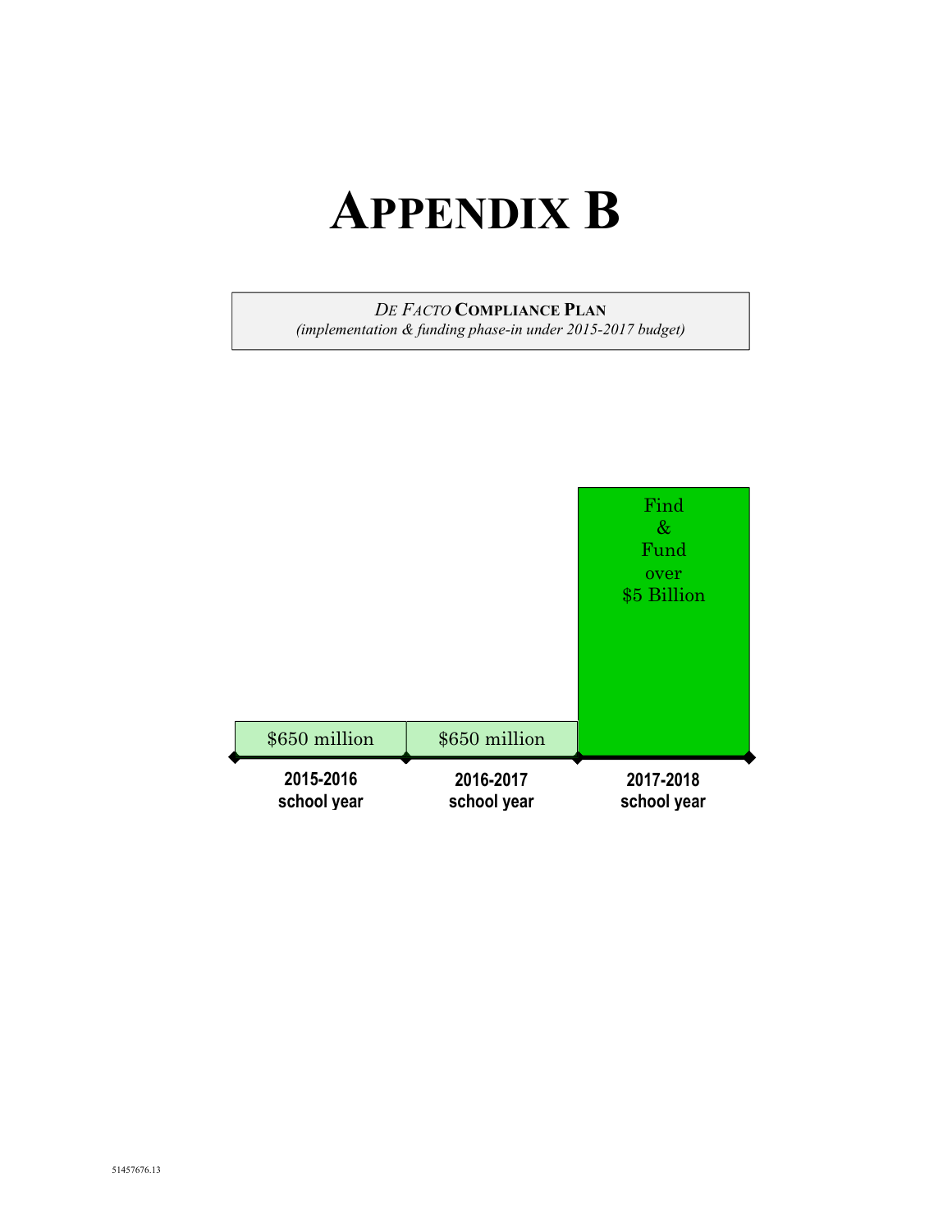# APPENDIX B

*DE FACTO* **COMPLIANCE PLAN**
*(implementation & funding phase-in under 2015-2017 budget)*

| 2015-2016 school year | 2016-2017 school year | 2017-2018 school year |
| --- | --- | --- |
| $650 million | $650 million | Find & Fund over $5 Billion |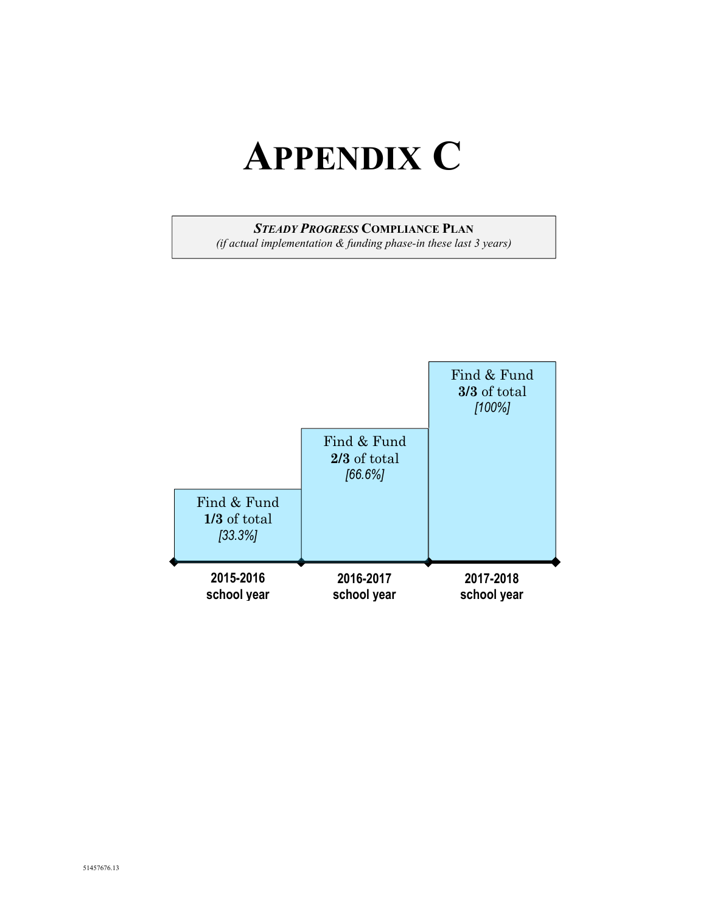# APPENDIX C

***STEADY PROGRESS*** **COMPLIANCE PLAN**
*(if actual implementation & funding phase-in these last 3 years)*

| 2015-2016 school year | 2016-2017 school year | 2017-2018 school year |
|---|---|---|
| Find & Fund **1/3** of total *[33.3%]* | Find & Fund **2/3** of total *[66.6%]* | Find & Fund **3/3** of total *[100%]* |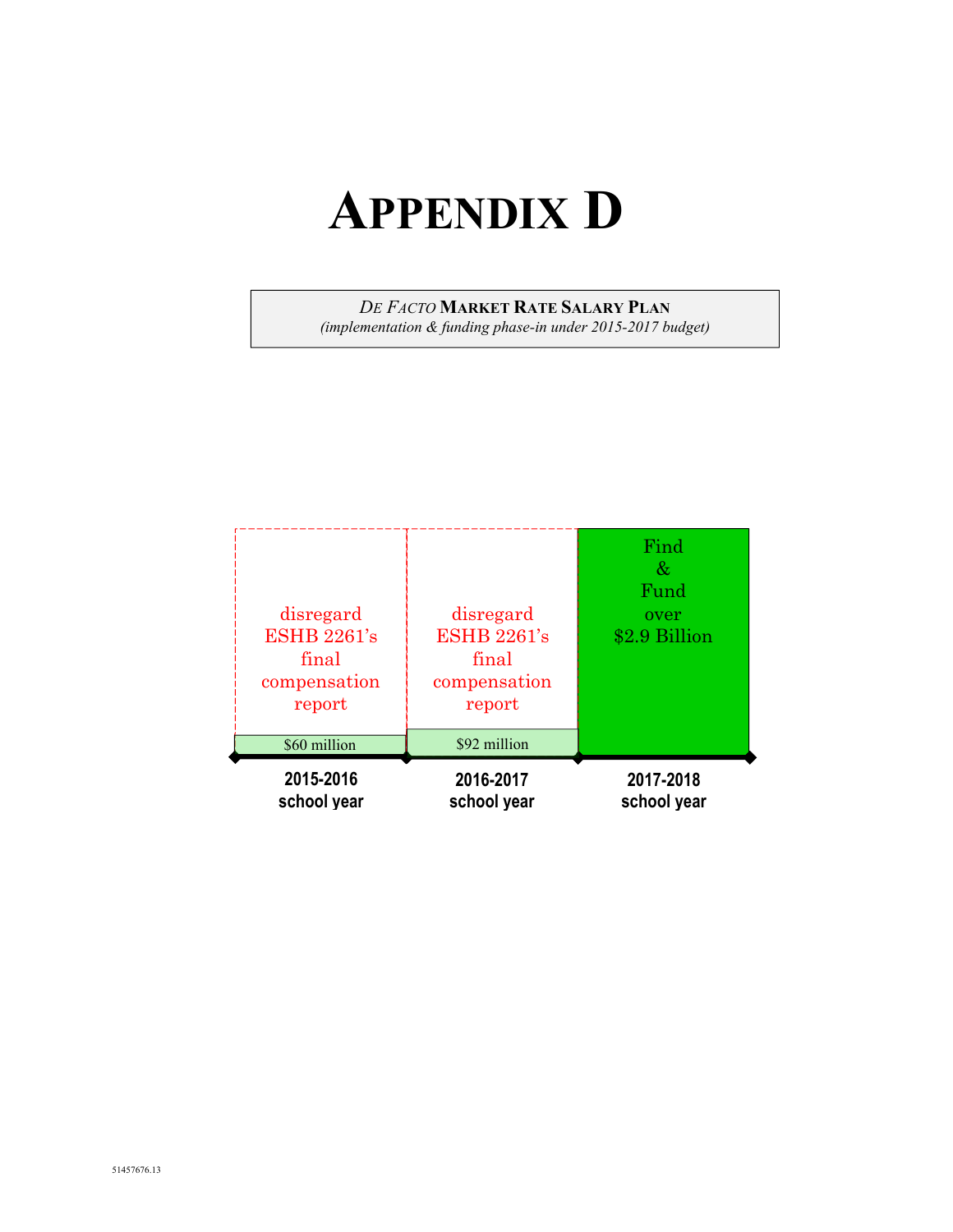# APPENDIX D

*DE FACTO* **MARKET RATE SALARY PLAN**
*(implementation & funding phase-in under 2015-2017 budget)*

| 2015-2016 school year | 2016-2017 school year | 2017-2018 school year |
|---|---|---|
| disregard ESHB 2261's final compensation report | disregard ESHB 2261's final compensation report | Find & Fund over $2.9 Billion |
| $60 million | $92 million | |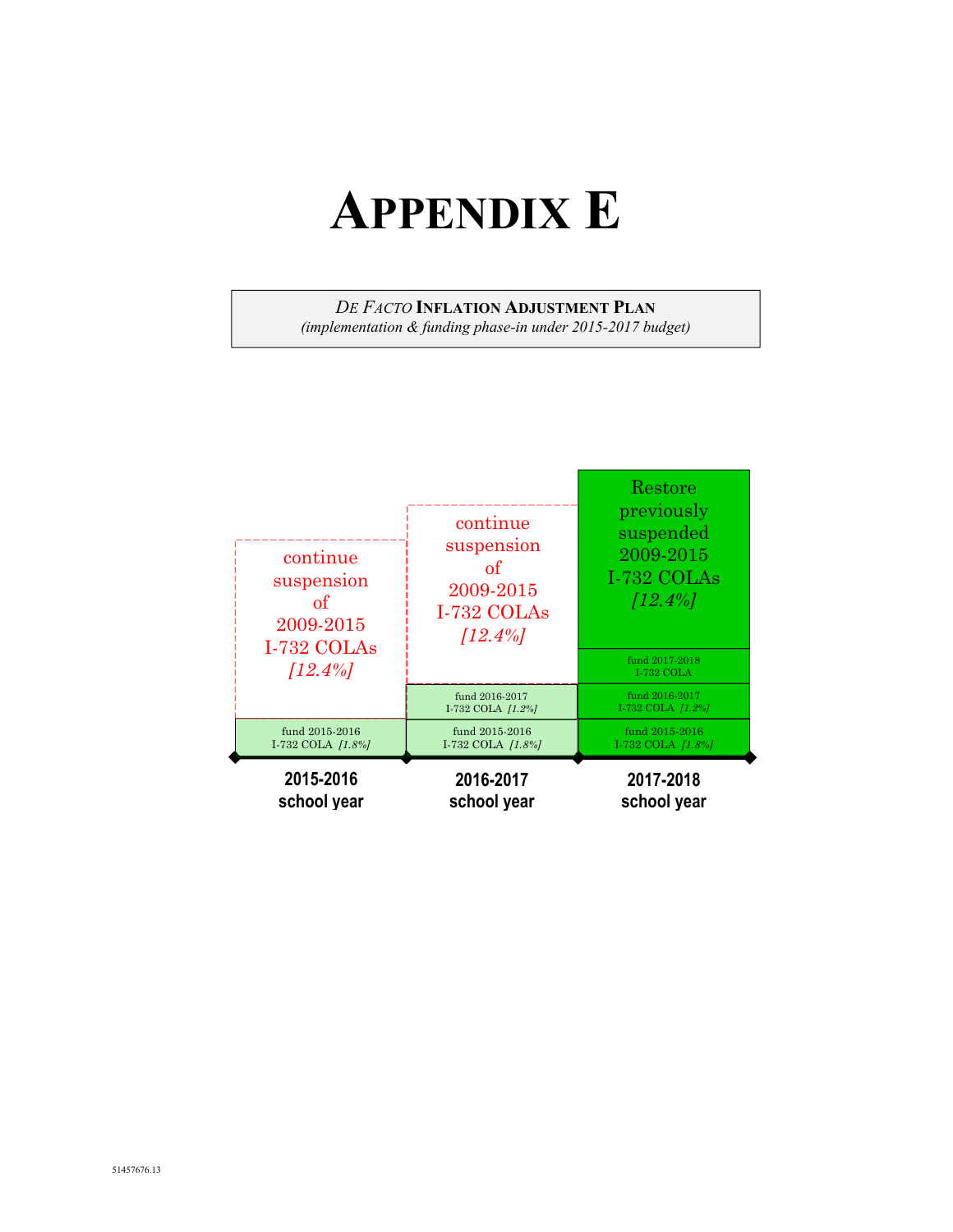# APPENDIX E

*DE FACTO* **INFLATION ADJUSTMENT PLAN**
*(implementation & funding phase-in under 2015-2017 budget)*

| 2015-2016 school year | 2016-2017 school year | 2017-2018 school year |
|---|---|---|
| | | Restore previously suspended 2009-2015 I-732 COLAs *[12.4%]* |
| | continue suspension of 2009-2015 I-732 COLAs *[12.4%]* | fund 2017-2018 I-732 COLA |
| continue suspension of 2009-2015 I-732 COLAs *[12.4%]* | fund 2016-2017 I-732 COLA *[1.2%]* | fund 2016-2017 I-732 COLA *[1.2%]* |
| fund 2015-2016 I-732 COLA *[1.8%]* | fund 2015-2016 I-732 COLA *[1.8%]* | fund 2015-2016 I-732 COLA *[1.8%]* |

51457676.13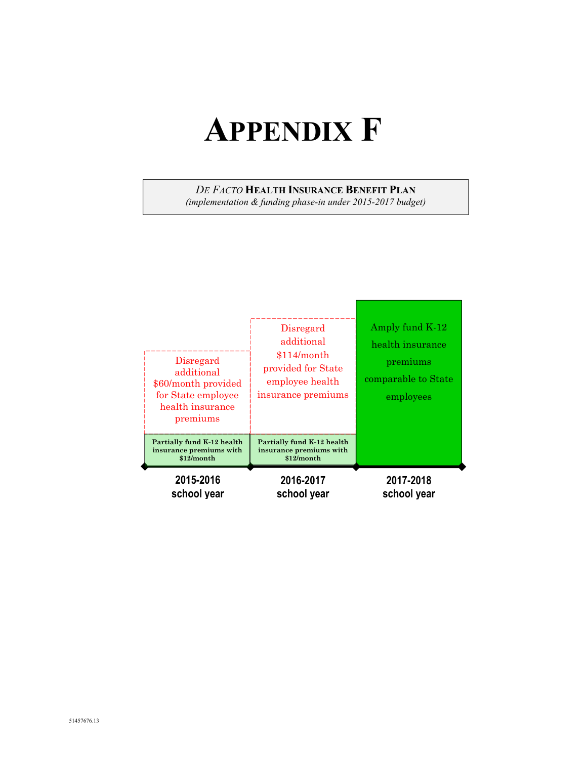# APPENDIX F

***DE FACTO* HEALTH INSURANCE BENEFIT PLAN**
*(implementation & funding phase-in under 2015-2017 budget)*

| 2015-2016 school year | 2016-2017 school year | 2017-2018 school year |
|---|---|---|
| Disregard additional $60/month provided for State employee health insurance premiums | Disregard additional $114/month provided for State employee health insurance premiums | Amply fund K-12 health insurance premiums comparable to State employees |
| **Partially fund K-12 health insurance premiums with $12/month** | **Partially fund K-12 health insurance premiums with $12/month** | |

51457676.13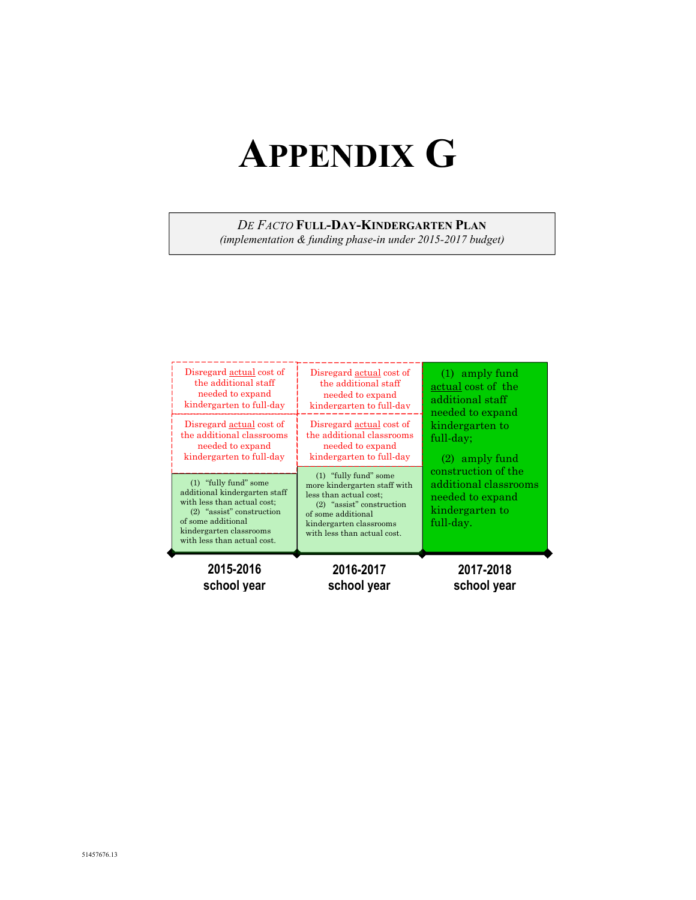# APPENDIX G

*DE FACTO* **FULL-DAY-KINDERGARTEN PLAN**
*(implementation & funding phase-in under 2015-2017 budget)*

| 2015-2016 school year | 2016-2017 school year | 2017-2018 school year |
|---|---|---|
| Disregard actual cost of the additional staff needed to expand kindergarten to full-day | Disregard actual cost of the additional staff needed to expand kindergarten to full-day | (1) amply fund actual cost of the additional staff needed to expand kindergarten to full-day; |
| Disregard actual cost of the additional classrooms needed to expand kindergarten to full-day | Disregard actual cost of the additional classrooms needed to expand kindergarten to full-day | (2) amply fund construction of the additional classrooms needed to expand kindergarten to full-day. |
| (1) "fully fund" some additional kindergarten staff with less than actual cost; (2) "assist" construction of some additional kindergarten classrooms with less than actual cost. | (1) "fully fund" some more kindergarten staff with less than actual cost; (2) "assist" construction of some additional kindergarten classrooms with less than actual cost. | |

51457676.13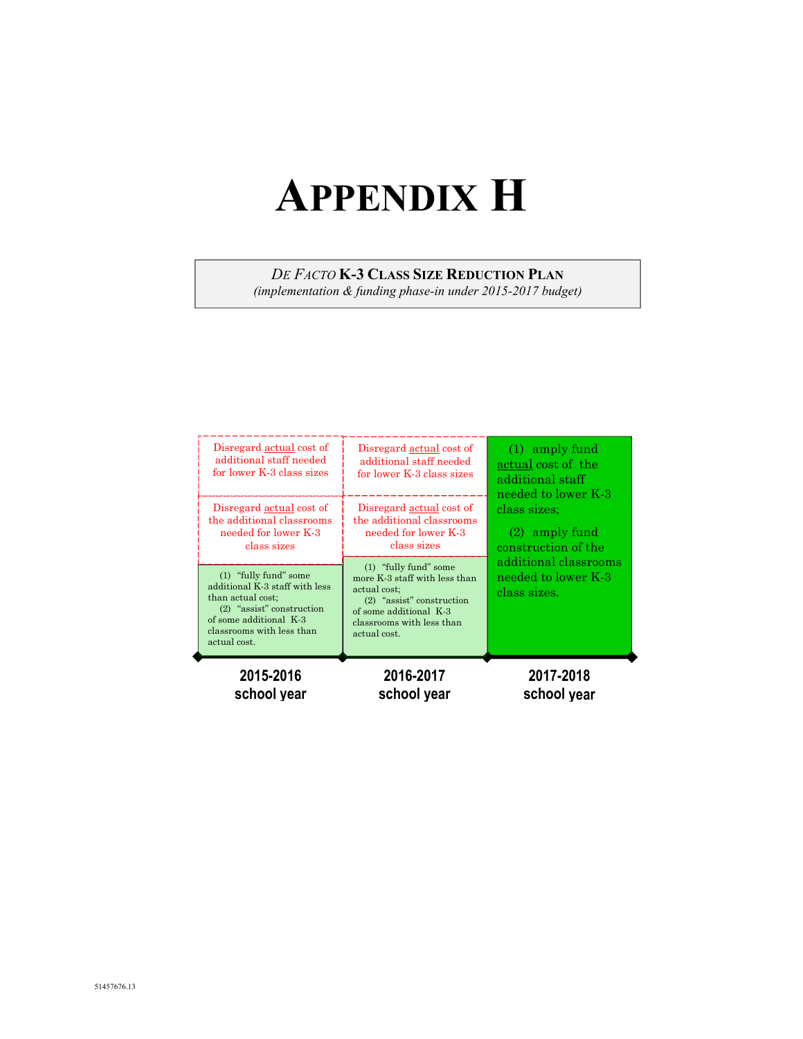# APPENDIX H

***DE FACTO*** **K-3 CLASS SIZE REDUCTION PLAN**
*(implementation & funding phase-in under 2015-2017 budget)*

| 2015-2016 school year | 2016-2017 school year | 2017-2018 school year |
| --- | --- | --- |
| Disregard actual cost of additional staff needed for lower K-3 class sizes | Disregard actual cost of additional staff needed for lower K-3 class sizes | (1) amply fund actual cost of the additional staff needed to lower K-3 class sizes; |
| Disregard actual cost of the additional classrooms needed for lower K-3 class sizes | Disregard actual cost of the additional classrooms needed for lower K-3 class sizes | (2) amply fund construction of the additional classrooms needed to lower K-3 class sizes. |
| (1) "fully fund" some additional K-3 staff with less than actual cost; (2) "assist" construction of some additional K-3 classrooms with less than actual cost. | (1) "fully fund" some more K-3 staff with less than actual cost; (2) "assist" construction of some additional K-3 classrooms with less than actual cost. | |

51457676.13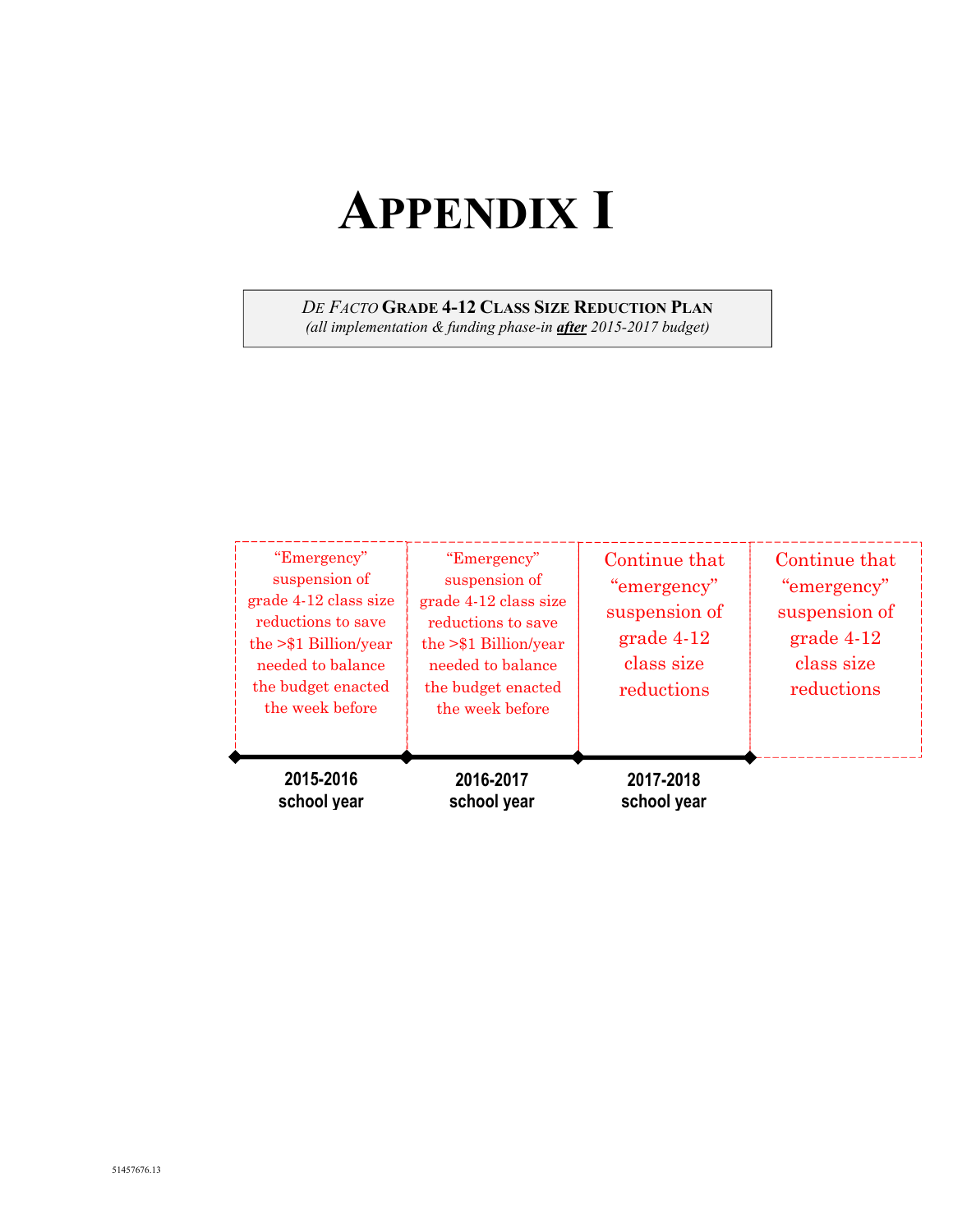# APPENDIX I

*DE FACTO* **GRADE 4-12 CLASS SIZE REDUCTION PLAN**
*(all implementation & funding phase-in* ***after*** *2015-2017 budget)*

| 2015-2016 school year | 2016-2017 school year | 2017-2018 school year | |
|---|---|---|---|
| "Emergency" suspension of grade 4-12 class size reductions to save the >$1 Billion/year needed to balance the budget enacted the week before | "Emergency" suspension of grade 4-12 class size reductions to save the >$1 Billion/year needed to balance the budget enacted the week before | Continue that "emergency" suspension of grade 4-12 class size reductions | Continue that "emergency" suspension of grade 4-12 class size reductions |

51457676.13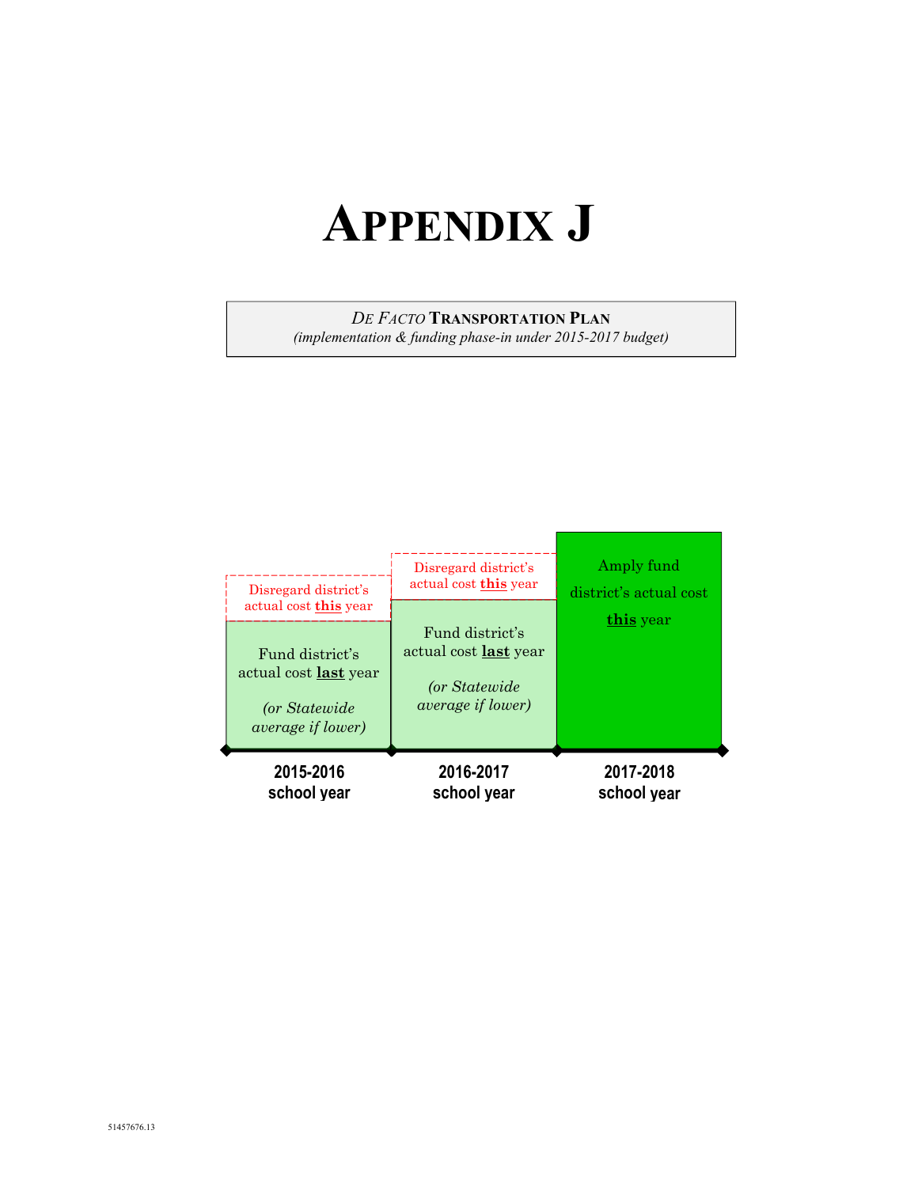# APPENDIX J

*DE FACTO* **TRANSPORTATION PLAN**
*(implementation & funding phase-in under 2015-2017 budget)*

| 2015-2016 school year | 2016-2017 school year | 2017-2018 school year |
| --- | --- | --- |
| Disregard district's actual cost **this** year | Disregard district's actual cost **this** year | Amply fund district's actual cost **this** year |
| Fund district's actual cost **last** year *(or Statewide average if lower)* | Fund district's actual cost **last** year *(or Statewide average if lower)* | |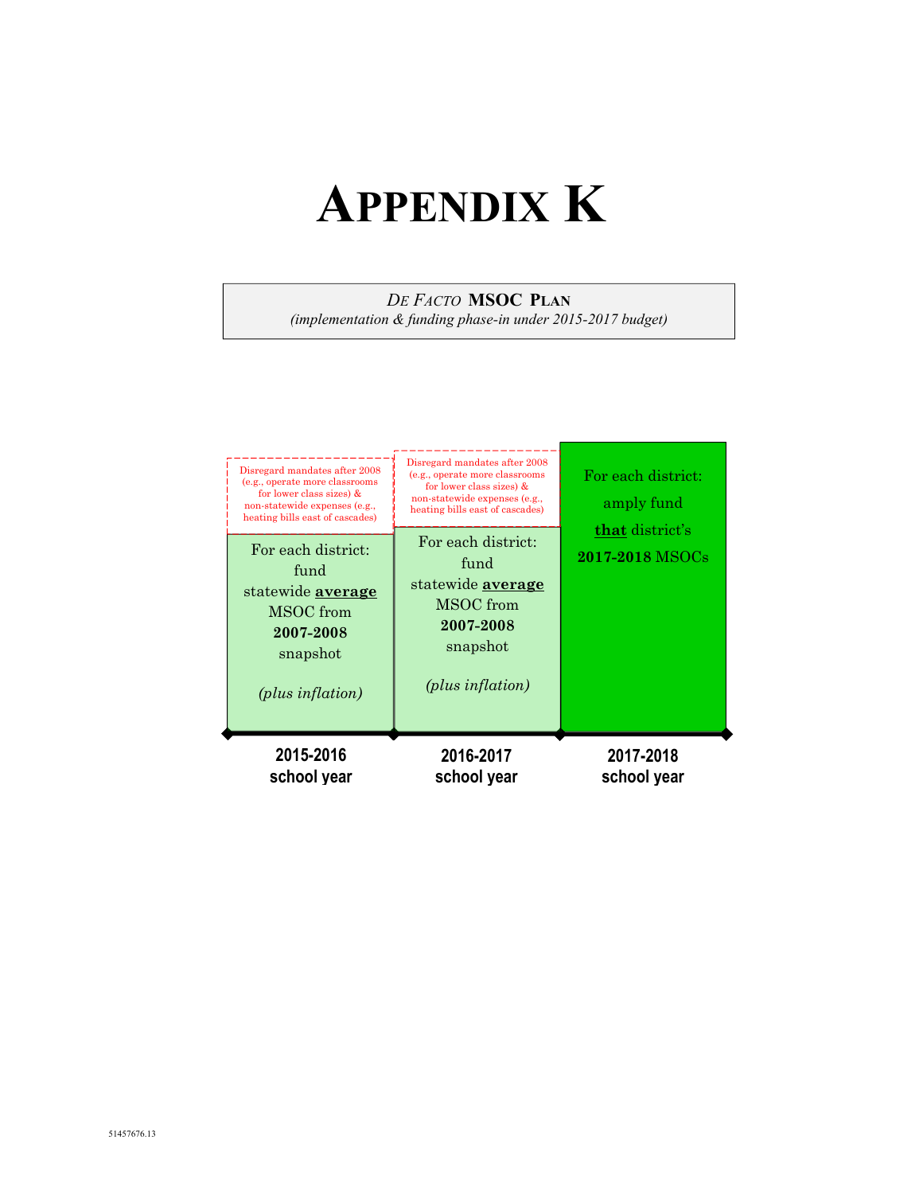# APPENDIX K

*DE FACTO* **MSOC PLAN**
*(implementation & funding phase-in under 2015-2017 budget)*

| 2015-2016 school year | 2016-2017 school year | 2017-2018 school year |
| --- | --- | --- |
| Disregard mandates after 2008 (e.g., operate more classrooms for lower class sizes) & non-statewide expenses (e.g., heating bills east of cascades) | Disregard mandates after 2008 (e.g., operate more classrooms for lower class sizes) & non-statewide expenses (e.g., heating bills east of cascades) | |
| For each district: fund statewide **average** MSOC from **2007-2008** snapshot *(plus inflation)* | For each district: fund statewide **average** MSOC from **2007-2008** snapshot *(plus inflation)* | For each district: amply fund **that** district's **2017-2018** MSOCs |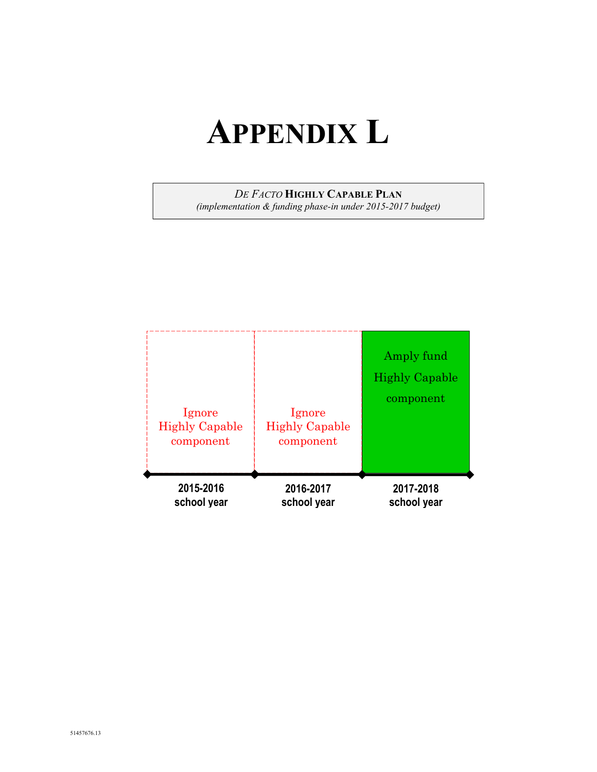# APPENDIX L

*DE FACTO* **HIGHLY CAPABLE PLAN**
*(implementation & funding phase-in under 2015-2017 budget)*

Ignore Highly Capable component

Ignore Highly Capable component

Amply fund Highly Capable component

2015-2016 school year

2016-2017 school year

2017-2018 school year